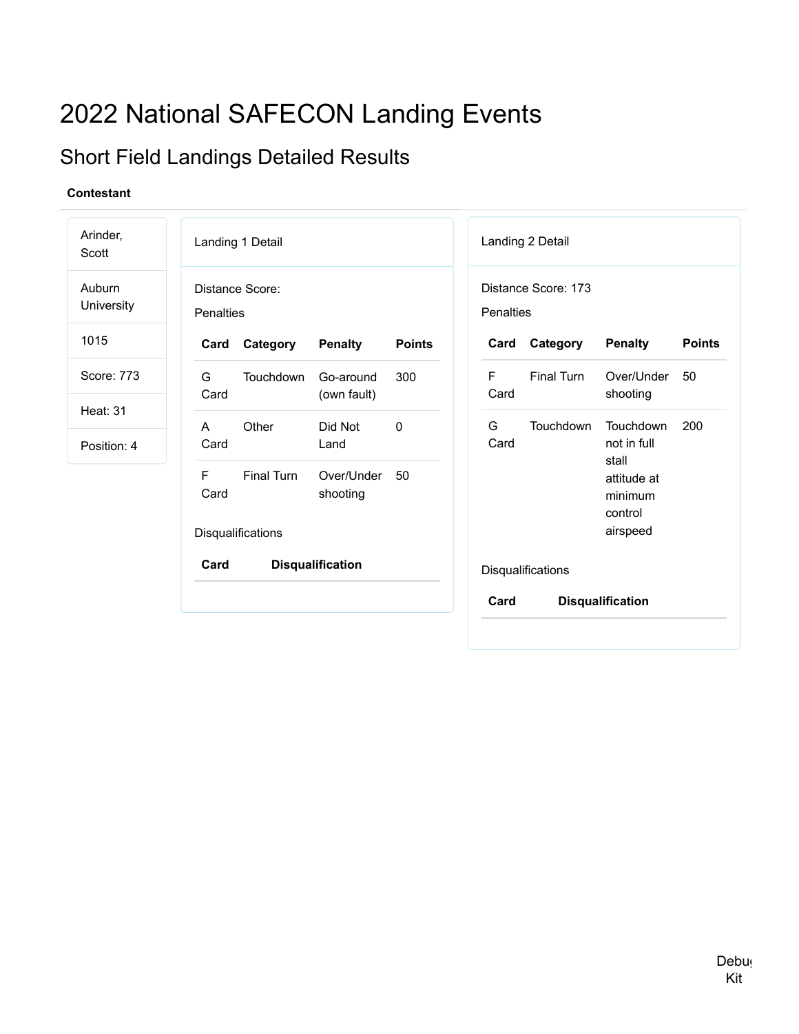# 2022 National SAFECON Landing Events

## Short Field Landings Detailed Results

**Contestant**

Arinder, Scott

Auburn University

1015

Score: 773

Heat: 31

Position: 4

### Landing 1 Detail

Distance Score:

Penalties

| Card | Category | Penalty | Points |
| --- | --- | --- | --- |
| G Card | Touchdown | Go-around (own fault) | 300 |
| A Card | Other | Did Not Land | 0 |
| F Card | Final Turn | Over/Under shooting | 50 |

Disqualifications

| Card | Disqualification |
| --- | --- |

### Landing 2 Detail

Distance Score: 173

Penalties

| Card | Category | Penalty | Points |
| --- | --- | --- | --- |
| F Card | Final Turn | Over/Under shooting | 50 |
| G Card | Touchdown | Touchdown not in full stall attitude at minimum control airspeed | 200 |

Disqualifications

| Card | Disqualification |
| --- | --- |

Debug Kit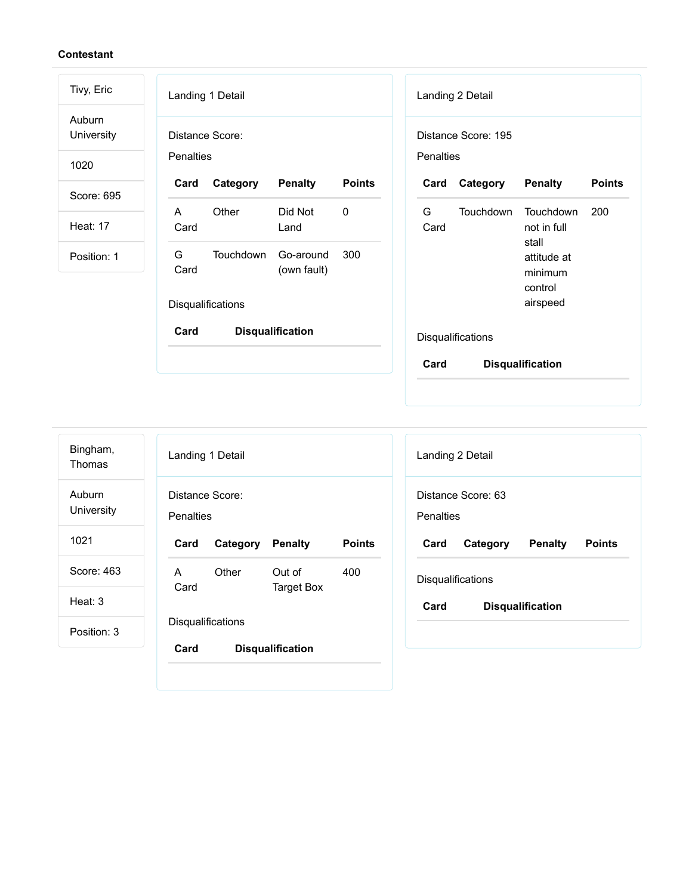**Contestant**

Tivy, Eric

Auburn University

1020

Score: 695

Heat: 17

Position: 1

Landing 1 Detail

Distance Score:

Penalties

| Card | Category | Penalty | Points |
|---|---|---|---|
| A Card | Other | Did Not Land | 0 |
| G Card | Touchdown | Go-around (own fault) | 300 |

Disqualifications

| Card | Disqualification |
|---|---|

Landing 2 Detail

Distance Score: 195

Penalties

| Card | Category | Penalty | Points |
|---|---|---|---|
| G Card | Touchdown | Touchdown not in full stall attitude at minimum control airspeed | 200 |

Disqualifications

| Card | Disqualification |
|---|---|

---

Bingham, Thomas

Auburn University

1021

Score: 463

Heat: 3

Position: 3

Landing 1 Detail

Distance Score:

Penalties

| Card | Category | Penalty | Points |
|---|---|---|---|
| A Card | Other | Out of Target Box | 400 |

Disqualifications

| Card | Disqualification |
|---|---|

Landing 2 Detail

Distance Score: 63

Penalties

| Card | Category | Penalty | Points |
|---|---|---|---|

Disqualifications

| Card | Disqualification |
|---|---|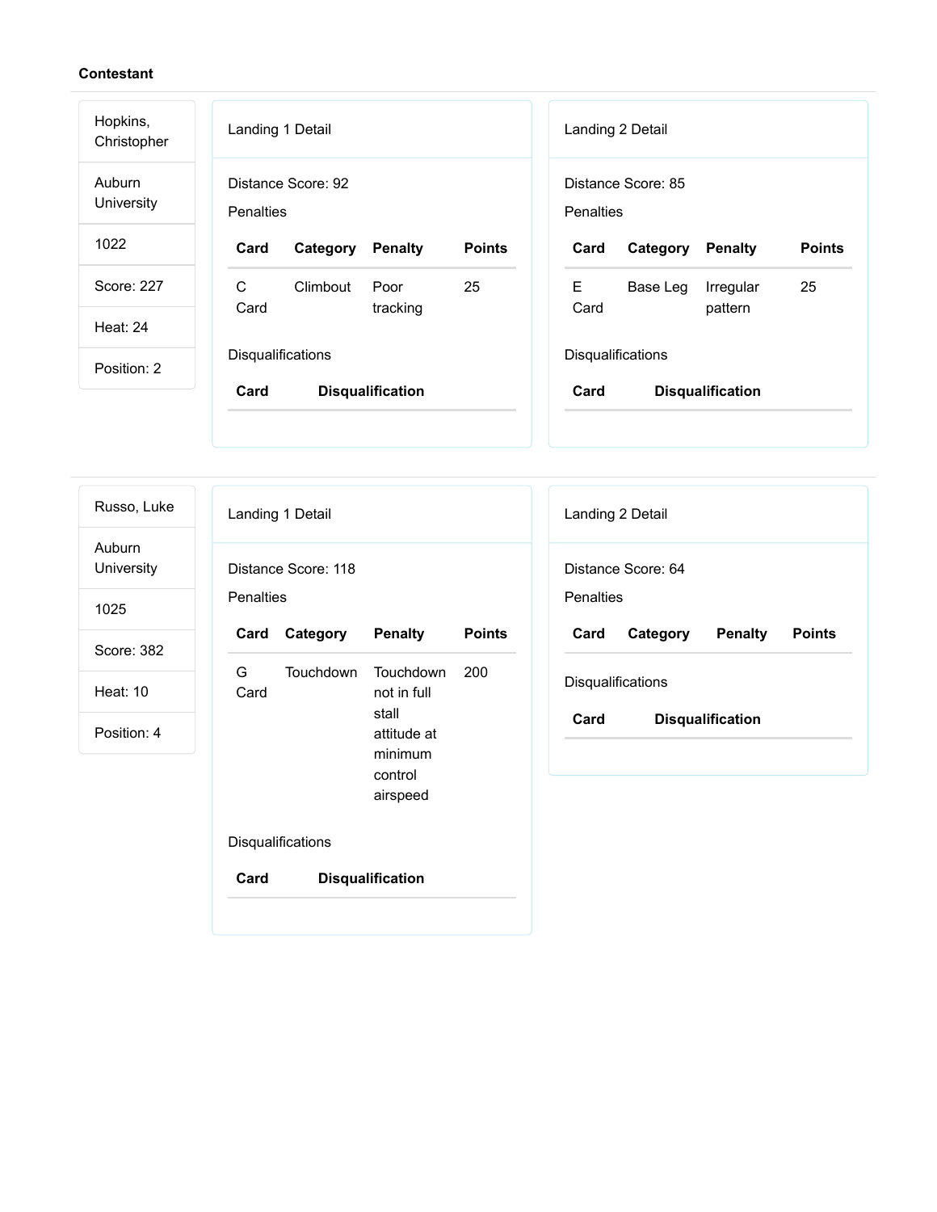**Contestant**

Hopkins, Christopher

Auburn University

1022

Score: 227

Heat: 24

Position: 2

Landing 1 Detail

Distance Score: 92

Penalties

| Card | Category | Penalty | Points |
|---|---|---|---|
| C Card | Climbout | Poor tracking | 25 |

Disqualifications

| Card | Disqualification |
|---|---|

Landing 2 Detail

Distance Score: 85

Penalties

| Card | Category | Penalty | Points |
|---|---|---|---|
| E Card | Base Leg | Irregular pattern | 25 |

Disqualifications

| Card | Disqualification |
|---|---|

---

Russo, Luke

Auburn University

1025

Score: 382

Heat: 10

Position: 4

Landing 1 Detail

Distance Score: 118

Penalties

| Card | Category | Penalty | Points |
|---|---|---|---|
| G Card | Touchdown | Touchdown not in full stall attitude at minimum control airspeed | 200 |

Disqualifications

| Card | Disqualification |
|---|---|

Landing 2 Detail

Distance Score: 64

Penalties

| Card | Category | Penalty | Points |
|---|---|---|---|

Disqualifications

| Card | Disqualification |
|---|---|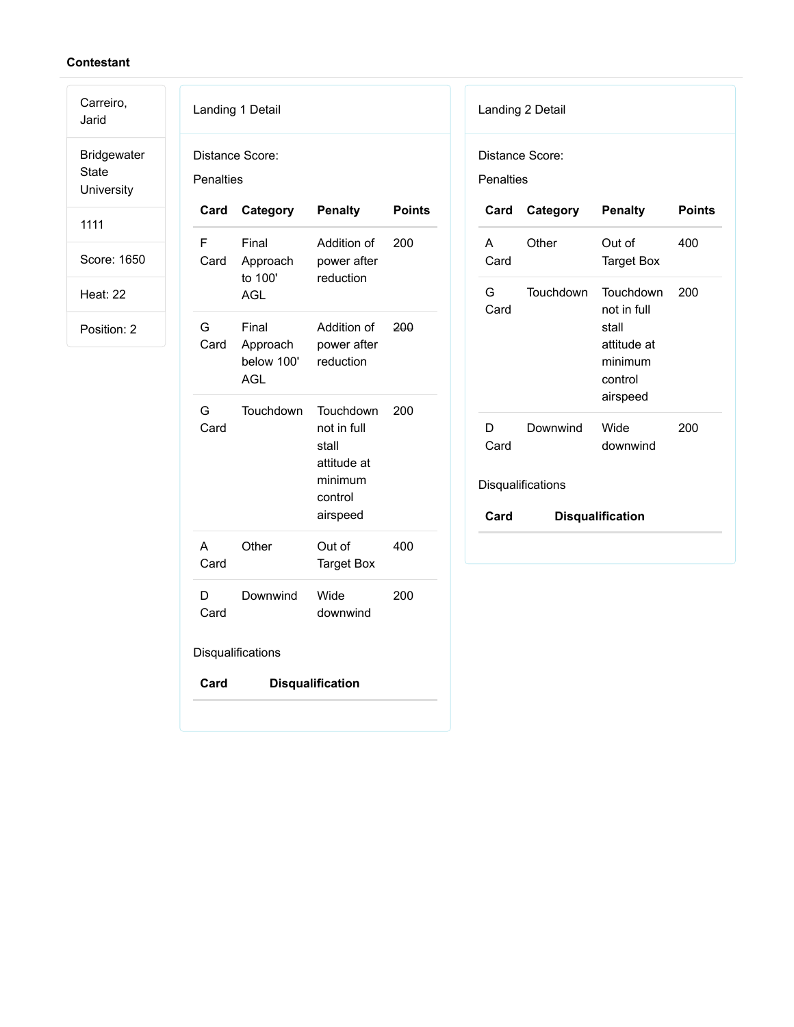**Contestant**

| |
|---|
| Carreiro, Jarid |
| Bridgewater State University |
| 1111 |
| Score: 1650 |
| Heat: 22 |
| Position: 2 |

Landing 1 Detail

Distance Score:

Penalties

| Card | Category | Penalty | Points |
|---|---|---|---|
| F Card | Final Approach to 100' AGL | Addition of power after reduction | 200 |
| G Card | Final Approach below 100' AGL | Addition of power after reduction | ~~200~~ |
| G Card | Touchdown | Touchdown not in full stall attitude at minimum control airspeed | 200 |
| A Card | Other | Out of Target Box | 400 |
| D Card | Downwind | Wide downwind | 200 |

Disqualifications

| Card | Disqualification |
|---|---|

Landing 2 Detail

Distance Score:

Penalties

| Card | Category | Penalty | Points |
|---|---|---|---|
| A Card | Other | Out of Target Box | 400 |
| G Card | Touchdown | Touchdown not in full stall attitude at minimum control airspeed | 200 |
| D Card | Downwind | Wide downwind | 200 |

Disqualifications

| Card | Disqualification |
|---|---|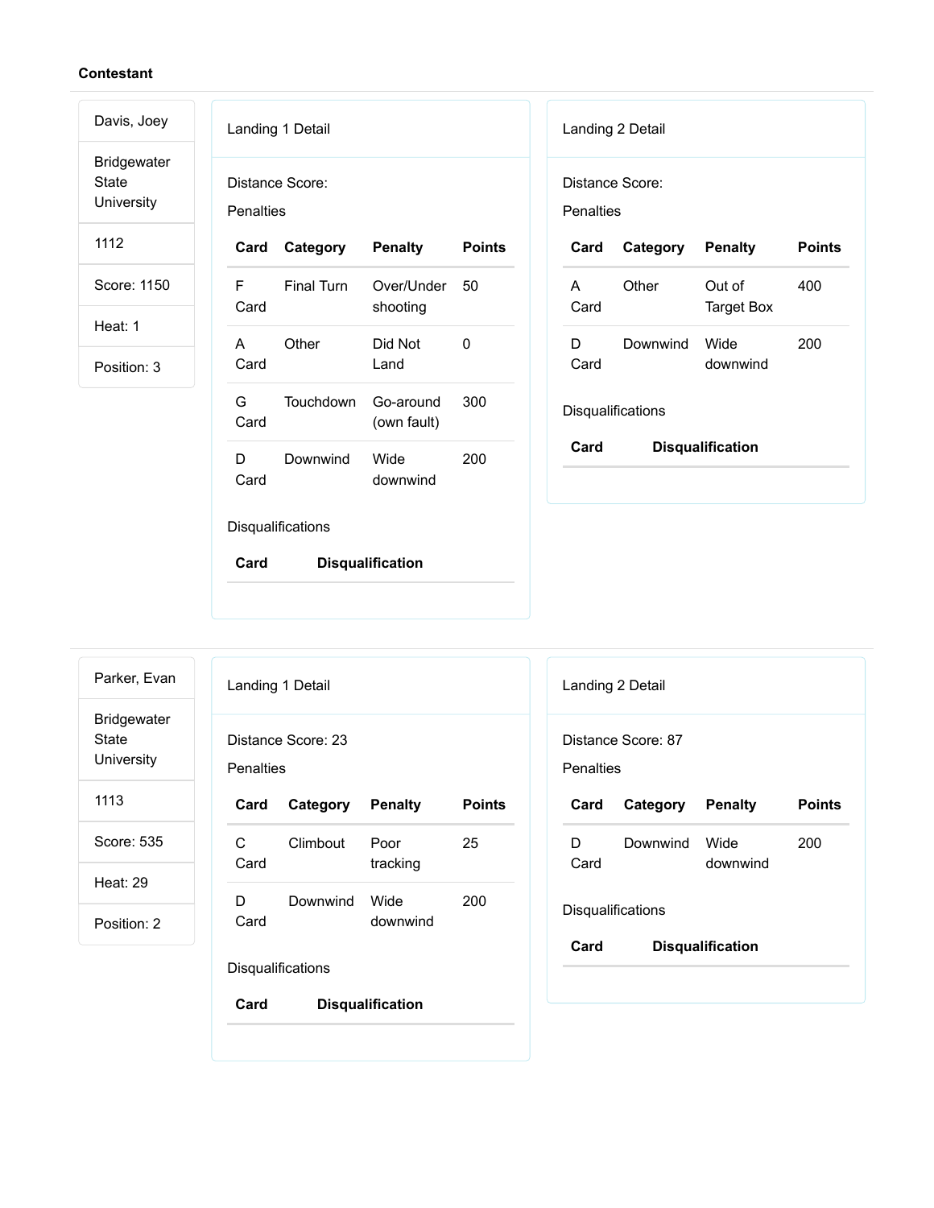**Contestant**

Davis, Joey

Bridgewater State University

1112

Score: 1150

Heat: 1

Position: 3

Landing 1 Detail

Distance Score:

Penalties

| Card | Category | Penalty | Points |
|---|---|---|---|
| F Card | Final Turn | Over/Under shooting | 50 |
| A Card | Other | Did Not Land | 0 |
| G Card | Touchdown | Go-around (own fault) | 300 |
| D Card | Downwind | Wide downwind | 200 |

Disqualifications

| Card | Disqualification |
|---|---|

Landing 2 Detail

Distance Score:

Penalties

| Card | Category | Penalty | Points |
|---|---|---|---|
| A Card | Other | Out of Target Box | 400 |
| D Card | Downwind | Wide downwind | 200 |

Disqualifications

| Card | Disqualification |
|---|---|

Parker, Evan

Bridgewater State University

1113

Score: 535

Heat: 29

Position: 2

Landing 1 Detail

Distance Score: 23

Penalties

| Card | Category | Penalty | Points |
|---|---|---|---|
| C Card | Climbout | Poor tracking | 25 |
| D Card | Downwind | Wide downwind | 200 |

Disqualifications

| Card | Disqualification |
|---|---|

Landing 2 Detail

Distance Score: 87

Penalties

| Card | Category | Penalty | Points |
|---|---|---|---|
| D Card | Downwind | Wide downwind | 200 |

Disqualifications

| Card | Disqualification |
|---|---|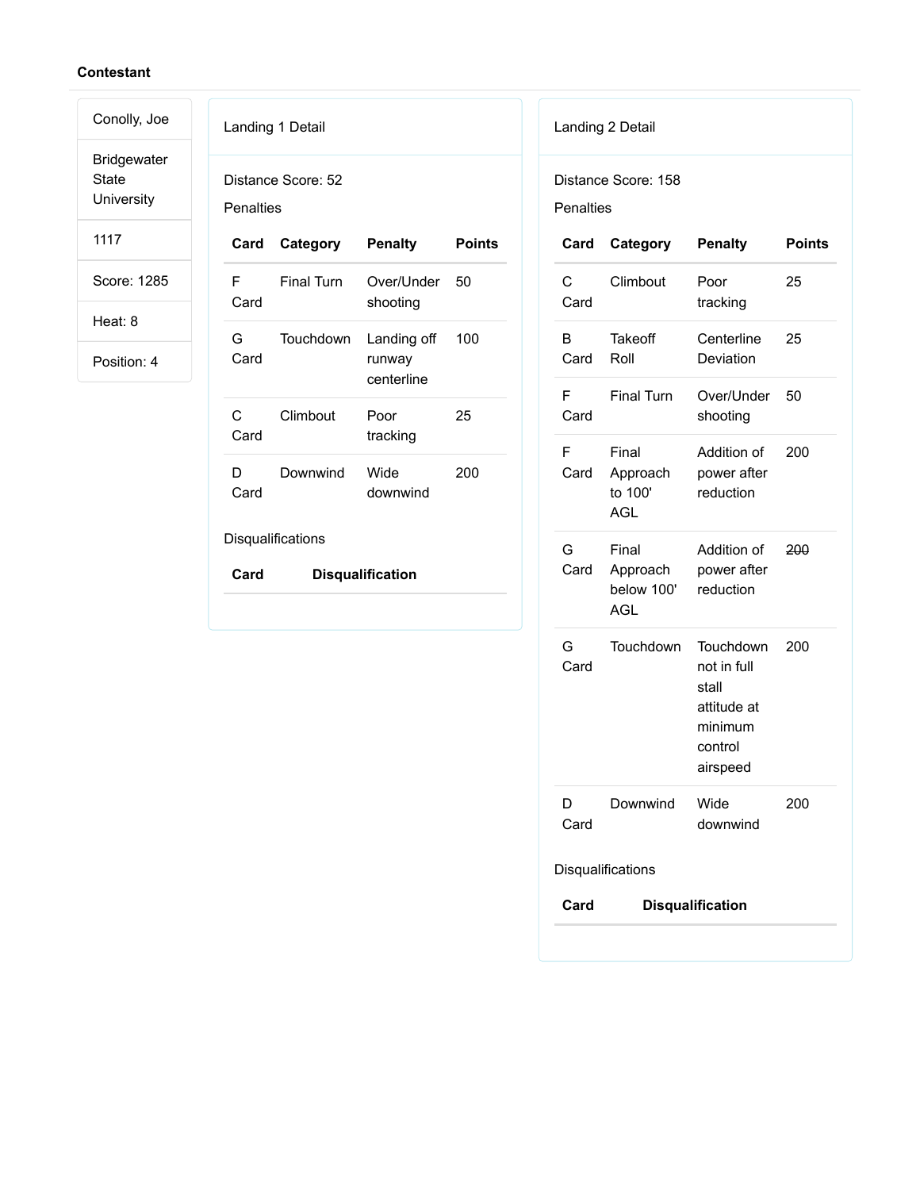**Contestant**

| |
|---|
| Conolly, Joe |
| Bridgewater State University |
| 1117 |
| Score: 1285 |
| Heat: 8 |
| Position: 4 |

Landing 1 Detail

Distance Score: 52

Penalties

| Card | Category | Penalty | Points |
|---|---|---|---|
| F Card | Final Turn | Over/Under shooting | 50 |
| G Card | Touchdown | Landing off runway centerline | 100 |
| C Card | Climbout | Poor tracking | 25 |
| D Card | Downwind | Wide downwind | 200 |

Disqualifications

| Card | Disqualification |
|---|---|

Landing 2 Detail

Distance Score: 158

Penalties

| Card | Category | Penalty | Points |
|---|---|---|---|
| C Card | Climbout | Poor tracking | 25 |
| B Card | Takeoff Roll | Centerline Deviation | 25 |
| F Card | Final Turn | Over/Under shooting | 50 |
| F Card | Final Approach to 100' AGL | Addition of power after reduction | 200 |
| G Card | Final Approach below 100' AGL | Addition of power after reduction | ~~200~~ |
| G Card | Touchdown | Touchdown not in full stall attitude at minimum control airspeed | 200 |
| D Card | Downwind | Wide downwind | 200 |

Disqualifications

| Card | Disqualification |
|---|---|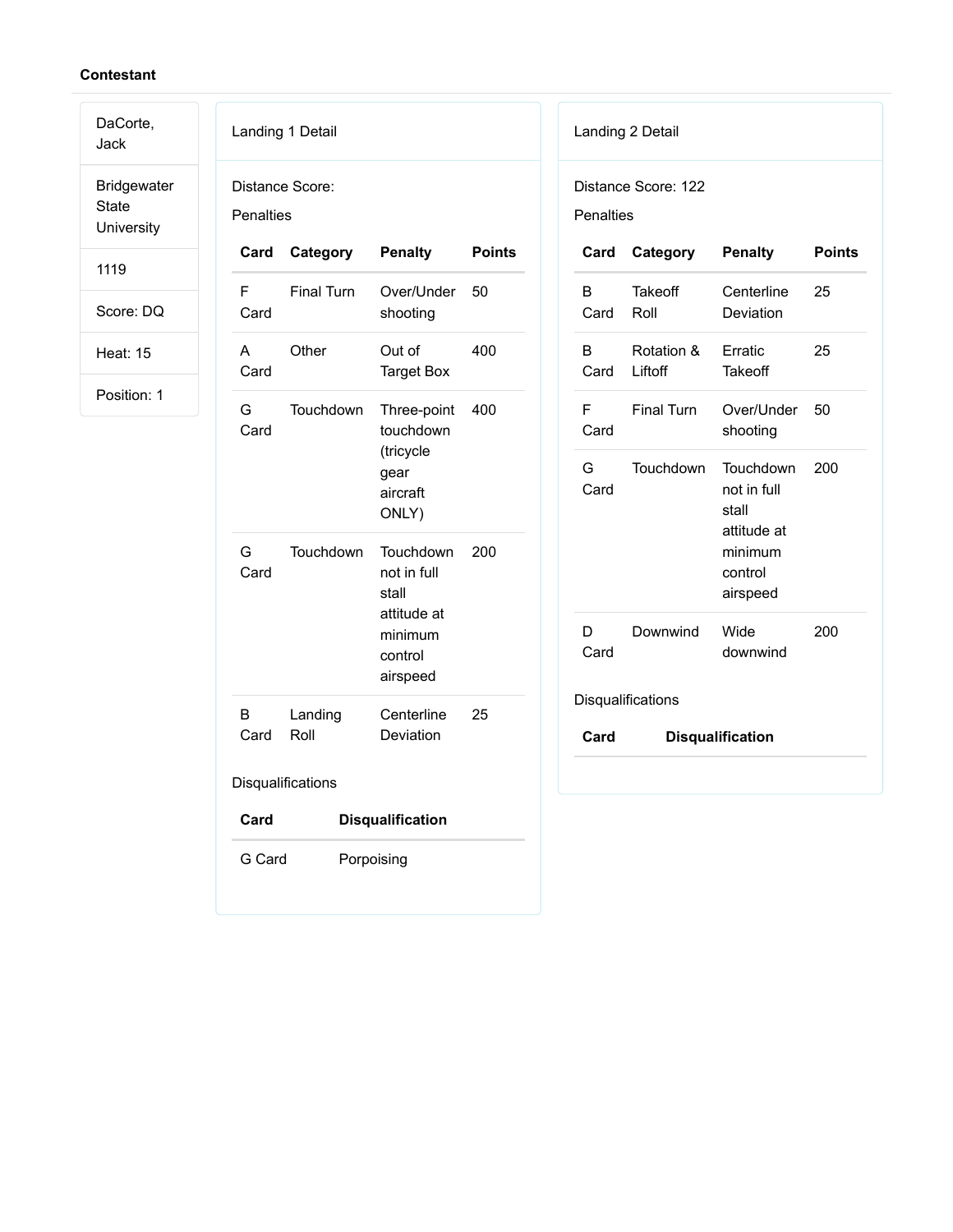**Contestant**

| DaCorte, Jack |
| --- |
| Bridgewater State University |
| 1119 |
| Score: DQ |
| Heat: 15 |
| Position: 1 |

Landing 1 Detail

Distance Score:

Penalties

| Card | Category | Penalty | Points |
| --- | --- | --- | --- |
| F Card | Final Turn | Over/Under shooting | 50 |
| A Card | Other | Out of Target Box | 400 |
| G Card | Touchdown | Three-point touchdown (tricycle gear aircraft ONLY) | 400 |
| G Card | Touchdown | Touchdown not in full stall attitude at minimum control airspeed | 200 |
| B Card | Landing Roll | Centerline Deviation | 25 |

Disqualifications

| Card | Disqualification |
| --- | --- |
| G Card | Porpoising |

Landing 2 Detail

Distance Score: 122

Penalties

| Card | Category | Penalty | Points |
| --- | --- | --- | --- |
| B Card | Takeoff Roll | Centerline Deviation | 25 |
| B Card | Rotation & Liftoff | Erratic Takeoff | 25 |
| F Card | Final Turn | Over/Under shooting | 50 |
| G Card | Touchdown | Touchdown not in full stall attitude at minimum control airspeed | 200 |
| D Card | Downwind | Wide downwind | 200 |

Disqualifications

| Card | Disqualification |
| --- | --- |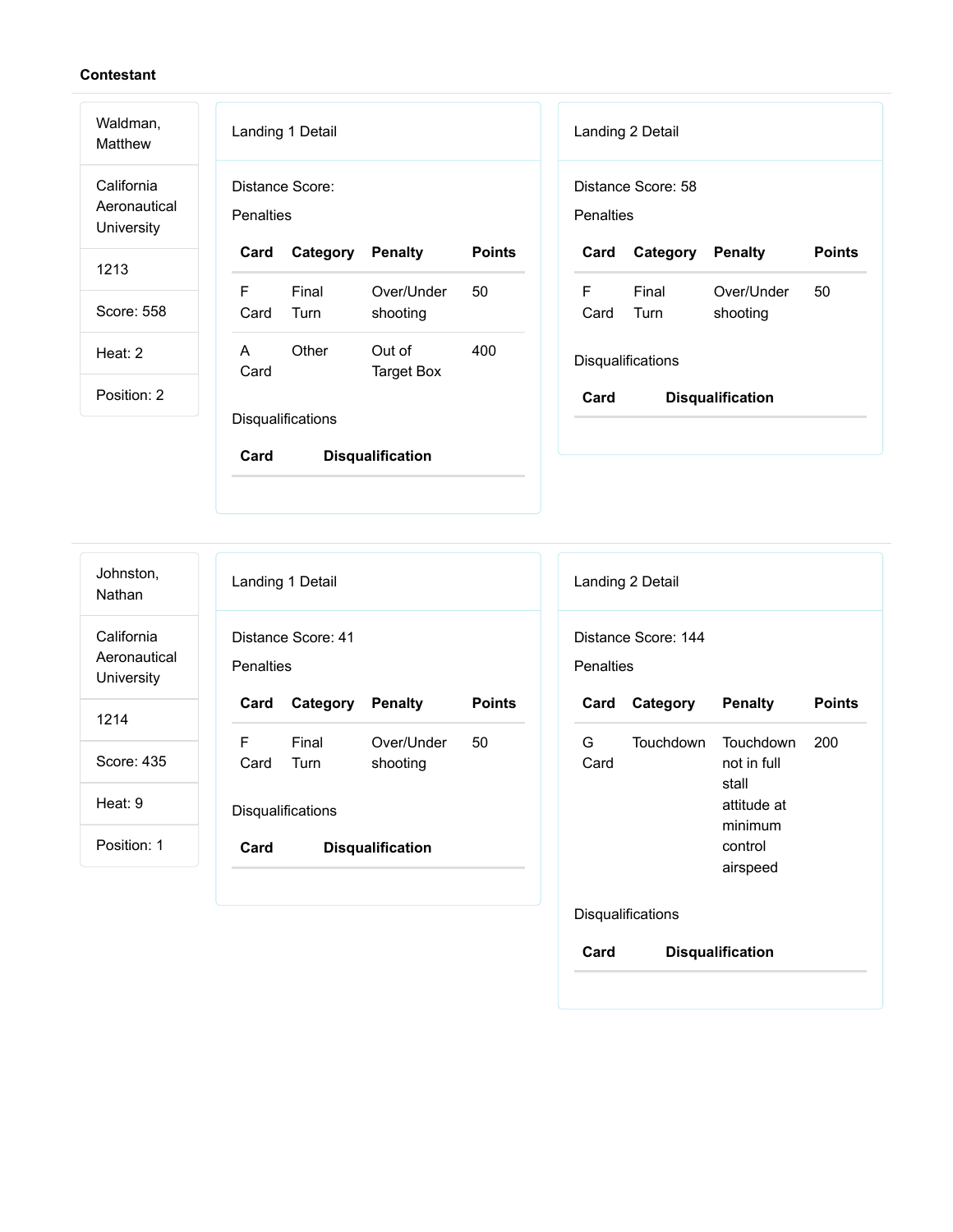**Contestant**

Waldman, Matthew

California Aeronautical University

1213

Score: 558

Heat: 2

Position: 2

Landing 1 Detail

Distance Score:

Penalties

| Card | Category | Penalty | Points |
| --- | --- | --- | --- |
| F Card | Final Turn | Over/Under shooting | 50 |
| A Card | Other | Out of Target Box | 400 |

Disqualifications

| Card | Disqualification |
| --- | --- |

Landing 2 Detail

Distance Score: 58

Penalties

| Card | Category | Penalty | Points |
| --- | --- | --- | --- |
| F Card | Final Turn | Over/Under shooting | 50 |

Disqualifications

| Card | Disqualification |
| --- | --- |

---

Johnston, Nathan

California Aeronautical University

1214

Score: 435

Heat: 9

Position: 1

Landing 1 Detail

Distance Score: 41

Penalties

| Card | Category | Penalty | Points |
| --- | --- | --- | --- |
| F Card | Final Turn | Over/Under shooting | 50 |

Disqualifications

| Card | Disqualification |
| --- | --- |

Landing 2 Detail

Distance Score: 144

Penalties

| Card | Category | Penalty | Points |
| --- | --- | --- | --- |
| G Card | Touchdown | Touchdown not in full stall attitude at minimum control airspeed | 200 |

Disqualifications

| Card | Disqualification |
| --- | --- |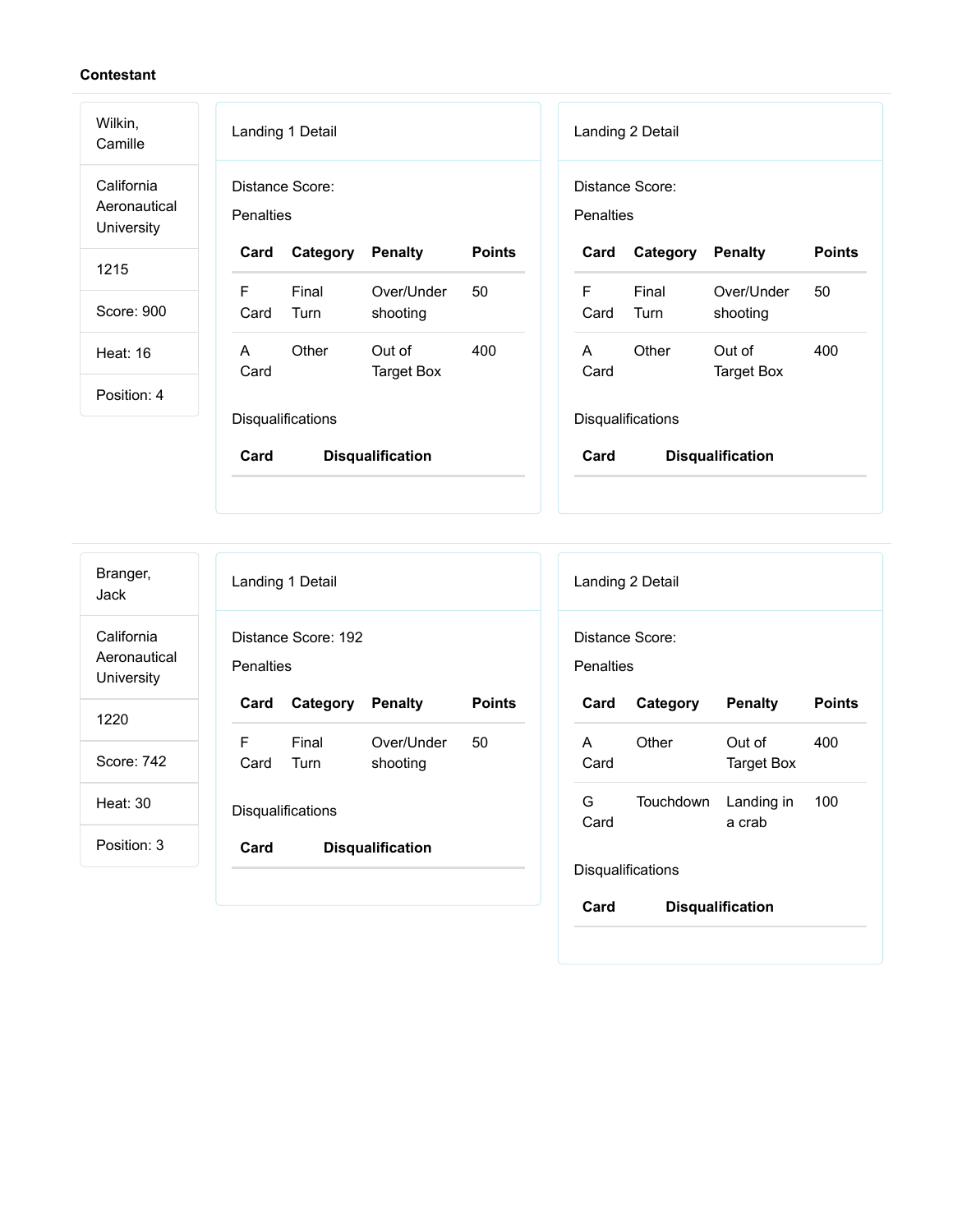**Contestant**

Wilkin, Camille

California Aeronautical University

1215

Score: 900

Heat: 16

Position: 4

Landing 1 Detail

Distance Score:

Penalties

| Card | Category | Penalty | Points |
|---|---|---|---|
| F Card | Final Turn | Over/Under shooting | 50 |
| A Card | Other | Out of Target Box | 400 |

Disqualifications

| Card | Disqualification |
|---|---|

Landing 2 Detail

Distance Score:

Penalties

| Card | Category | Penalty | Points |
|---|---|---|---|
| F Card | Final Turn | Over/Under shooting | 50 |
| A Card | Other | Out of Target Box | 400 |

Disqualifications

| Card | Disqualification |
|---|---|

---

Branger, Jack

California Aeronautical University

1220

Score: 742

Heat: 30

Position: 3

Landing 1 Detail

Distance Score: 192

Penalties

| Card | Category | Penalty | Points |
|---|---|---|---|
| F Card | Final Turn | Over/Under shooting | 50 |

Disqualifications

| Card | Disqualification |
|---|---|

Landing 2 Detail

Distance Score:

Penalties

| Card | Category | Penalty | Points |
|---|---|---|---|
| A Card | Other | Out of Target Box | 400 |
| G Card | Touchdown | Landing in a crab | 100 |

Disqualifications

| Card | Disqualification |
|---|---|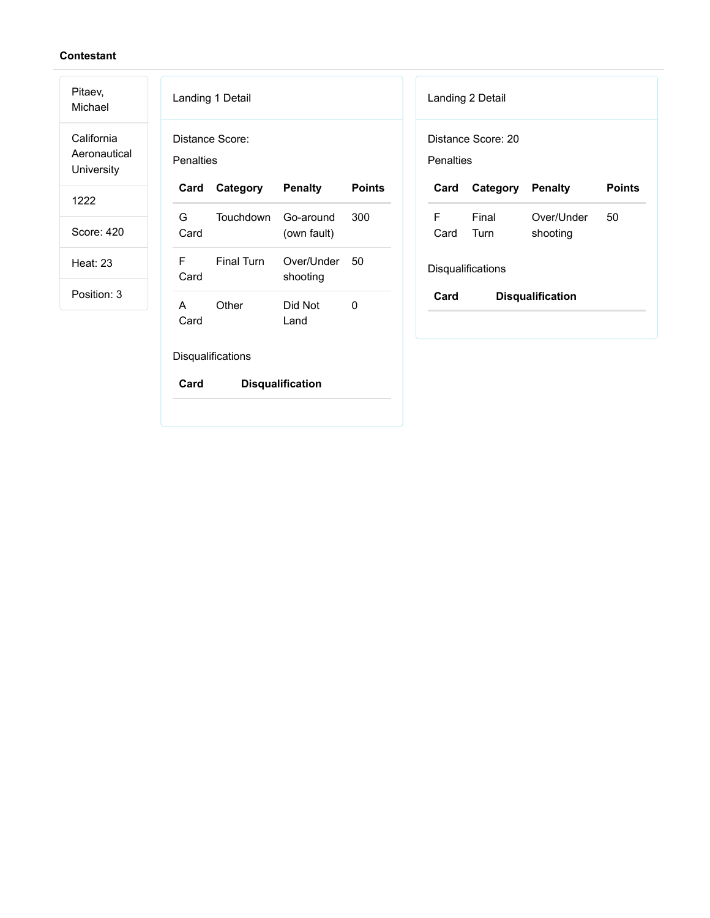**Contestant**

| |
|---|
| Pitaev, Michael |
| California Aeronautical University |
| 1222 |
| Score: 420 |
| Heat: 23 |
| Position: 3 |

Landing 1 Detail

Distance Score:

Penalties

| Card | Category | Penalty | Points |
|---|---|---|---|
| G Card | Touchdown | Go-around (own fault) | 300 |
| F Card | Final Turn | Over/Under shooting | 50 |
| A Card | Other | Did Not Land | 0 |

Disqualifications

| Card | Disqualification |
|---|---|

Landing 2 Detail

Distance Score: 20

Penalties

| Card | Category | Penalty | Points |
|---|---|---|---|
| F Card | Final Turn | Over/Under shooting | 50 |

Disqualifications

| Card | Disqualification |
|---|---|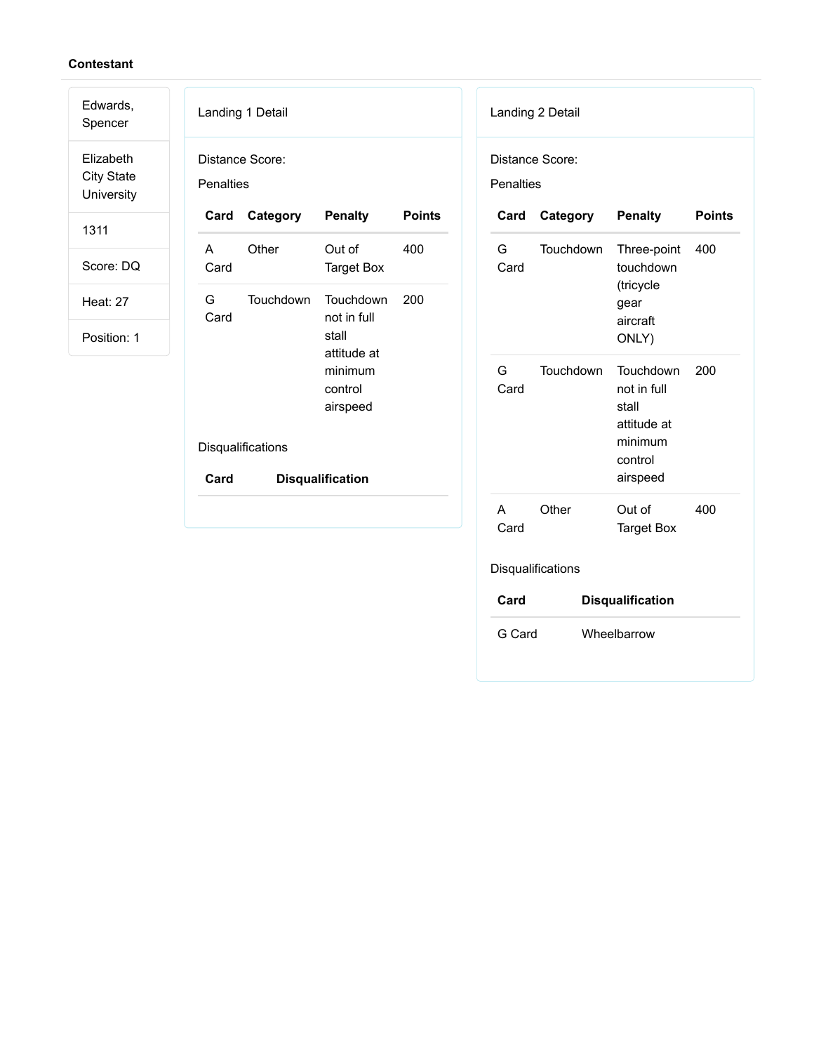**Contestant**

| |
|---|
| Edwards, Spencer |
| Elizabeth City State University |
| 1311 |
| Score: DQ |
| Heat: 27 |
| Position: 1 |

Landing 1 Detail

Distance Score:

Penalties

| Card | Category | Penalty | Points |
|---|---|---|---|
| A Card | Other | Out of Target Box | 400 |
| G Card | Touchdown | Touchdown not in full stall attitude at minimum control airspeed | 200 |

Disqualifications

| Card | Disqualification |
|---|---|

Landing 2 Detail

Distance Score:

Penalties

| Card | Category | Penalty | Points |
|---|---|---|---|
| G Card | Touchdown | Three-point touchdown (tricycle gear aircraft ONLY) | 400 |
| G Card | Touchdown | Touchdown not in full stall attitude at minimum control airspeed | 200 |
| A Card | Other | Out of Target Box | 400 |

Disqualifications

| Card | Disqualification |
|---|---|
| G Card | Wheelbarrow |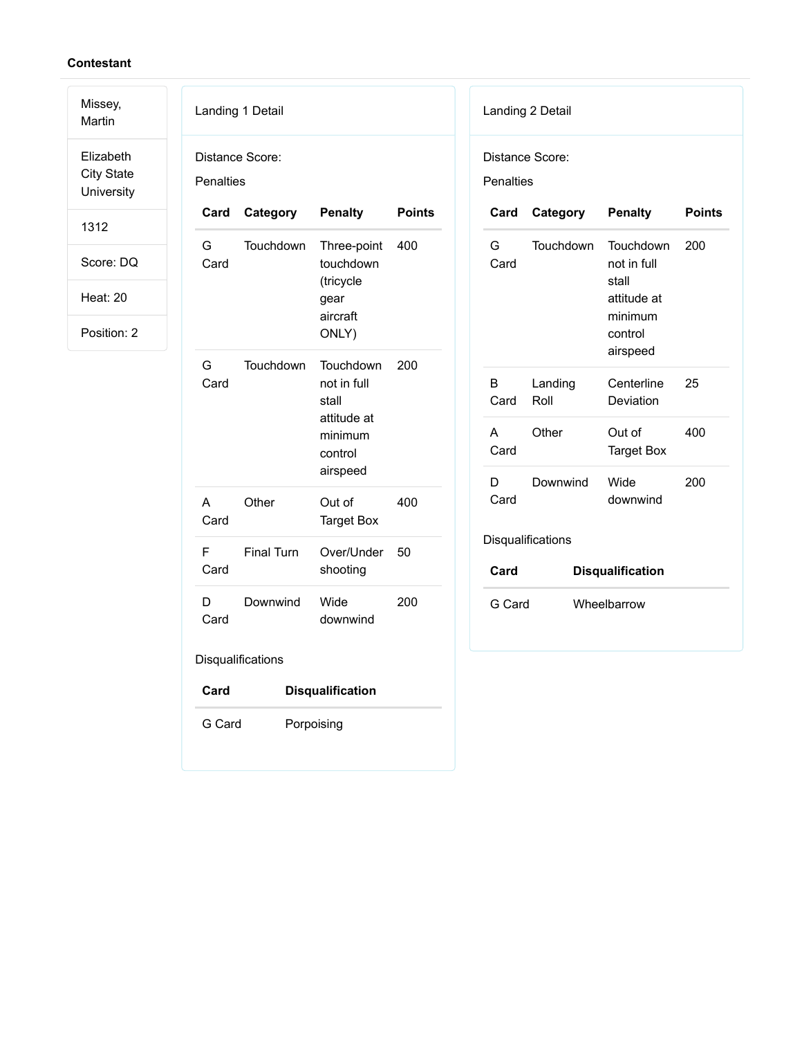**Contestant**

| |
|---|
| Missey, Martin |
| Elizabeth City State University |
| 1312 |
| Score: DQ |
| Heat: 20 |
| Position: 2 |

### Landing 1 Detail

Distance Score:

Penalties

| Card | Category | Penalty | Points |
|---|---|---|---|
| G Card | Touchdown | Three-point touchdown (tricycle gear aircraft ONLY) | 400 |
| G Card | Touchdown | Touchdown not in full stall attitude at minimum control airspeed | 200 |
| A Card | Other | Out of Target Box | 400 |
| F Card | Final Turn | Over/Under shooting | 50 |
| D Card | Downwind | Wide downwind | 200 |

Disqualifications

| Card | Disqualification |
|---|---|
| G Card | Porpoising |

### Landing 2 Detail

Distance Score:

Penalties

| Card | Category | Penalty | Points |
|---|---|---|---|
| G Card | Touchdown | Touchdown not in full stall attitude at minimum control airspeed | 200 |
| B Card | Landing Roll | Centerline Deviation | 25 |
| A Card | Other | Out of Target Box | 400 |
| D Card | Downwind | Wide downwind | 200 |

Disqualifications

| Card | Disqualification |
|---|---|
| G Card | Wheelbarrow |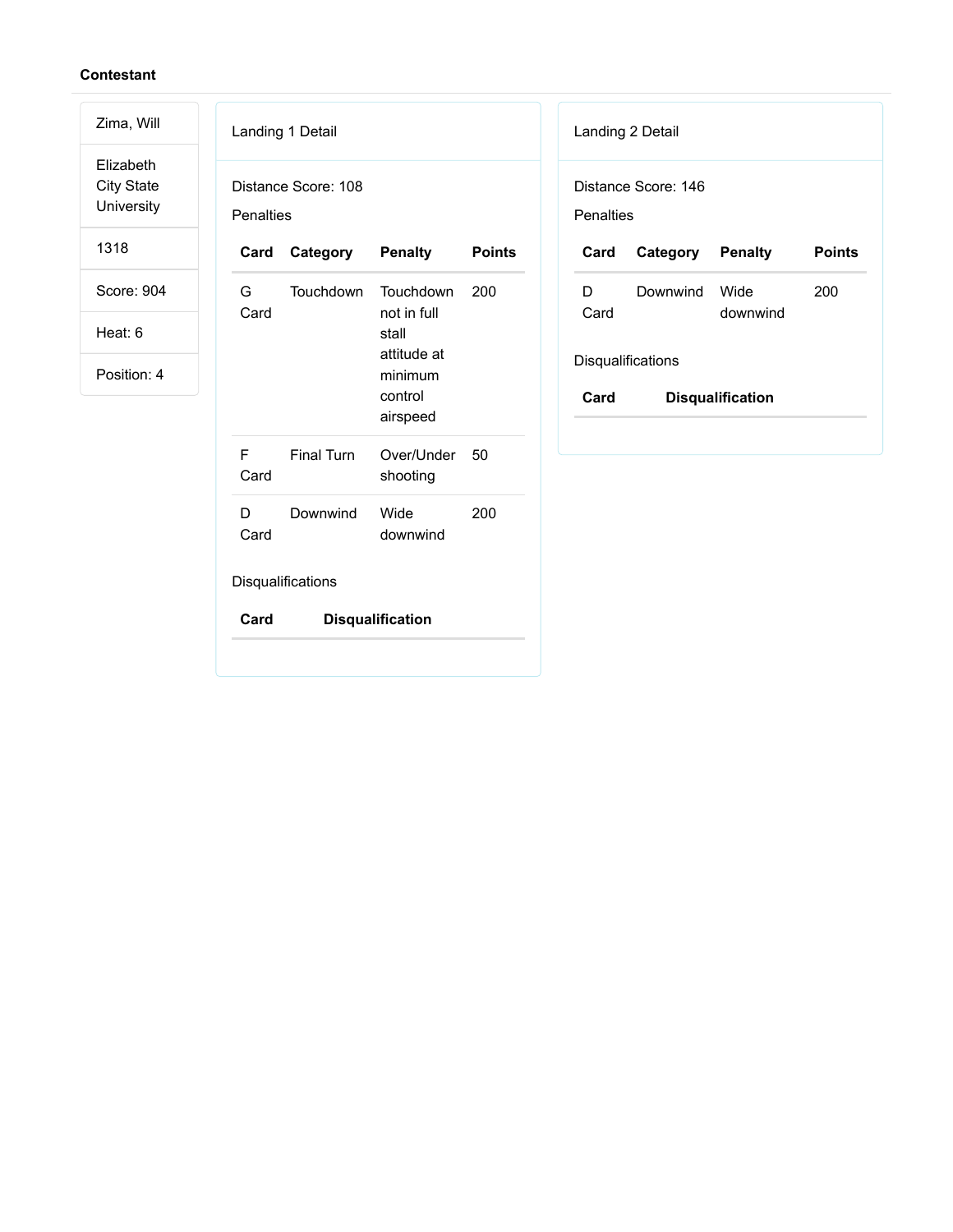**Contestant**

Zima, Will

Elizabeth City State University

1318

Score: 904

Heat: 6

Position: 4

Landing 1 Detail

Distance Score: 108

Penalties

| Card | Category | Penalty | Points |
|---|---|---|---|
| G Card | Touchdown | Touchdown not in full stall attitude at minimum control airspeed | 200 |
| F Card | Final Turn | Over/Under shooting | 50 |
| D Card | Downwind | Wide downwind | 200 |

Disqualifications

| Card | Disqualification |
|---|---|

Landing 2 Detail

Distance Score: 146

Penalties

| Card | Category | Penalty | Points |
|---|---|---|---|
| D Card | Downwind | Wide downwind | 200 |

Disqualifications

| Card | Disqualification |
|---|---|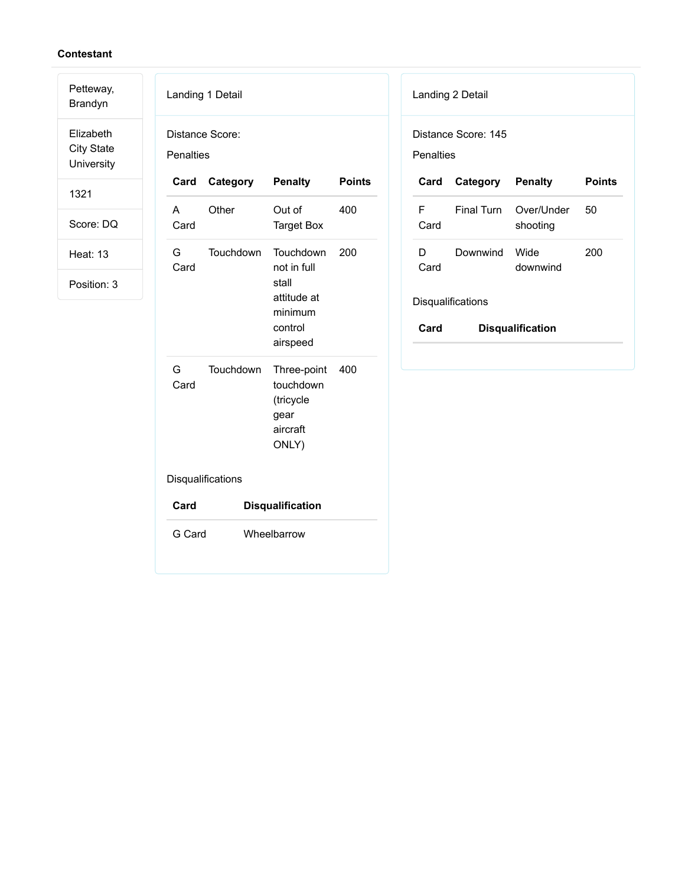**Contestant**

| |
|---|
| Petteway, Brandyn |
| Elizabeth City State University |
| 1321 |
| Score: DQ |
| Heat: 13 |
| Position: 3 |

Landing 1 Detail

Distance Score:

Penalties

| Card | Category | Penalty | Points |
|---|---|---|---|
| A Card | Other | Out of Target Box | 400 |
| G Card | Touchdown | Touchdown not in full stall attitude at minimum control airspeed | 200 |
| G Card | Touchdown | Three-point touchdown (tricycle gear aircraft ONLY) | 400 |

Disqualifications

| Card | Disqualification |
|---|---|
| G Card | Wheelbarrow |

Landing 2 Detail

Distance Score: 145

Penalties

| Card | Category | Penalty | Points |
|---|---|---|---|
| F Card | Final Turn | Over/Under shooting | 50 |
| D Card | Downwind | Wide downwind | 200 |

Disqualifications

| Card | Disqualification |
|---|---|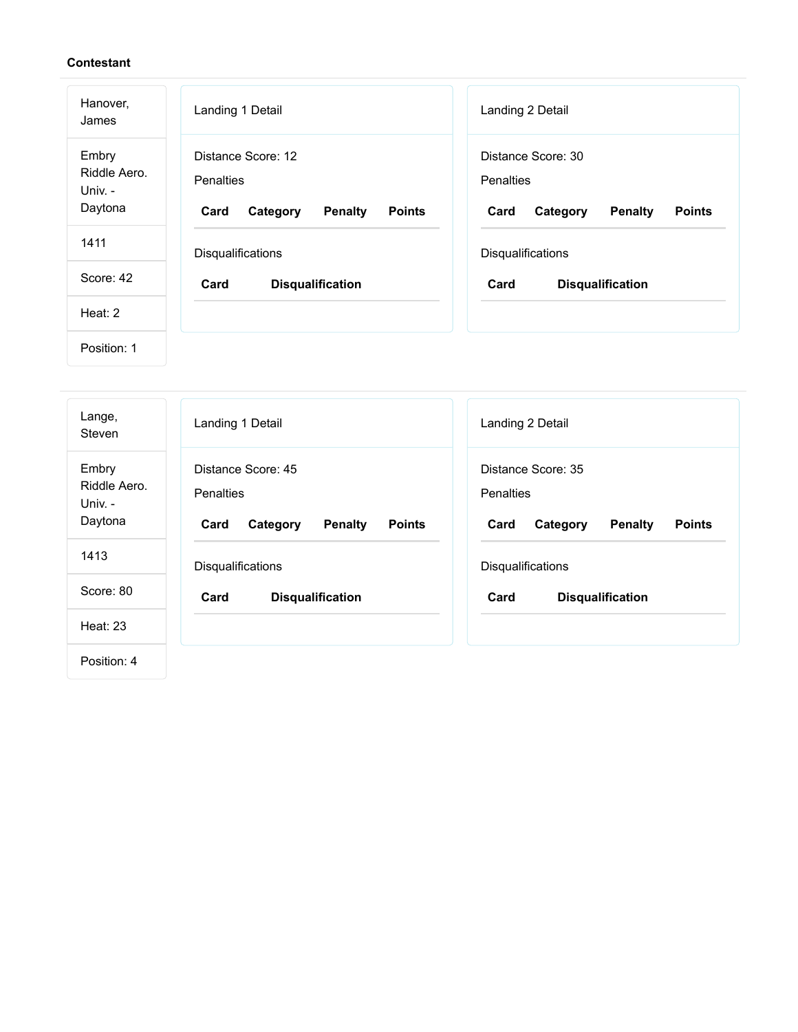**Contestant**

Hanover, James

Embry Riddle Aero. Univ. - Daytona

1411

Score: 42

Heat: 2

Position: 1

Landing 1 Detail

Distance Score: 12

Penalties

| Card | Category | Penalty | Points |
| --- | --- | --- | --- |

Disqualifications

| Card | Disqualification |
| --- | --- |

Landing 2 Detail

Distance Score: 30

Penalties

| Card | Category | Penalty | Points |
| --- | --- | --- | --- |

Disqualifications

| Card | Disqualification |
| --- | --- |

---

Lange, Steven

Embry Riddle Aero. Univ. - Daytona

1413

Score: 80

Heat: 23

Position: 4

Landing 1 Detail

Distance Score: 45

Penalties

| Card | Category | Penalty | Points |
| --- | --- | --- | --- |

Disqualifications

| Card | Disqualification |
| --- | --- |

Landing 2 Detail

Distance Score: 35

Penalties

| Card | Category | Penalty | Points |
| --- | --- | --- | --- |

Disqualifications

| Card | Disqualification |
| --- | --- |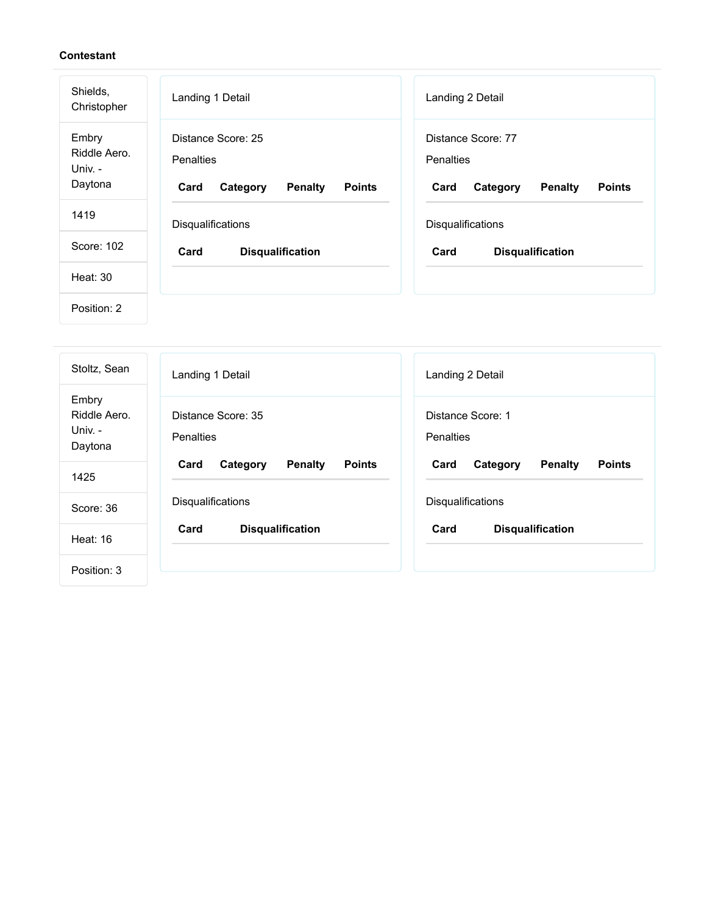**Contestant**

| |
|---|
| Shields, Christopher |
| Embry Riddle Aero. Univ. - Daytona |
| 1419 |
| Score: 102 |
| Heat: 30 |
| Position: 2 |

Landing 1 Detail

Distance Score: 25

Penalties

| Card | Category | Penalty | Points |
|---|---|---|---|

Disqualifications

| Card | Disqualification |
|---|---|

Landing 2 Detail

Distance Score: 77

Penalties

| Card | Category | Penalty | Points |
|---|---|---|---|

Disqualifications

| Card | Disqualification |
|---|---|

---

| |
|---|
| Stoltz, Sean |
| Embry Riddle Aero. Univ. - Daytona |
| 1425 |
| Score: 36 |
| Heat: 16 |
| Position: 3 |

Landing 1 Detail

Distance Score: 35

Penalties

| Card | Category | Penalty | Points |
|---|---|---|---|

Disqualifications

| Card | Disqualification |
|---|---|

Landing 2 Detail

Distance Score: 1

Penalties

| Card | Category | Penalty | Points |
|---|---|---|---|

Disqualifications

| Card | Disqualification |
|---|---|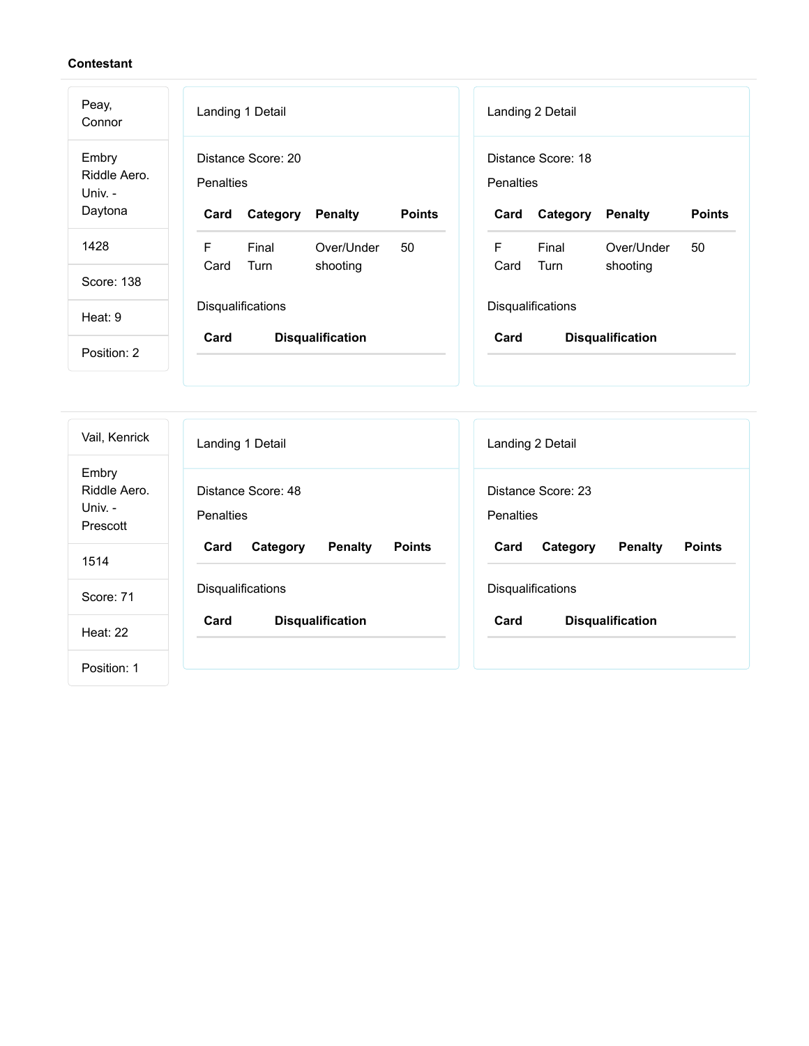**Contestant**

Peay, Connor

Embry Riddle Aero. Univ. - Daytona

1428

Score: 138

Heat: 9

Position: 2

### Landing 1 Detail

Distance Score: 20

Penalties

| Card | Category | Penalty | Points |
| --- | --- | --- | --- |
| F Card | Final Turn | Over/Under shooting | 50 |

Disqualifications

| Card | Disqualification |
| --- | --- |

### Landing 2 Detail

Distance Score: 18

Penalties

| Card | Category | Penalty | Points |
| --- | --- | --- | --- |
| F Card | Final Turn | Over/Under shooting | 50 |

Disqualifications

| Card | Disqualification |
| --- | --- |

---

Vail, Kenrick

Embry Riddle Aero. Univ. - Prescott

1514

Score: 71

Heat: 22

Position: 1

### Landing 1 Detail

Distance Score: 48

Penalties

| Card | Category | Penalty | Points |
| --- | --- | --- | --- |

Disqualifications

| Card | Disqualification |
| --- | --- |

### Landing 2 Detail

Distance Score: 23

Penalties

| Card | Category | Penalty | Points |
| --- | --- | --- | --- |

Disqualifications

| Card | Disqualification |
| --- | --- |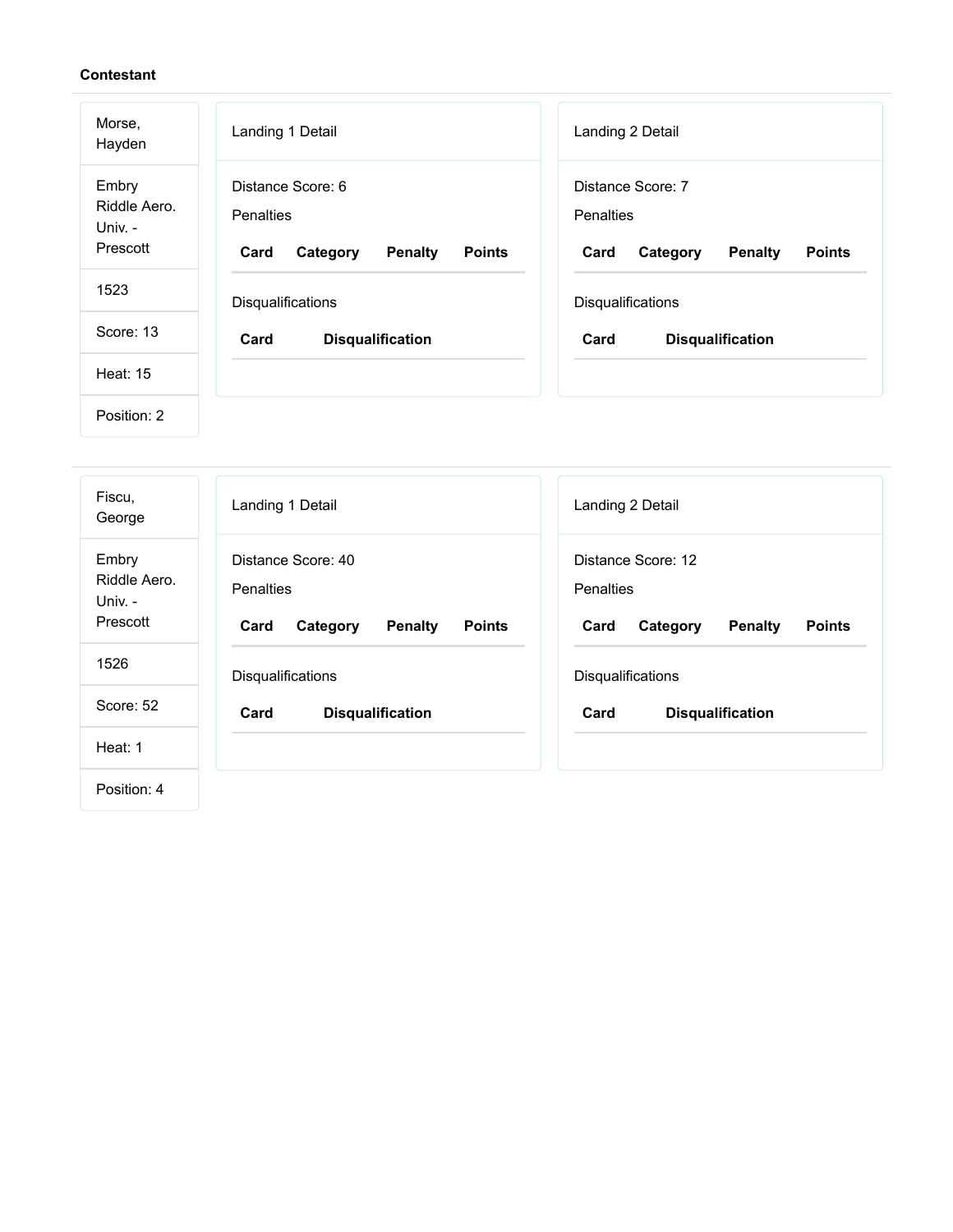**Contestant**

Morse, Hayden

Embry Riddle Aero. Univ. - Prescott

1523

Score: 13

Heat: 15

Position: 2

Landing 1 Detail

Distance Score: 6

Penalties

| Card | Category | Penalty | Points |
|---|---|---|---|

Disqualifications

| Card | Disqualification |
|---|---|

Landing 2 Detail

Distance Score: 7

Penalties

| Card | Category | Penalty | Points |
|---|---|---|---|

Disqualifications

| Card | Disqualification |
|---|---|

---

Fiscu, George

Embry Riddle Aero. Univ. - Prescott

1526

Score: 52

Heat: 1

Position: 4

Landing 1 Detail

Distance Score: 40

Penalties

| Card | Category | Penalty | Points |
|---|---|---|---|

Disqualifications

| Card | Disqualification |
|---|---|

Landing 2 Detail

Distance Score: 12

Penalties

| Card | Category | Penalty | Points |
|---|---|---|---|

Disqualifications

| Card | Disqualification |
|---|---|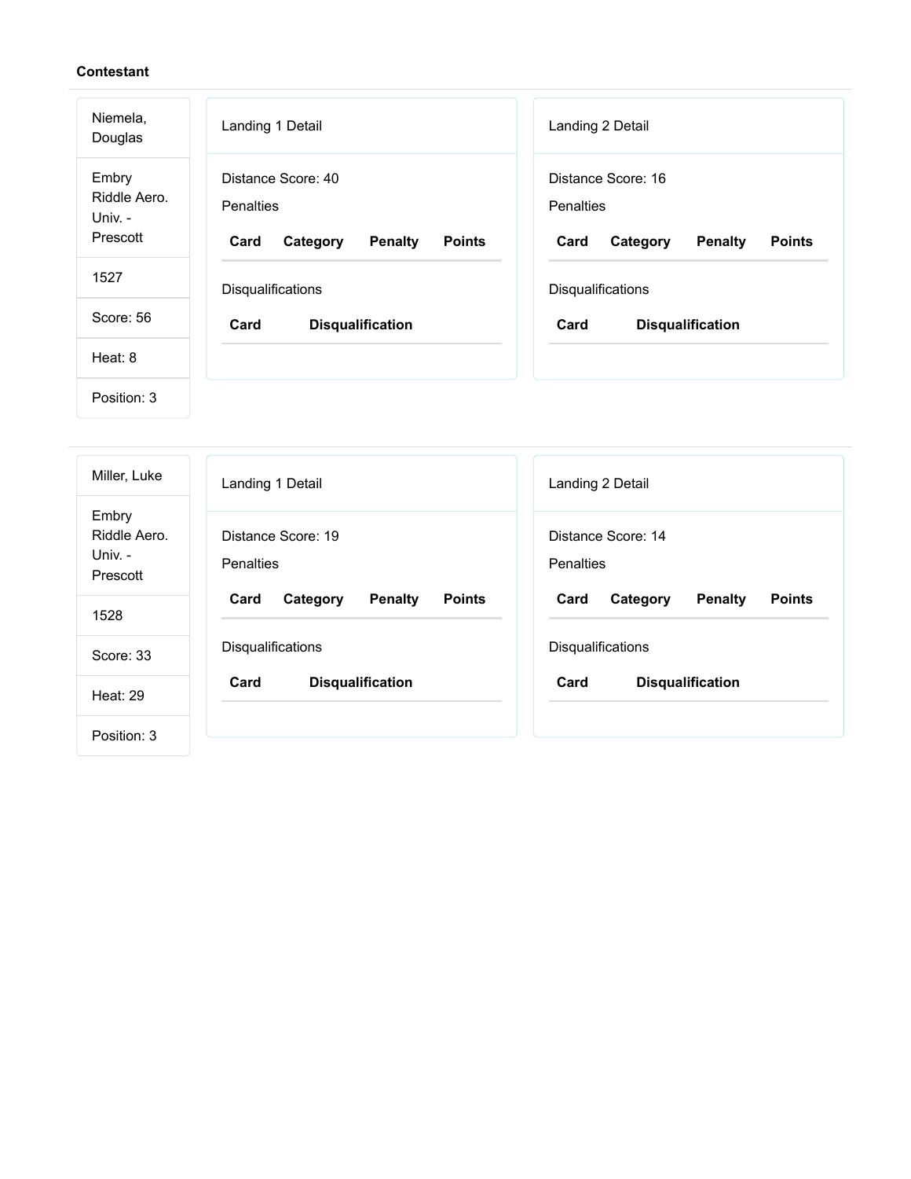**Contestant**

Niemela, Douglas

Embry Riddle Aero. Univ. - Prescott

1527

Score: 56

Heat: 8

Position: 3

Landing 1 Detail

Distance Score: 40

Penalties

| Card | Category | Penalty | Points |
| --- | --- | --- | --- |

Disqualifications

| Card | Disqualification |
| --- | --- |

Landing 2 Detail

Distance Score: 16

Penalties

| Card | Category | Penalty | Points |
| --- | --- | --- | --- |

Disqualifications

| Card | Disqualification |
| --- | --- |

---

Miller, Luke

Embry Riddle Aero. Univ. - Prescott

1528

Score: 33

Heat: 29

Position: 3

Landing 1 Detail

Distance Score: 19

Penalties

| Card | Category | Penalty | Points |
| --- | --- | --- | --- |

Disqualifications

| Card | Disqualification |
| --- | --- |

Landing 2 Detail

Distance Score: 14

Penalties

| Card | Category | Penalty | Points |
| --- | --- | --- | --- |

Disqualifications

| Card | Disqualification |
| --- | --- |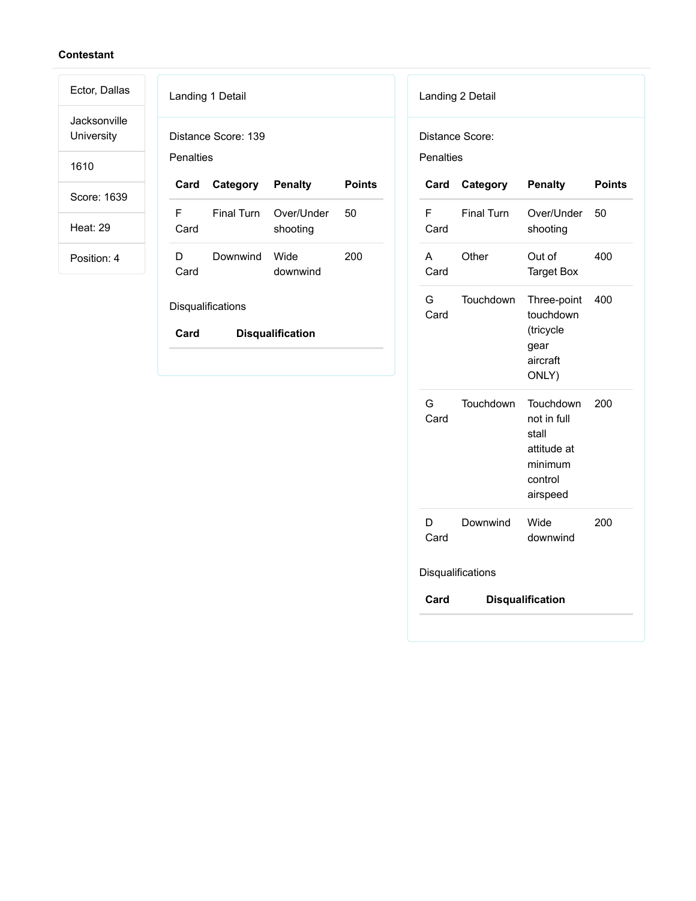**Contestant**

| Ector, Dallas |
| --- |
| Jacksonville University |
| 1610 |
| Score: 1639 |
| Heat: 29 |
| Position: 4 |

Landing 1 Detail

Distance Score: 139

Penalties

| Card | Category | Penalty | Points |
| --- | --- | --- | --- |
| F Card | Final Turn | Over/Under shooting | 50 |
| D Card | Downwind | Wide downwind | 200 |

Disqualifications

| Card | Disqualification |
| --- | --- |

Landing 2 Detail

Distance Score:

Penalties

| Card | Category | Penalty | Points |
| --- | --- | --- | --- |
| F Card | Final Turn | Over/Under shooting | 50 |
| A Card | Other | Out of Target Box | 400 |
| G Card | Touchdown | Three-point touchdown (tricycle gear aircraft ONLY) | 400 |
| G Card | Touchdown | Touchdown not in full stall attitude at minimum control airspeed | 200 |
| D Card | Downwind | Wide downwind | 200 |

Disqualifications

| Card | Disqualification |
| --- | --- |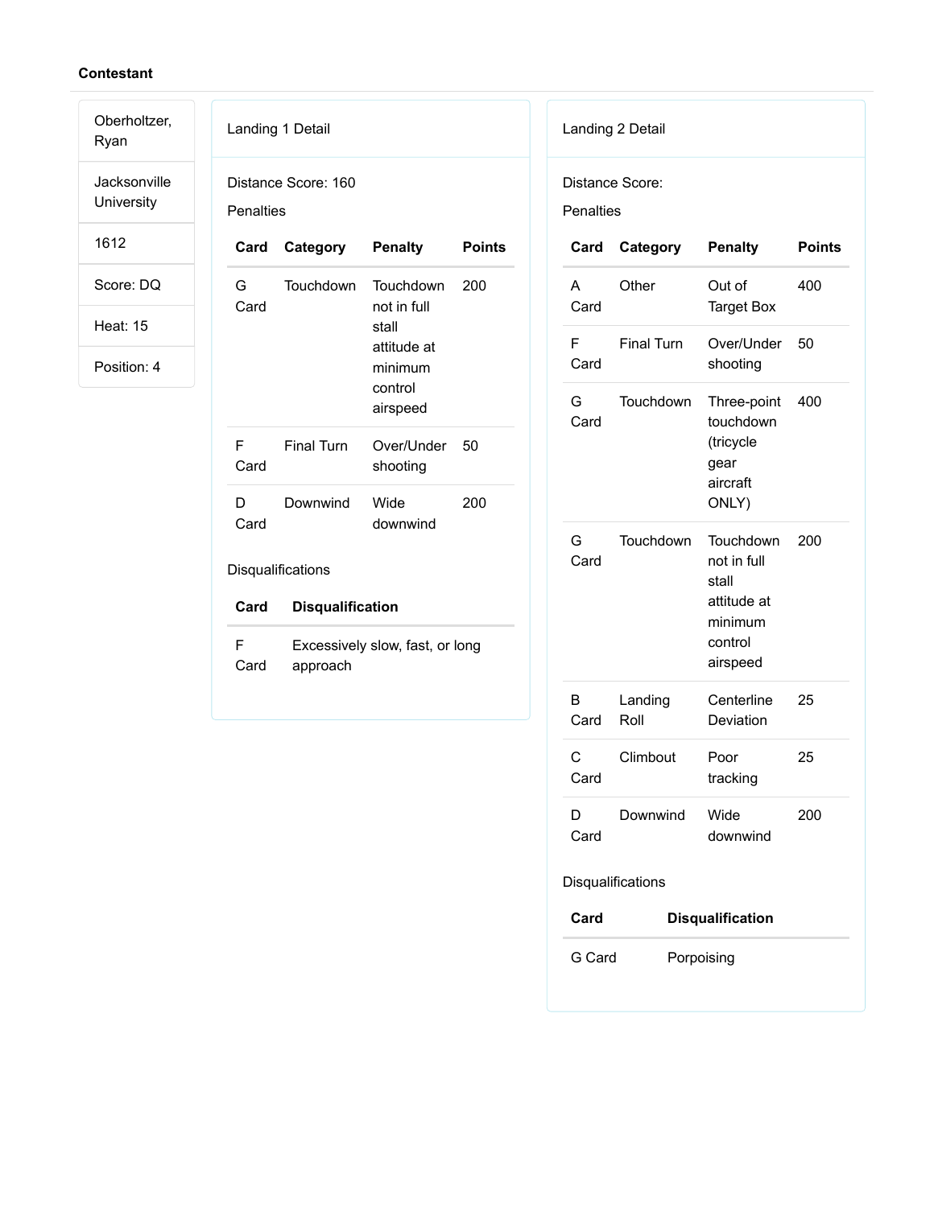**Contestant**

| |
|---|
| Oberholtzer, Ryan |
| Jacksonville University |
| 1612 |
| Score: DQ |
| Heat: 15 |
| Position: 4 |

Landing 1 Detail

Distance Score: 160

Penalties

| Card | Category | Penalty | Points |
|---|---|---|---|
| G Card | Touchdown | Touchdown not in full stall attitude at minimum control airspeed | 200 |
| F Card | Final Turn | Over/Under shooting | 50 |
| D Card | Downwind | Wide downwind | 200 |

Disqualifications

| Card | Disqualification |
|---|---|
| F Card | Excessively slow, fast, or long approach |

Landing 2 Detail

Distance Score:

Penalties

| Card | Category | Penalty | Points |
|---|---|---|---|
| A Card | Other | Out of Target Box | 400 |
| F Card | Final Turn | Over/Under shooting | 50 |
| G Card | Touchdown | Three-point touchdown (tricycle gear aircraft ONLY) | 400 |
| G Card | Touchdown | Touchdown not in full stall attitude at minimum control airspeed | 200 |
| B Card | Landing Roll | Centerline Deviation | 25 |
| C Card | Climbout | Poor tracking | 25 |
| D Card | Downwind | Wide downwind | 200 |

Disqualifications

| Card | Disqualification |
|---|---|
| G Card | Porpoising |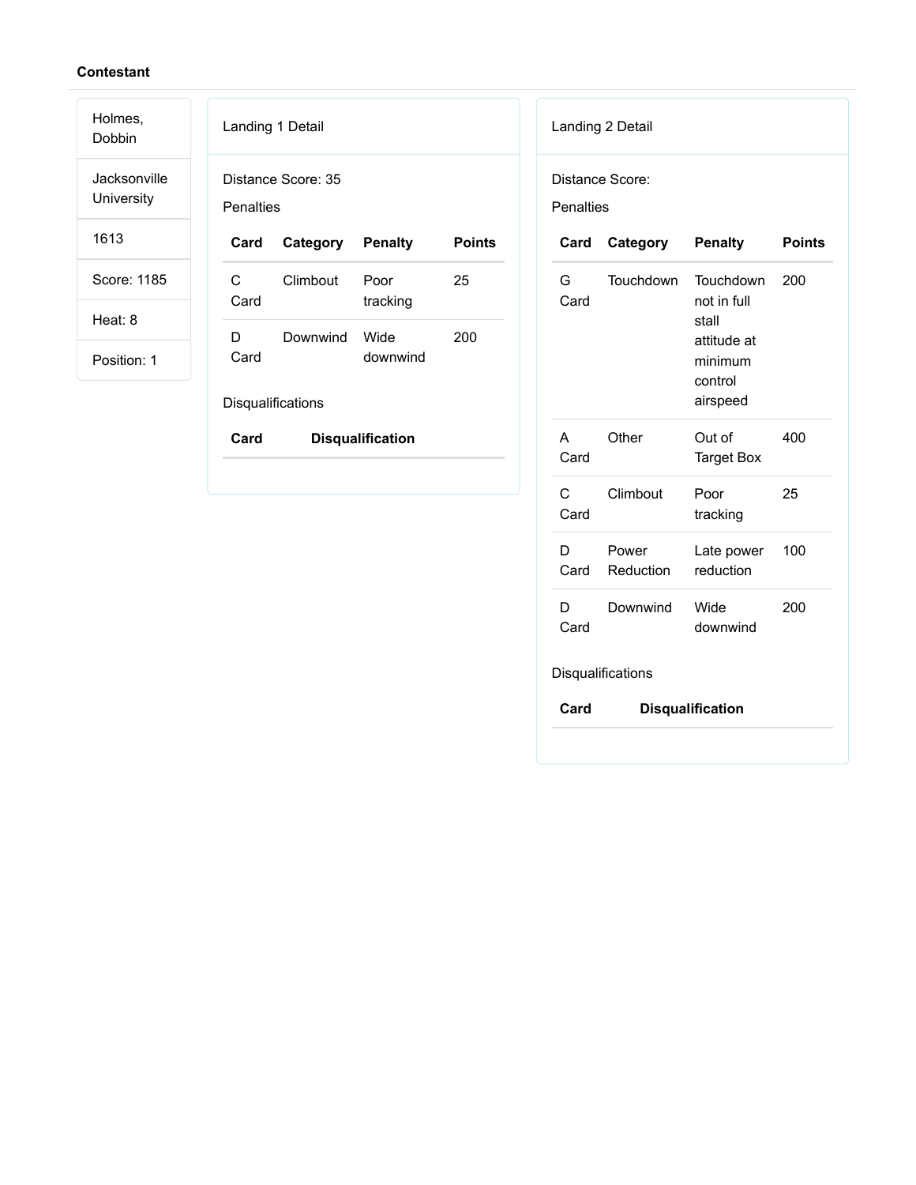**Contestant**

Holmes, Dobbin

Jacksonville University

1613

Score: 1185

Heat: 8

Position: 1

Landing 1 Detail

Distance Score: 35

Penalties

| Card | Category | Penalty | Points |
|---|---|---|---|
| C Card | Climbout | Poor tracking | 25 |
| D Card | Downwind | Wide downwind | 200 |

Disqualifications

| Card | Disqualification |
|---|---|

Landing 2 Detail

Distance Score:

Penalties

| Card | Category | Penalty | Points |
|---|---|---|---|
| G Card | Touchdown | Touchdown not in full stall attitude at minimum control airspeed | 200 |
| A Card | Other | Out of Target Box | 400 |
| C Card | Climbout | Poor tracking | 25 |
| D Card | Power Reduction | Late power reduction | 100 |
| D Card | Downwind | Wide downwind | 200 |

Disqualifications

| Card | Disqualification |
|---|---|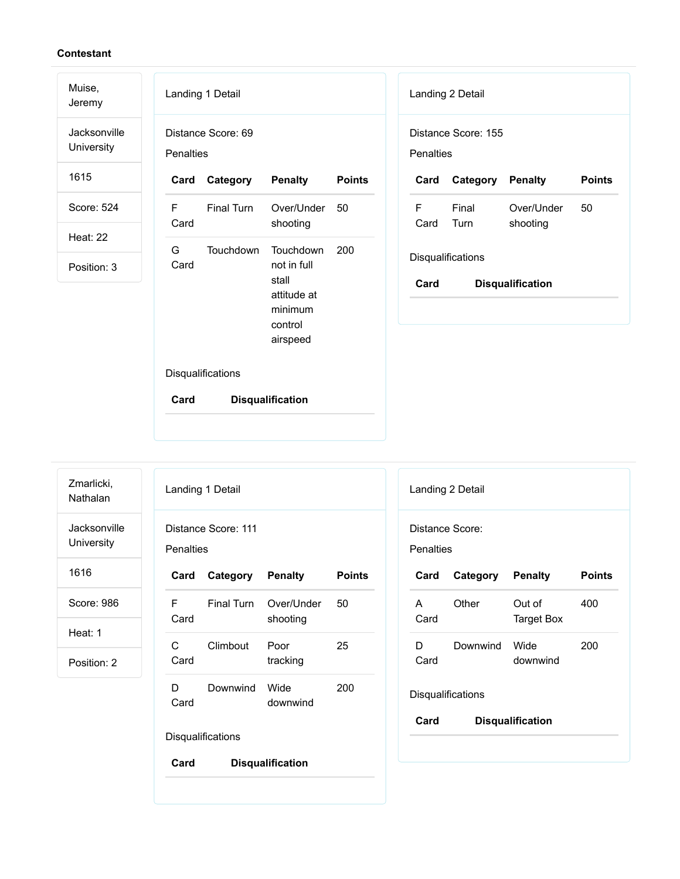**Contestant**

Muise, Jeremy

Jacksonville University

1615

Score: 524

Heat: 22

Position: 3

Landing 1 Detail

Distance Score: 69

Penalties

| Card | Category | Penalty | Points |
|---|---|---|---|
| F Card | Final Turn | Over/Under shooting | 50 |
| G Card | Touchdown | Touchdown not in full stall attitude at minimum control airspeed | 200 |

Disqualifications

| Card | Disqualification |
|---|---|

Landing 2 Detail

Distance Score: 155

Penalties

| Card | Category | Penalty | Points |
|---|---|---|---|
| F Card | Final Turn | Over/Under shooting | 50 |

Disqualifications

| Card | Disqualification |
|---|---|

---

Zmarlicki, Nathalan

Jacksonville University

1616

Score: 986

Heat: 1

Position: 2

Landing 1 Detail

Distance Score: 111

Penalties

| Card | Category | Penalty | Points |
|---|---|---|---|
| F Card | Final Turn | Over/Under shooting | 50 |
| C Card | Climbout | Poor tracking | 25 |
| D Card | Downwind | Wide downwind | 200 |

Disqualifications

| Card | Disqualification |
|---|---|

Landing 2 Detail

Distance Score:

Penalties

| Card | Category | Penalty | Points |
|---|---|---|---|
| A Card | Other | Out of Target Box | 400 |
| D Card | Downwind | Wide downwind | 200 |

Disqualifications

| Card | Disqualification |
|---|---|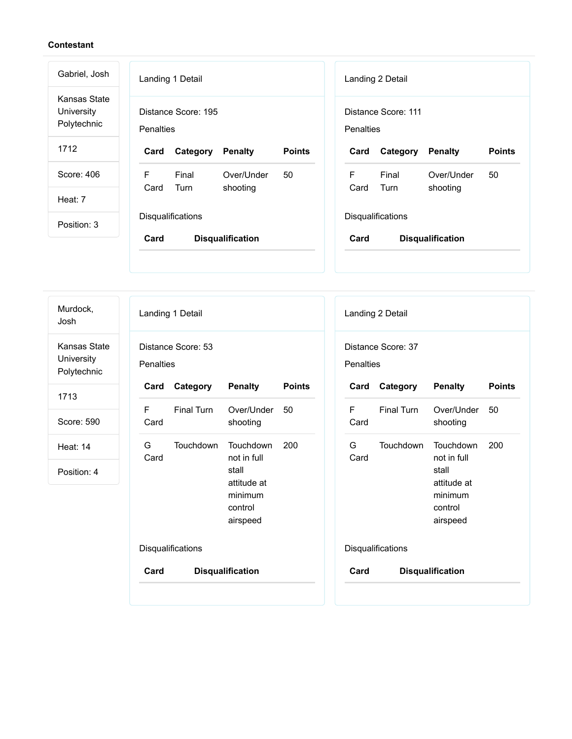**Contestant**

Gabriel, Josh

Kansas State University Polytechnic

1712

Score: 406

Heat: 7

Position: 3

Landing 1 Detail

Distance Score: 195

Penalties

| Card | Category | Penalty | Points |
| --- | --- | --- | --- |
| F Card | Final Turn | Over/Under shooting | 50 |

Disqualifications

| Card | Disqualification |
| --- | --- |

Landing 2 Detail

Distance Score: 111

Penalties

| Card | Category | Penalty | Points |
| --- | --- | --- | --- |
| F Card | Final Turn | Over/Under shooting | 50 |

Disqualifications

| Card | Disqualification |
| --- | --- |

---

Murdock, Josh

Kansas State University Polytechnic

1713

Score: 590

Heat: 14

Position: 4

Landing 1 Detail

Distance Score: 53

Penalties

| Card | Category | Penalty | Points |
| --- | --- | --- | --- |
| F Card | Final Turn | Over/Under shooting | 50 |
| G Card | Touchdown | Touchdown not in full stall attitude at minimum control airspeed | 200 |

Disqualifications

| Card | Disqualification |
| --- | --- |

Landing 2 Detail

Distance Score: 37

Penalties

| Card | Category | Penalty | Points |
| --- | --- | --- | --- |
| F Card | Final Turn | Over/Under shooting | 50 |
| G Card | Touchdown | Touchdown not in full stall attitude at minimum control airspeed | 200 |

Disqualifications

| Card | Disqualification |
| --- | --- |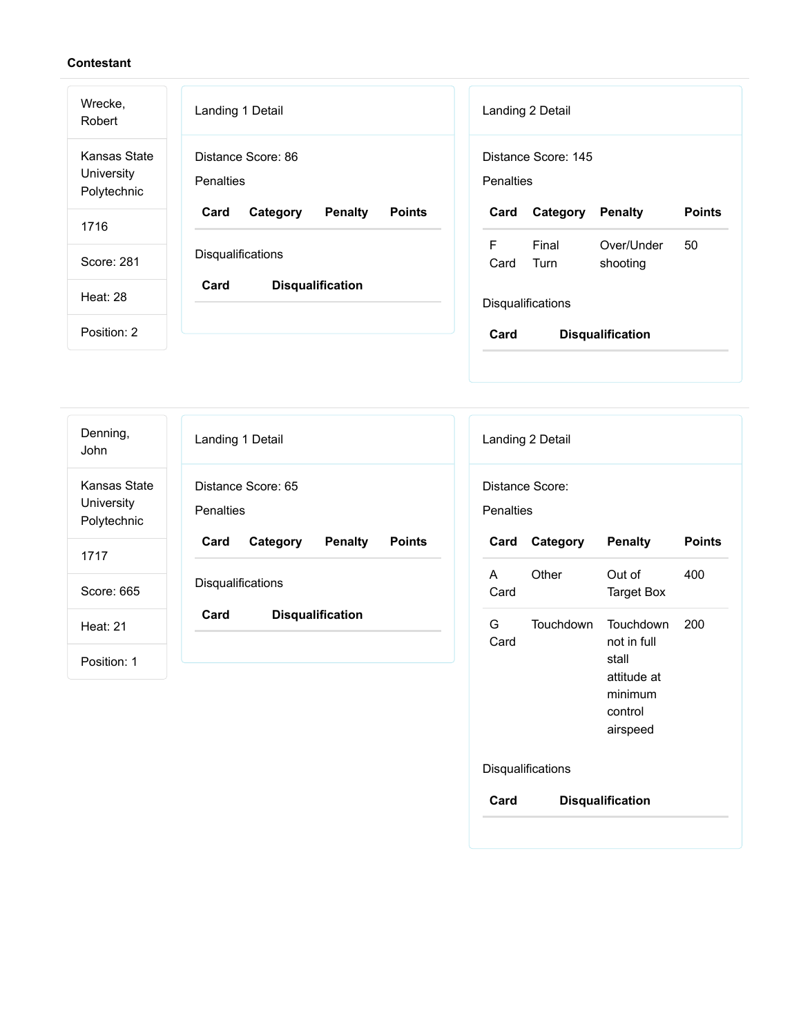**Contestant**

Wrecke, Robert

Kansas State University Polytechnic

1716

Score: 281

Heat: 28

Position: 2

Landing 1 Detail

Distance Score: 86

Penalties

| Card | Category | Penalty | Points |
|---|---|---|---|

Disqualifications

| Card | Disqualification |
|---|---|

Landing 2 Detail

Distance Score: 145

Penalties

| Card | Category | Penalty | Points |
|---|---|---|---|
| F Card | Final Turn | Over/Under shooting | 50 |

Disqualifications

| Card | Disqualification |
|---|---|

---

Denning, John

Kansas State University Polytechnic

1717

Score: 665

Heat: 21

Position: 1

Landing 1 Detail

Distance Score: 65

Penalties

| Card | Category | Penalty | Points |
|---|---|---|---|

Disqualifications

| Card | Disqualification |
|---|---|

Landing 2 Detail

Distance Score:

Penalties

| Card | Category | Penalty | Points |
|---|---|---|---|
| A Card | Other | Out of Target Box | 400 |
| G Card | Touchdown | Touchdown not in full stall attitude at minimum control airspeed | 200 |

Disqualifications

| Card | Disqualification |
|---|---|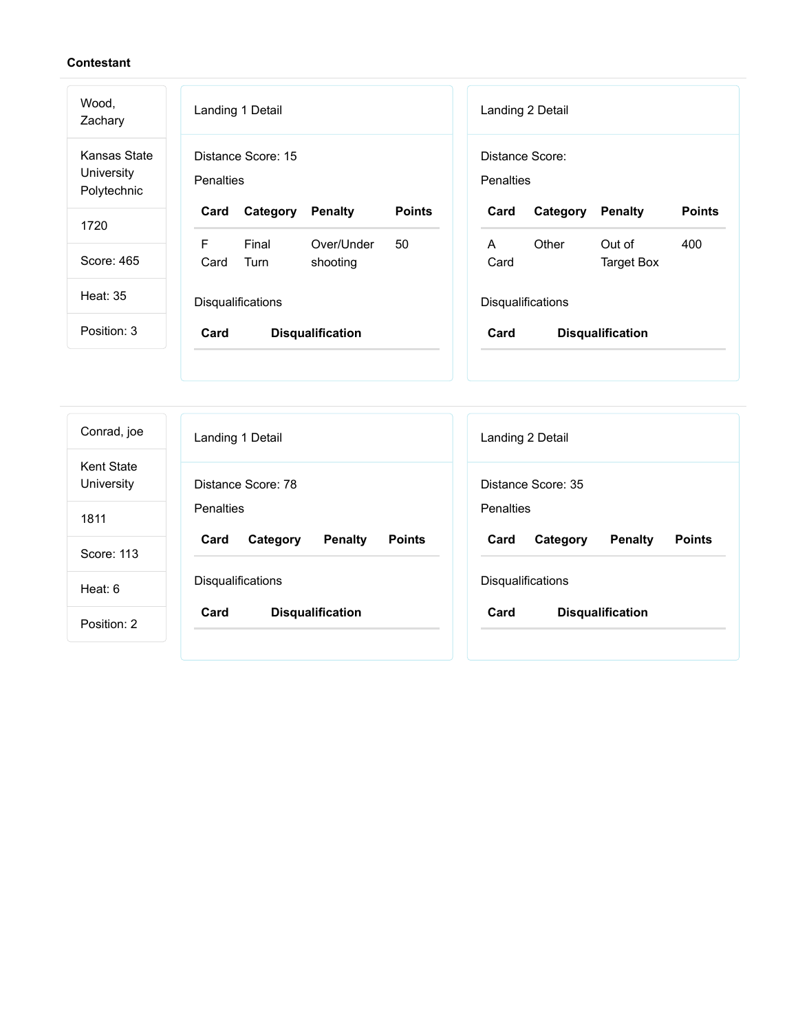**Contestant**

Wood, Zachary

Kansas State University Polytechnic

1720

Score: 465

Heat: 35

Position: 3

### Landing 1 Detail

Distance Score: 15

Penalties

| Card | Category | Penalty | Points |
|---|---|---|---|
| F Card | Final Turn | Over/Under shooting | 50 |

Disqualifications

| Card | Disqualification |
|---|---|

### Landing 2 Detail

Distance Score:

Penalties

| Card | Category | Penalty | Points |
|---|---|---|---|
| A Card | Other | Out of Target Box | 400 |

Disqualifications

| Card | Disqualification |
|---|---|

---

Conrad, joe

Kent State University

1811

Score: 113

Heat: 6

Position: 2

### Landing 1 Detail

Distance Score: 78

Penalties

| Card | Category | Penalty | Points |
|---|---|---|---|

Disqualifications

| Card | Disqualification |
|---|---|

### Landing 2 Detail

Distance Score: 35

Penalties

| Card | Category | Penalty | Points |
|---|---|---|---|

Disqualifications

| Card | Disqualification |
|---|---|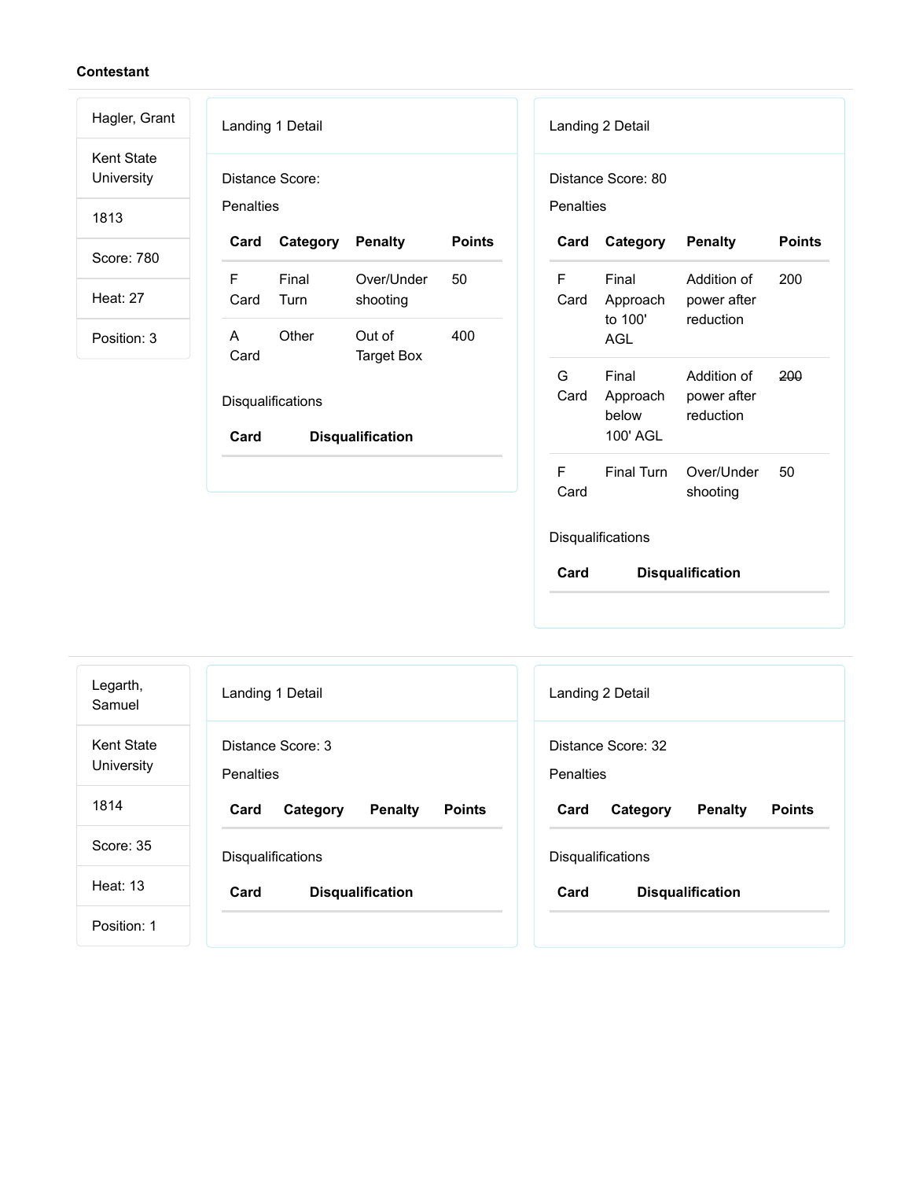**Contestant**

| |
|---|
| Hagler, Grant |
| Kent State University |
| 1813 |
| Score: 780 |
| Heat: 27 |
| Position: 3 |

Landing 1 Detail

Distance Score:

Penalties

| Card | Category | Penalty | Points |
|---|---|---|---|
| F Card | Final Turn | Over/Under shooting | 50 |
| A Card | Other | Out of Target Box | 400 |

Disqualifications

| Card | Disqualification |
|---|---|

Landing 2 Detail

Distance Score: 80

Penalties

| Card | Category | Penalty | Points |
|---|---|---|---|
| F Card | Final Approach to 100' AGL | Addition of power after reduction | 200 |
| G Card | Final Approach below 100' AGL | Addition of power after reduction | ~~200~~ |
| F Card | Final Turn | Over/Under shooting | 50 |

Disqualifications

| Card | Disqualification |
|---|---|

| |
|---|
| Legarth, Samuel |
| Kent State University |
| 1814 |
| Score: 35 |
| Heat: 13 |
| Position: 1 |

Landing 1 Detail

Distance Score: 3

Penalties

| Card | Category | Penalty | Points |
|---|---|---|---|

Disqualifications

| Card | Disqualification |
|---|---|

Landing 2 Detail

Distance Score: 32

Penalties

| Card | Category | Penalty | Points |
|---|---|---|---|

Disqualifications

| Card | Disqualification |
|---|---|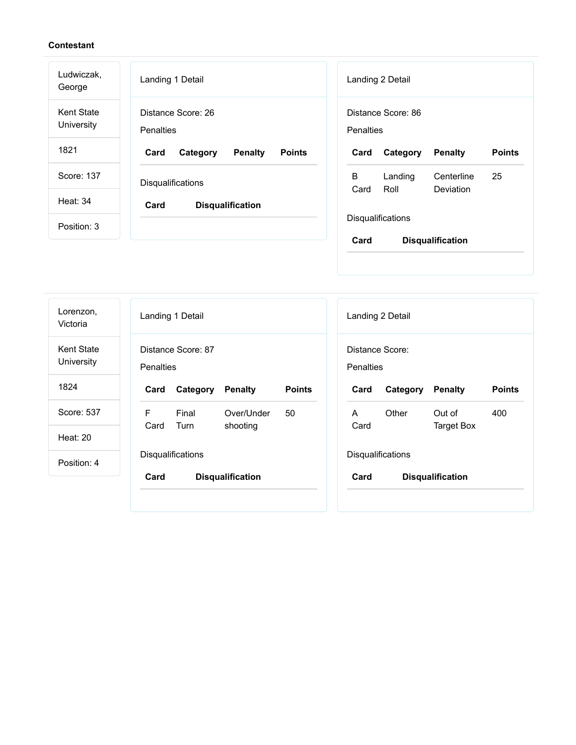**Contestant**

Ludwiczak, George

Kent State University

1821

Score: 137

Heat: 34

Position: 3

Landing 1 Detail

Distance Score: 26

Penalties

| Card | Category | Penalty | Points |
|---|---|---|---|

Disqualifications

| Card | Disqualification |
|---|---|

Landing 2 Detail

Distance Score: 86

Penalties

| Card | Category | Penalty | Points |
|---|---|---|---|
| B Card | Landing Roll | Centerline Deviation | 25 |

Disqualifications

| Card | Disqualification |
|---|---|

---

Lorenzon, Victoria

Kent State University

1824

Score: 537

Heat: 20

Position: 4

Landing 1 Detail

Distance Score: 87

Penalties

| Card | Category | Penalty | Points |
|---|---|---|---|
| F Card | Final Turn | Over/Under shooting | 50 |

Disqualifications

| Card | Disqualification |
|---|---|

Landing 2 Detail

Distance Score:

Penalties

| Card | Category | Penalty | Points |
|---|---|---|---|
| A Card | Other | Out of Target Box | 400 |

Disqualifications

| Card | Disqualification |
|---|---|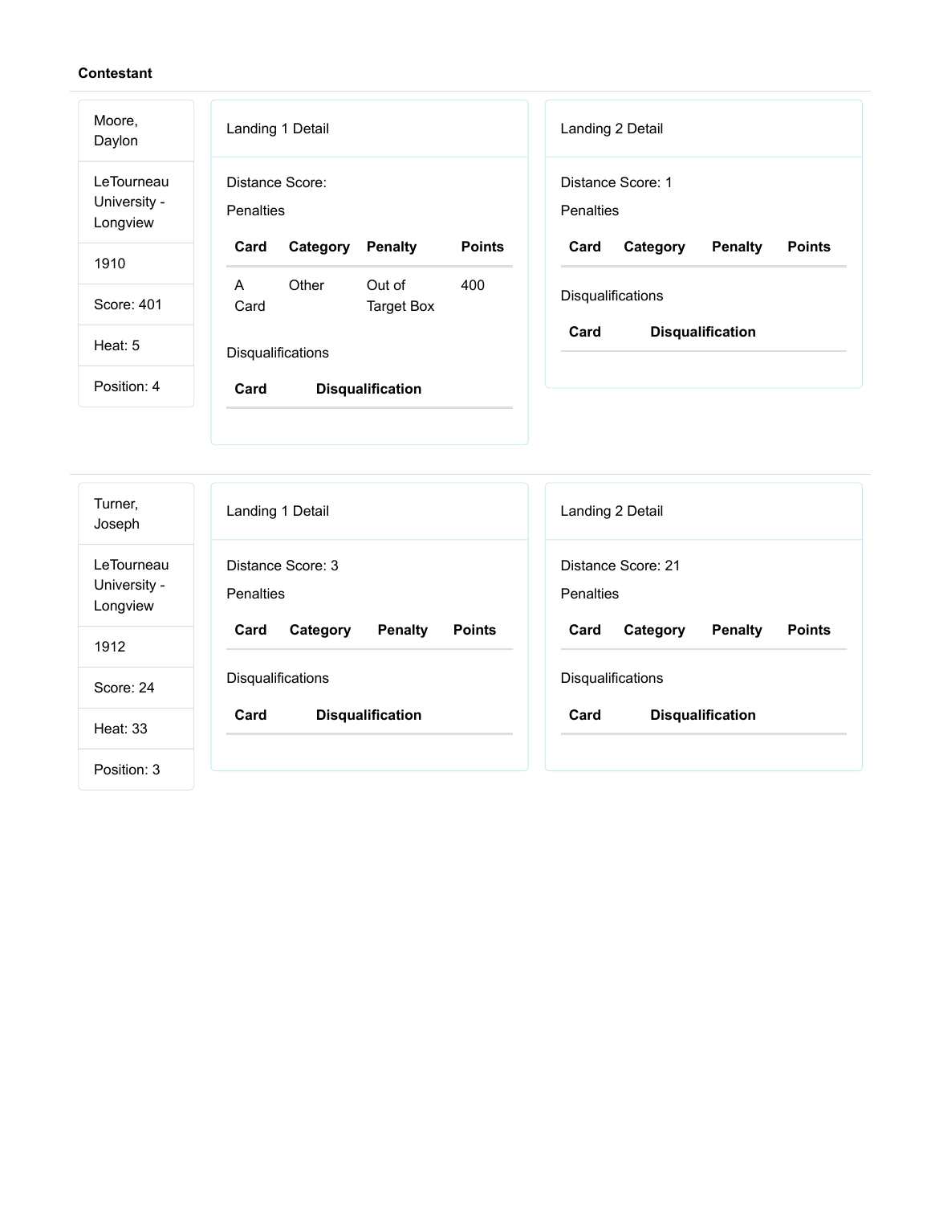**Contestant**

| |
|---|
| Moore, Daylon |
| LeTourneau University - Longview |
| 1910 |
| Score: 401 |
| Heat: 5 |
| Position: 4 |

Landing 1 Detail

Distance Score:

Penalties

| Card | Category | Penalty | Points |
|---|---|---|---|
| A Card | Other | Out of Target Box | 400 |

Disqualifications

| Card | Disqualification |
|---|---|

Landing 2 Detail

Distance Score: 1

Penalties

| Card | Category | Penalty | Points |
|---|---|---|---|

Disqualifications

| Card | Disqualification |
|---|---|

| |
|---|
| Turner, Joseph |
| LeTourneau University - Longview |
| 1912 |
| Score: 24 |
| Heat: 33 |
| Position: 3 |

Landing 1 Detail

Distance Score: 3

Penalties

| Card | Category | Penalty | Points |
|---|---|---|---|

Disqualifications

| Card | Disqualification |
|---|---|

Landing 2 Detail

Distance Score: 21

Penalties

| Card | Category | Penalty | Points |
|---|---|---|---|

Disqualifications

| Card | Disqualification |
|---|---|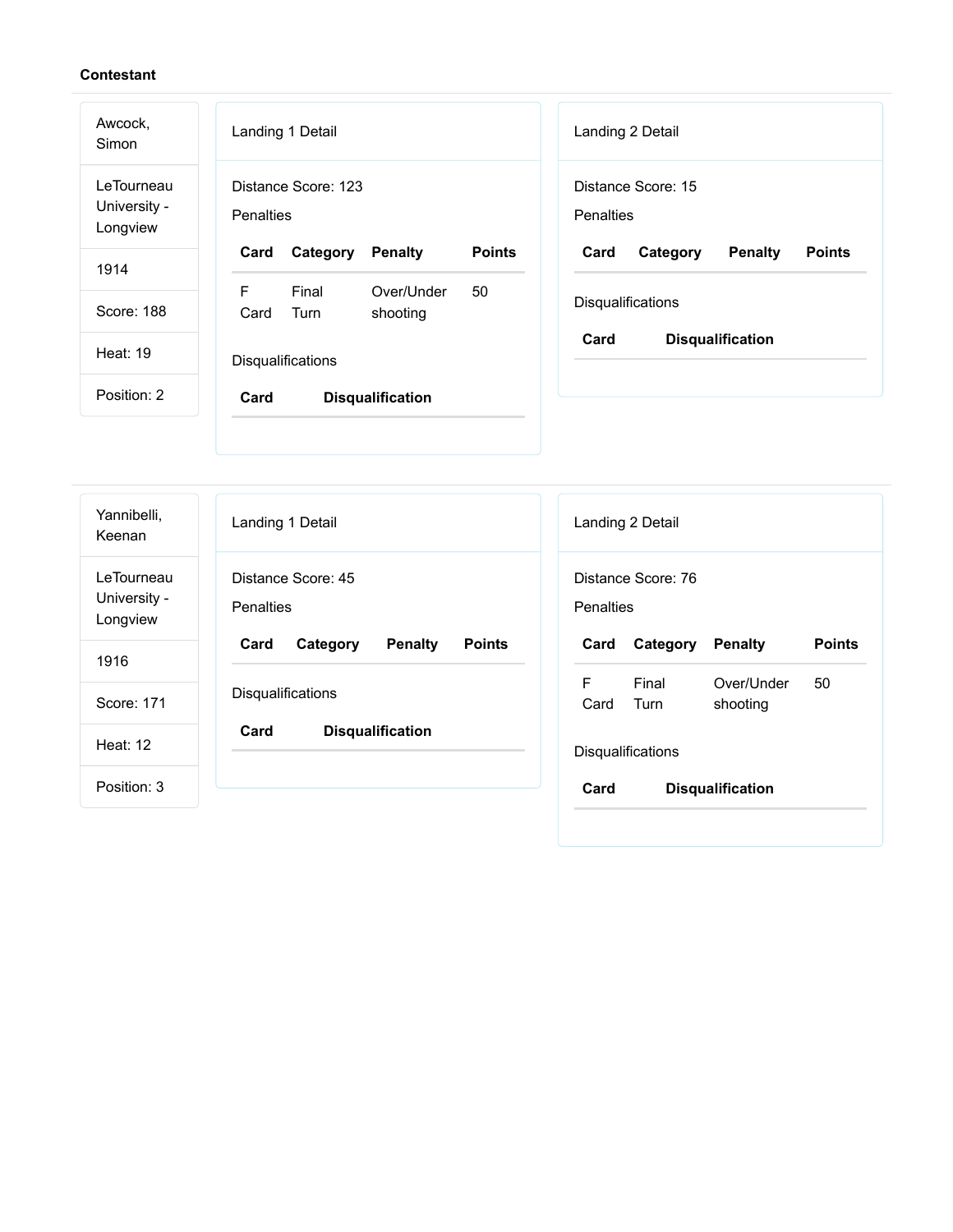**Contestant**

Awcock, Simon

LeTourneau University - Longview

1914

Score: 188

Heat: 19

Position: 2

Landing 1 Detail

Distance Score: 123

Penalties

| Card | Category | Penalty | Points |
|---|---|---|---|
| F Card | Final Turn | Over/Under shooting | 50 |

Disqualifications

| Card | Disqualification |
|---|---|

Landing 2 Detail

Distance Score: 15

Penalties

| Card | Category | Penalty | Points |
|---|---|---|---|

Disqualifications

| Card | Disqualification |
|---|---|

---

Yannibelli, Keenan

LeTourneau University - Longview

1916

Score: 171

Heat: 12

Position: 3

Landing 1 Detail

Distance Score: 45

Penalties

| Card | Category | Penalty | Points |
|---|---|---|---|

Disqualifications

| Card | Disqualification |
|---|---|

Landing 2 Detail

Distance Score: 76

Penalties

| Card | Category | Penalty | Points |
|---|---|---|---|
| F Card | Final Turn | Over/Under shooting | 50 |

Disqualifications

| Card | Disqualification |
|---|---|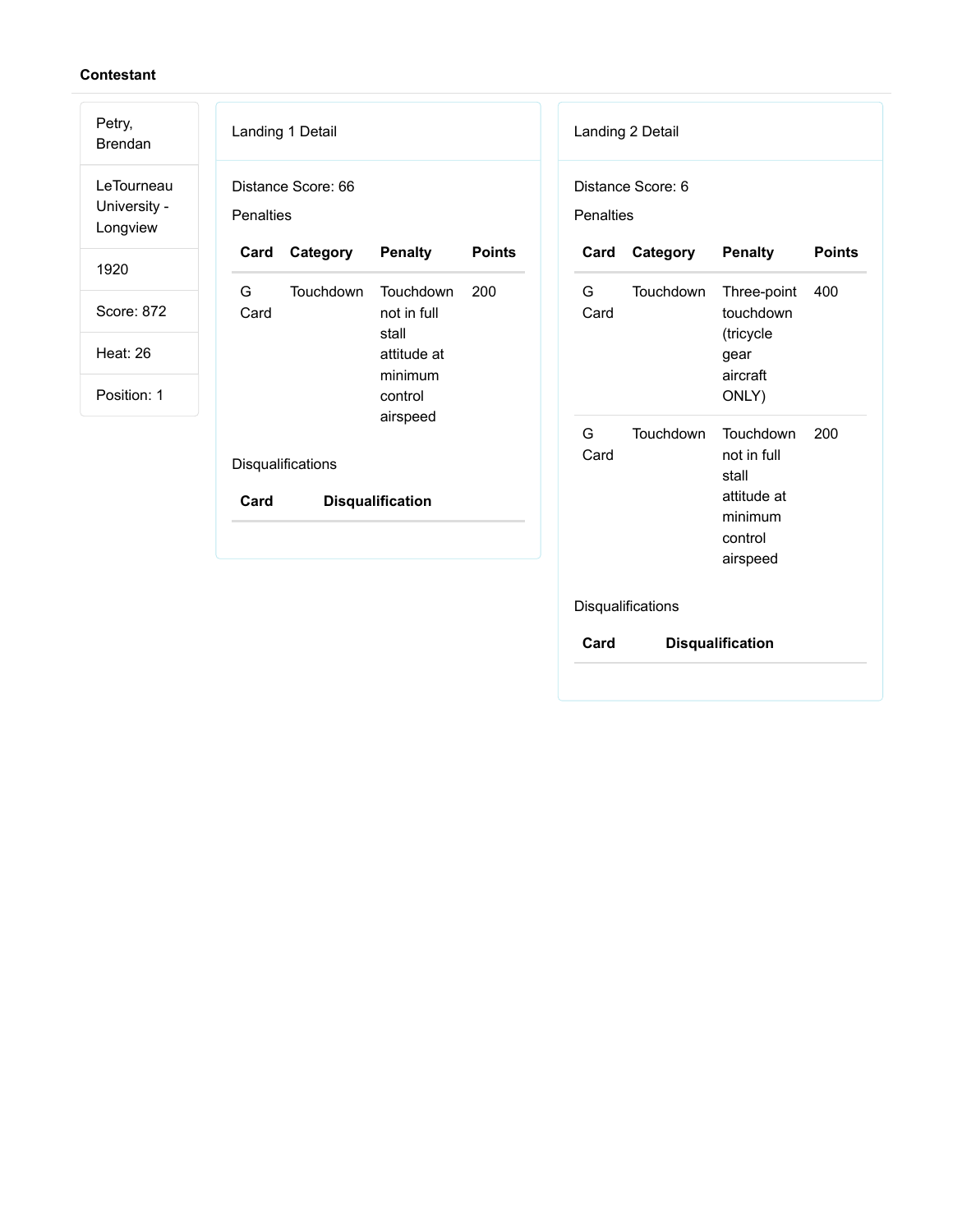**Contestant**

Petry, Brendan

LeTourneau University - Longview

1920

Score: 872

Heat: 26

Position: 1

Landing 1 Detail

Distance Score: 66

Penalties

| Card | Category | Penalty | Points |
| --- | --- | --- | --- |
| G Card | Touchdown | Touchdown not in full stall attitude at minimum control airspeed | 200 |

Disqualifications

| Card | Disqualification |
| --- | --- |

Landing 2 Detail

Distance Score: 6

Penalties

| Card | Category | Penalty | Points |
| --- | --- | --- | --- |
| G Card | Touchdown | Three-point touchdown (tricycle gear aircraft ONLY) | 400 |
| G Card | Touchdown | Touchdown not in full stall attitude at minimum control airspeed | 200 |

Disqualifications

| Card | Disqualification |
| --- | --- |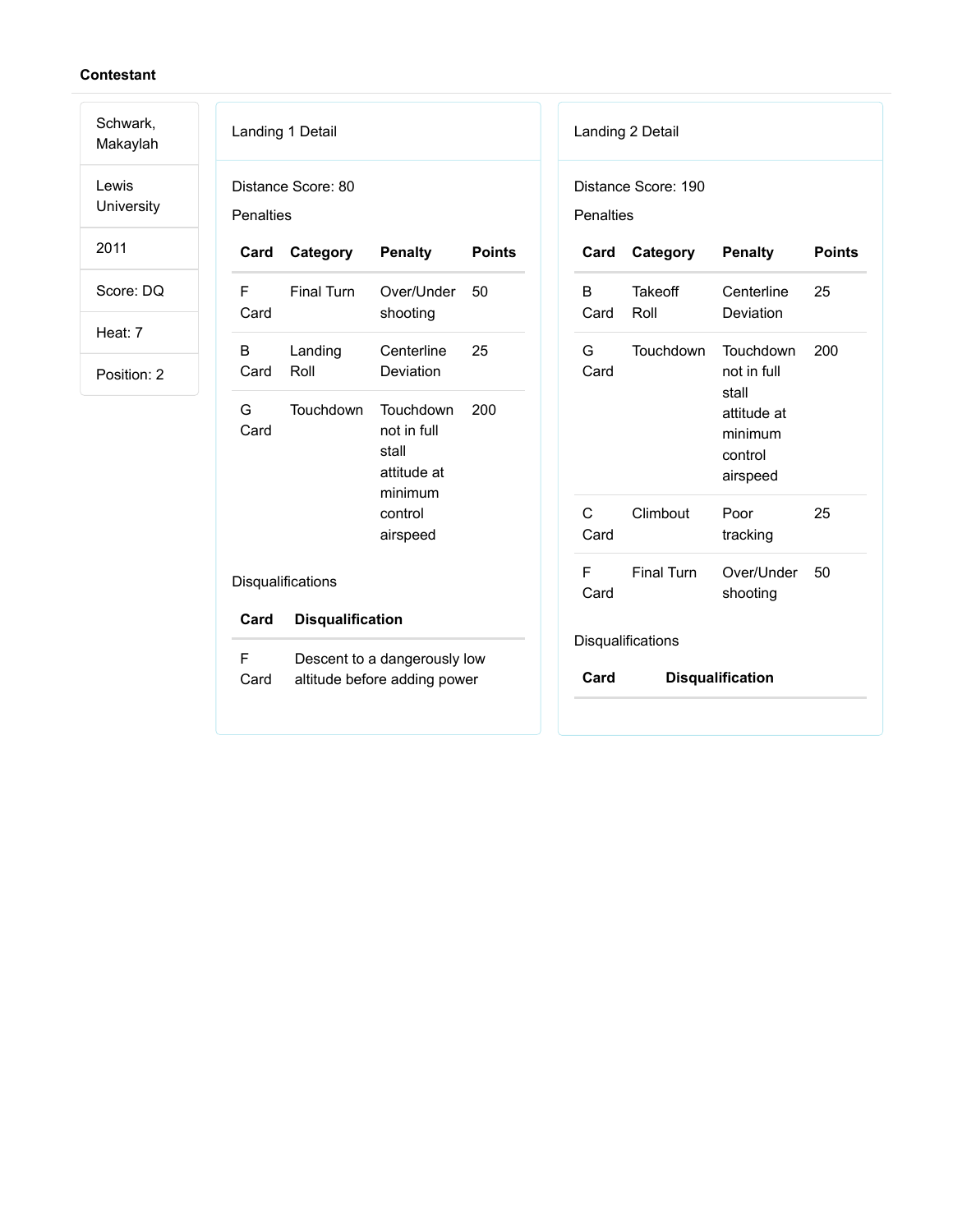**Contestant**

Schwark, Makaylah

Lewis University

2011

Score: DQ

Heat: 7

Position: 2

Landing 1 Detail

Distance Score: 80

Penalties

| Card | Category | Penalty | Points |
|---|---|---|---|
| F Card | Final Turn | Over/Under shooting | 50 |
| B Card | Landing Roll | Centerline Deviation | 25 |
| G Card | Touchdown | Touchdown not in full stall attitude at minimum control airspeed | 200 |

Disqualifications

| Card | Disqualification |
|---|---|
| F Card | Descent to a dangerously low altitude before adding power |

Landing 2 Detail

Distance Score: 190

Penalties

| Card | Category | Penalty | Points |
|---|---|---|---|
| B Card | Takeoff Roll | Centerline Deviation | 25 |
| G Card | Touchdown | Touchdown not in full stall attitude at minimum control airspeed | 200 |
| C Card | Climbout | Poor tracking | 25 |
| F Card | Final Turn | Over/Under shooting | 50 |

Disqualifications

| Card | Disqualification |
|---|---|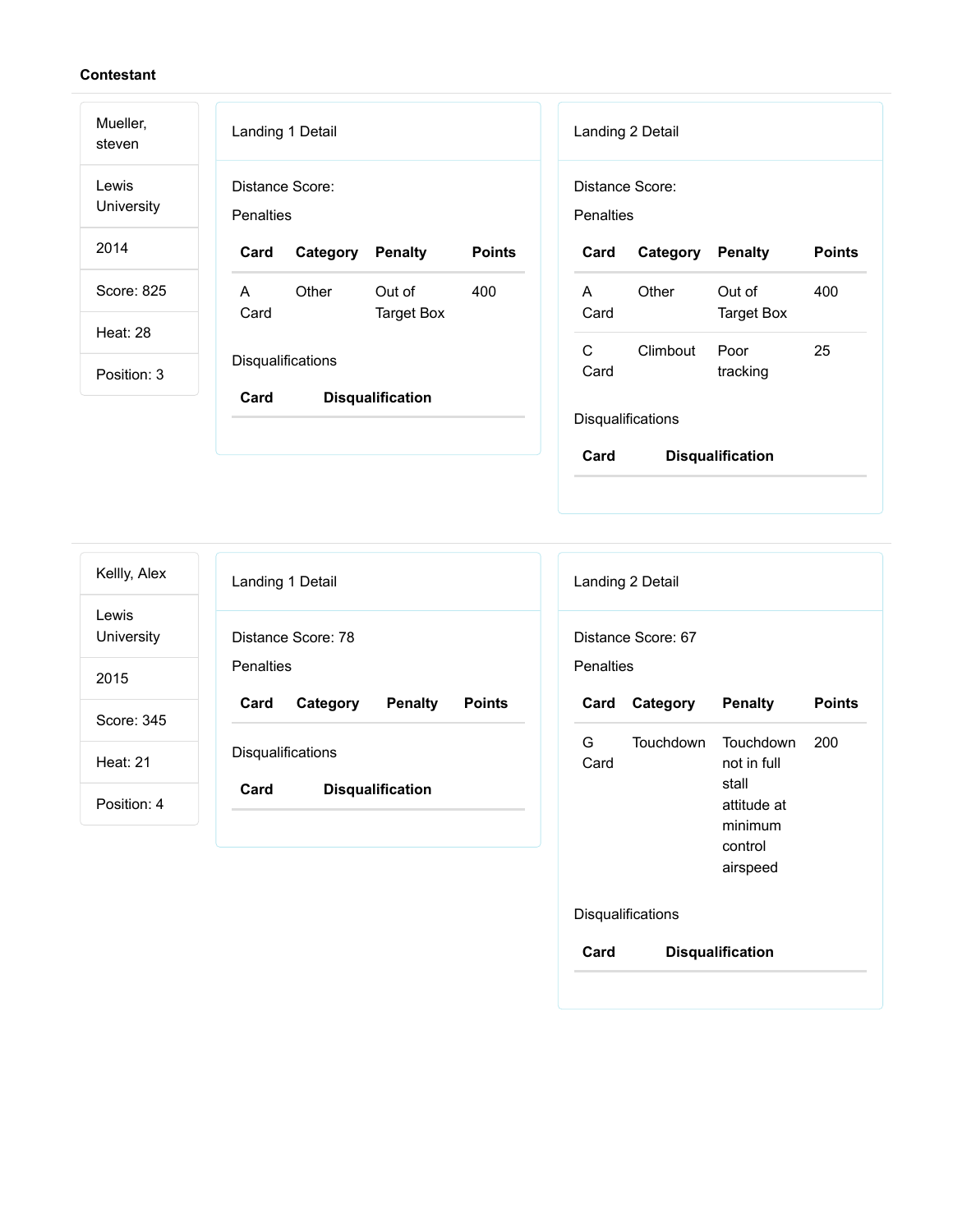**Contestant**

| |
|---|
| Mueller, steven |
| Lewis University |
| 2014 |
| Score: 825 |
| Heat: 28 |
| Position: 3 |

Landing 1 Detail

Distance Score:

Penalties

| Card | Category | Penalty | Points |
|---|---|---|---|
| A Card | Other | Out of Target Box | 400 |

Disqualifications

| Card | Disqualification |
|---|---|

Landing 2 Detail

Distance Score:

Penalties

| Card | Category | Penalty | Points |
|---|---|---|---|
| A Card | Other | Out of Target Box | 400 |
| C Card | Climbout | Poor tracking | 25 |

Disqualifications

| Card | Disqualification |
|---|---|

---

| |
|---|
| Kellly, Alex |
| Lewis University |
| 2015 |
| Score: 345 |
| Heat: 21 |
| Position: 4 |

Landing 1 Detail

Distance Score: 78

Penalties

| Card | Category | Penalty | Points |
|---|---|---|---|

Disqualifications

| Card | Disqualification |
|---|---|

Landing 2 Detail

Distance Score: 67

Penalties

| Card | Category | Penalty | Points |
|---|---|---|---|
| G Card | Touchdown | Touchdown not in full stall attitude at minimum control airspeed | 200 |

Disqualifications

| Card | Disqualification |
|---|---|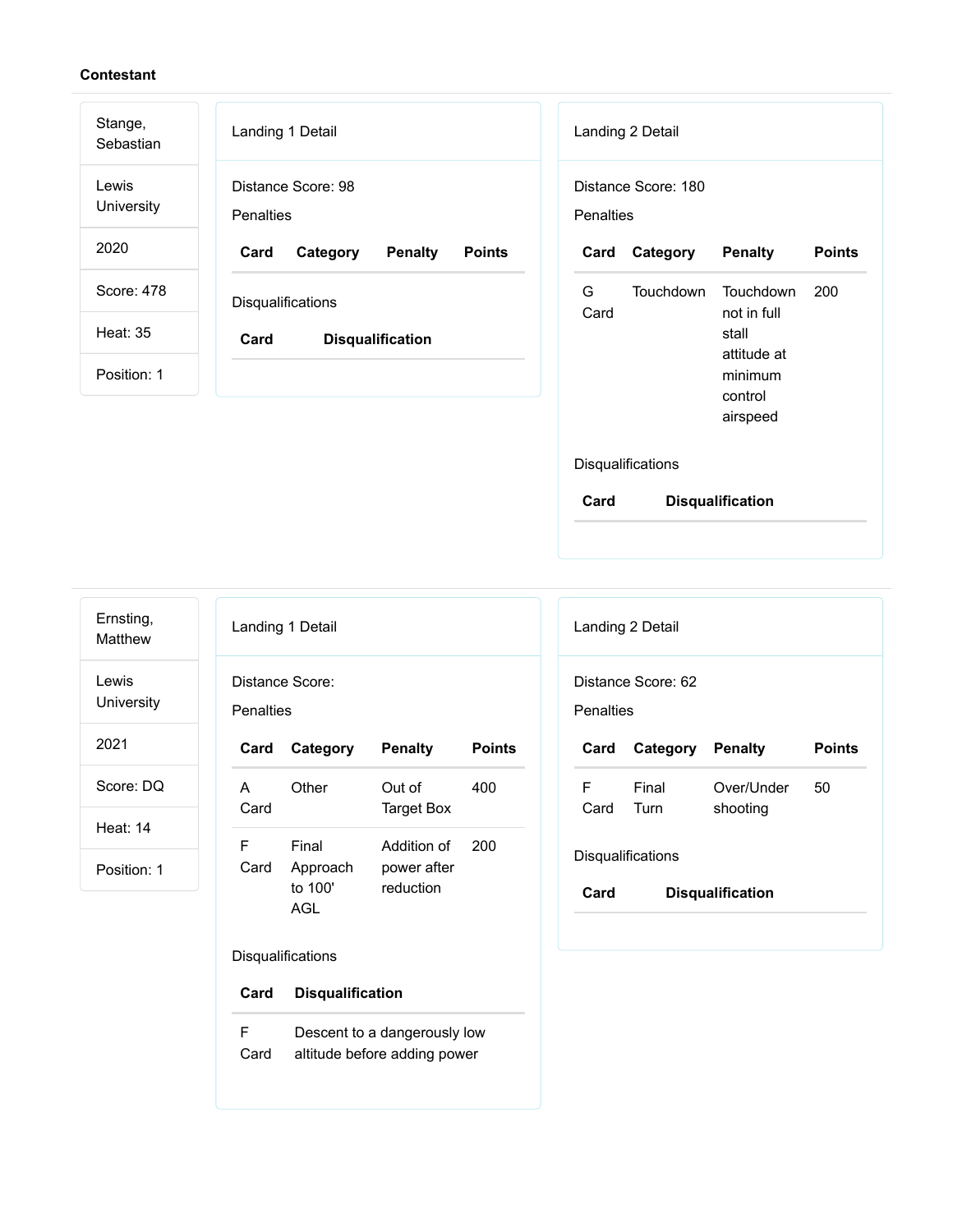**Contestant**

Stange, Sebastian

Lewis University

2020

Score: 478

Heat: 35

Position: 1

Landing 1 Detail

Distance Score: 98

Penalties

| Card | Category | Penalty | Points |
| --- | --- | --- | --- |

Disqualifications

| Card | Disqualification |
| --- | --- |

Landing 2 Detail

Distance Score: 180

Penalties

| Card | Category | Penalty | Points |
| --- | --- | --- | --- |
| G Card | Touchdown | Touchdown not in full stall attitude at minimum control airspeed | 200 |

Disqualifications

| Card | Disqualification |
| --- | --- |

---

Ernsting, Matthew

Lewis University

2021

Score: DQ

Heat: 14

Position: 1

Landing 1 Detail

Distance Score:

Penalties

| Card | Category | Penalty | Points |
| --- | --- | --- | --- |
| A Card | Other | Out of Target Box | 400 |
| F Card | Final Approach to 100' AGL | Addition of power after reduction | 200 |

Disqualifications

| Card | Disqualification |
| --- | --- |
| F Card | Descent to a dangerously low altitude before adding power |

Landing 2 Detail

Distance Score: 62

Penalties

| Card | Category | Penalty | Points |
| --- | --- | --- | --- |
| F Card | Final Turn | Over/Under shooting | 50 |

Disqualifications

| Card | Disqualification |
| --- | --- |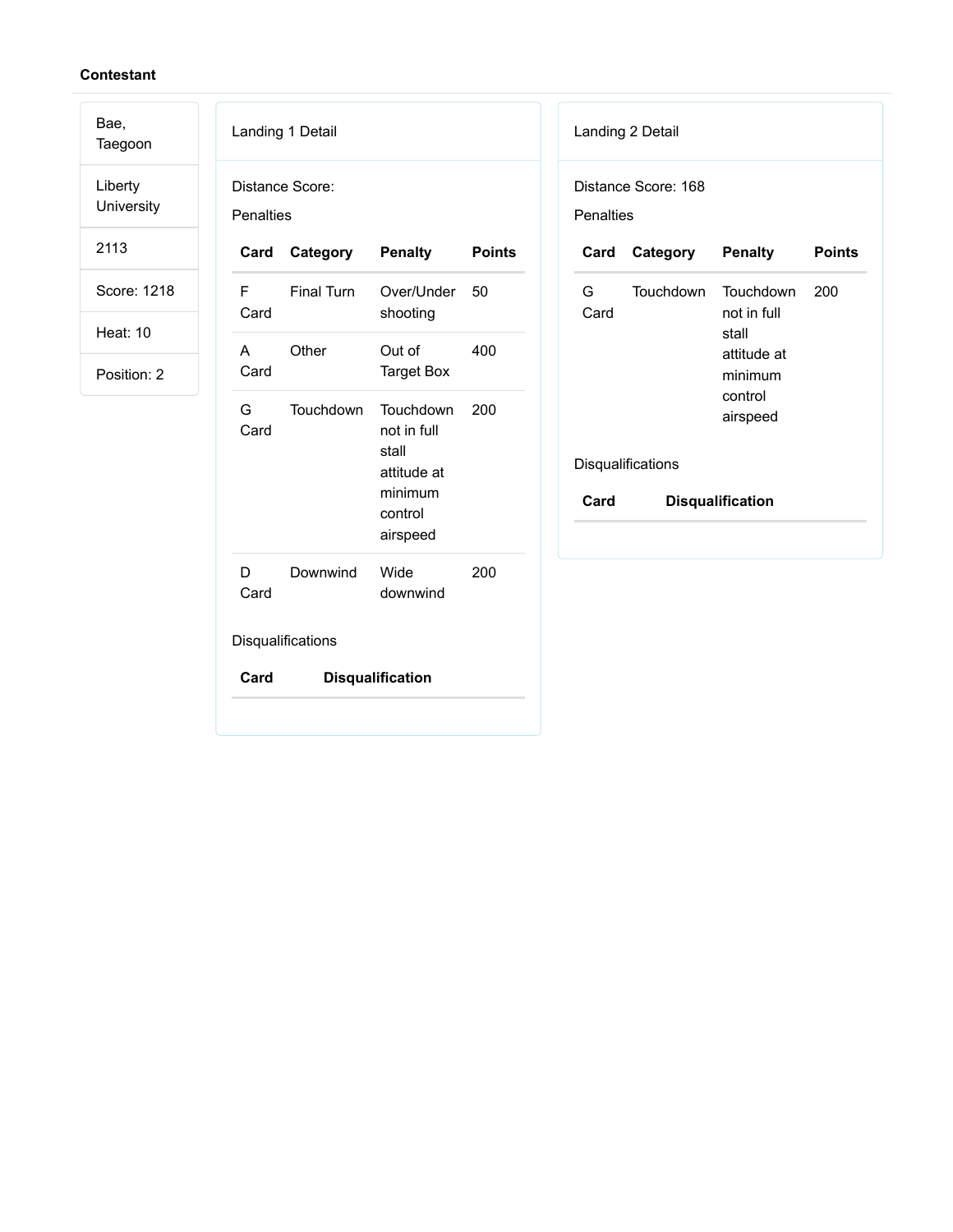**Contestant**

| Bae, Taegoon |
| --- |
| Liberty University |
| 2113 |
| Score: 1218 |
| Heat: 10 |
| Position: 2 |

Landing 1 Detail

Distance Score:

Penalties

| Card | Category | Penalty | Points |
| --- | --- | --- | --- |
| F Card | Final Turn | Over/Under shooting | 50 |
| A Card | Other | Out of Target Box | 400 |
| G Card | Touchdown | Touchdown not in full stall attitude at minimum control airspeed | 200 |
| D Card | Downwind | Wide downwind | 200 |

Disqualifications

| Card | Disqualification |
| --- | --- |

Landing 2 Detail

Distance Score: 168

Penalties

| Card | Category | Penalty | Points |
| --- | --- | --- | --- |
| G Card | Touchdown | Touchdown not in full stall attitude at minimum control airspeed | 200 |

Disqualifications

| Card | Disqualification |
| --- | --- |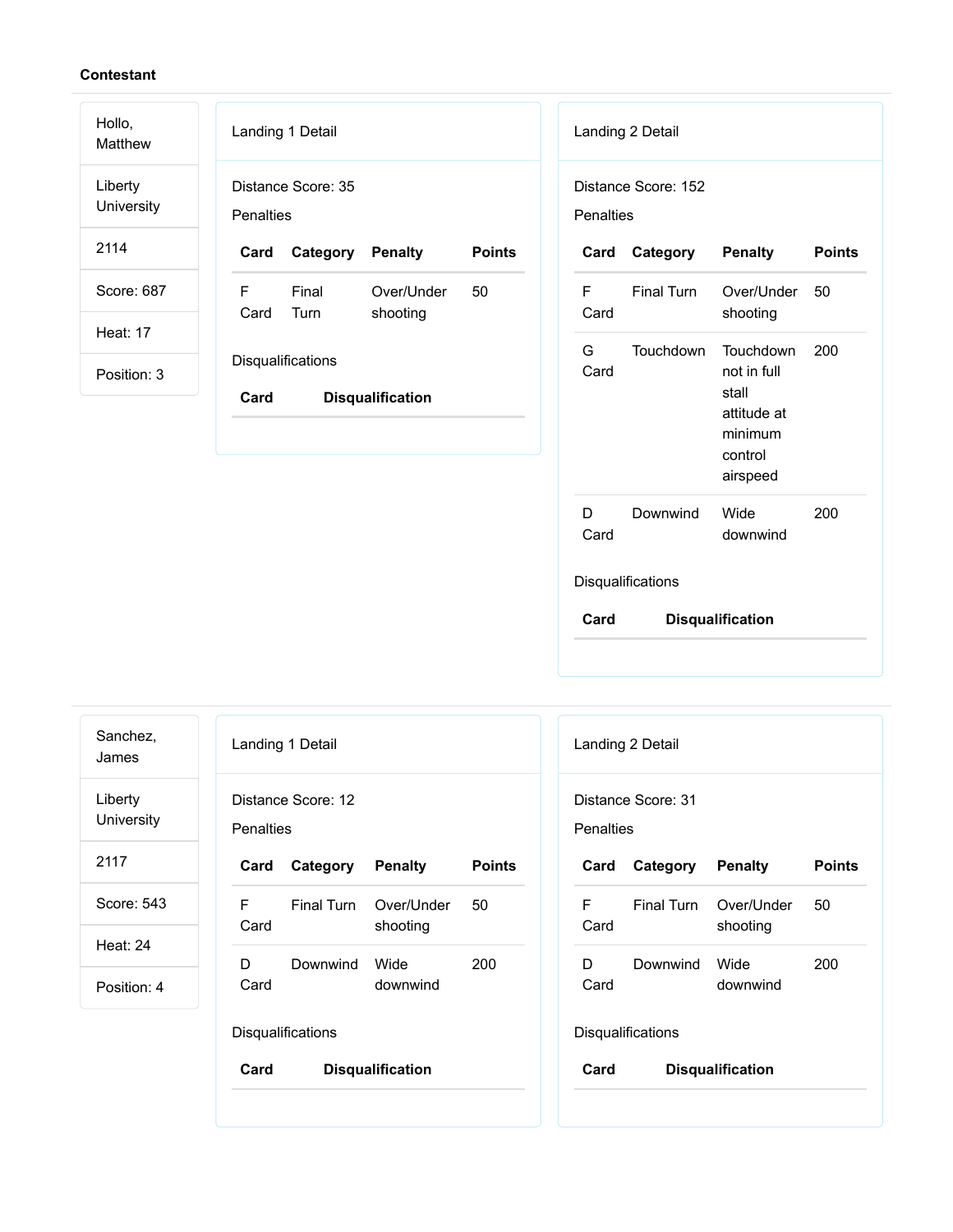**Contestant**

Hollo, Matthew

Liberty University

2114

Score: 687

Heat: 17

Position: 3

Landing 1 Detail

Distance Score: 35

Penalties

| Card | Category | Penalty | Points |
|---|---|---|---|
| F Card | Final Turn | Over/Under shooting | 50 |

Disqualifications

| Card | Disqualification |
|---|---|

Landing 2 Detail

Distance Score: 152

Penalties

| Card | Category | Penalty | Points |
|---|---|---|---|
| F Card | Final Turn | Over/Under shooting | 50 |
| G Card | Touchdown | Touchdown not in full stall attitude at minimum control airspeed | 200 |
| D Card | Downwind | Wide downwind | 200 |

Disqualifications

| Card | Disqualification |
|---|---|

---

Sanchez, James

Liberty University

2117

Score: 543

Heat: 24

Position: 4

Landing 1 Detail

Distance Score: 12

Penalties

| Card | Category | Penalty | Points |
|---|---|---|---|
| F Card | Final Turn | Over/Under shooting | 50 |
| D Card | Downwind | Wide downwind | 200 |

Disqualifications

| Card | Disqualification |
|---|---|

Landing 2 Detail

Distance Score: 31

Penalties

| Card | Category | Penalty | Points |
|---|---|---|---|
| F Card | Final Turn | Over/Under shooting | 50 |
| D Card | Downwind | Wide downwind | 200 |

Disqualifications

| Card | Disqualification |
|---|---|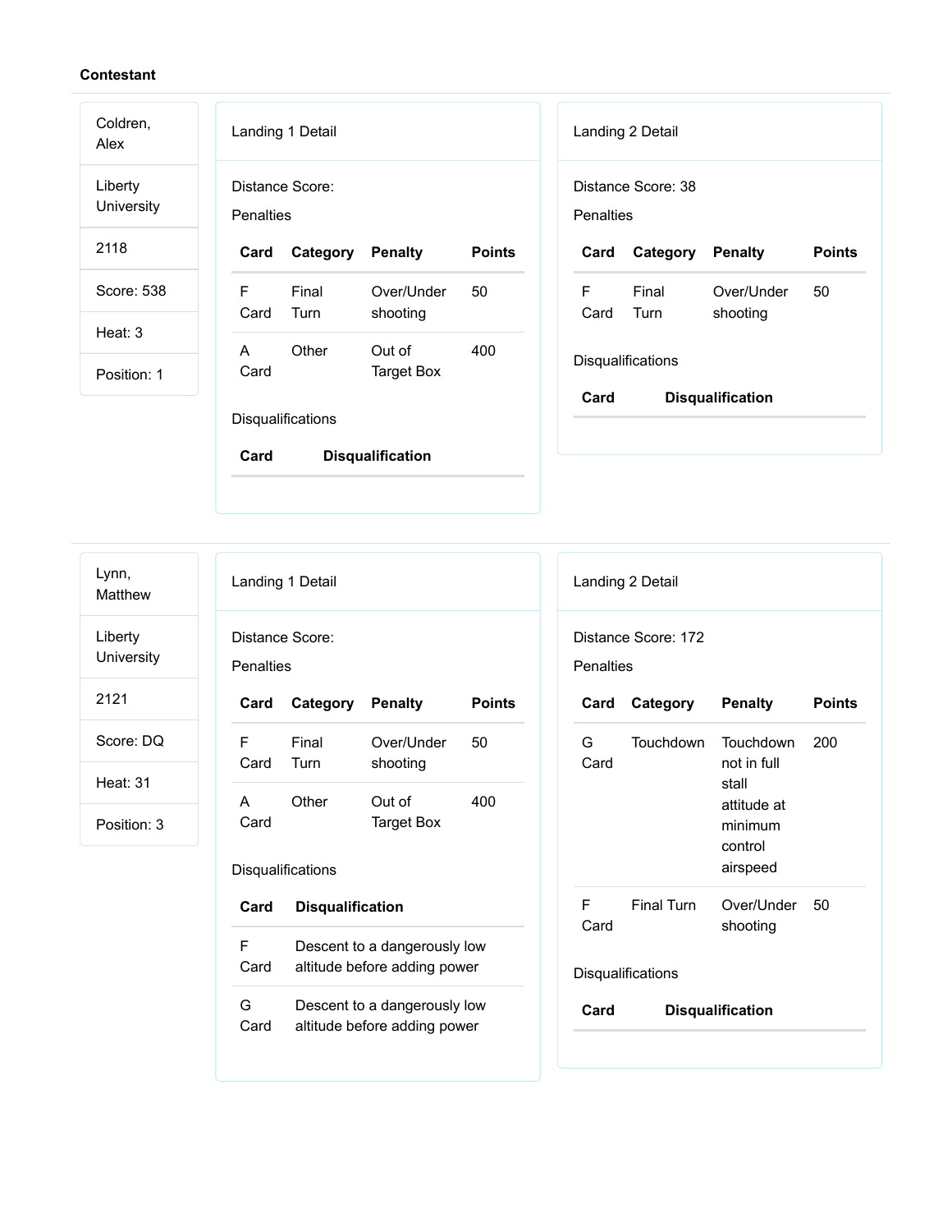**Contestant**

Coldren, Alex

Liberty University

2118

Score: 538

Heat: 3

Position: 1

Landing 1 Detail

Distance Score:

Penalties

| Card | Category | Penalty | Points |
|---|---|---|---|
| F Card | Final Turn | Over/Under shooting | 50 |
| A Card | Other | Out of Target Box | 400 |

Disqualifications

| Card | Disqualification |
|---|---|

Landing 2 Detail

Distance Score: 38

Penalties

| Card | Category | Penalty | Points |
|---|---|---|---|
| F Card | Final Turn | Over/Under shooting | 50 |

Disqualifications

| Card | Disqualification |
|---|---|

---

Lynn, Matthew

Liberty University

2121

Score: DQ

Heat: 31

Position: 3

Landing 1 Detail

Distance Score:

Penalties

| Card | Category | Penalty | Points |
|---|---|---|---|
| F Card | Final Turn | Over/Under shooting | 50 |
| A Card | Other | Out of Target Box | 400 |

Disqualifications

| Card | Disqualification |
|---|---|
| F Card | Descent to a dangerously low altitude before adding power |
| G Card | Descent to a dangerously low altitude before adding power |

Landing 2 Detail

Distance Score: 172

Penalties

| Card | Category | Penalty | Points |
|---|---|---|---|
| G Card | Touchdown | Touchdown not in full stall attitude at minimum control airspeed | 200 |
| F Card | Final Turn | Over/Under shooting | 50 |

Disqualifications

| Card | Disqualification |
|---|---|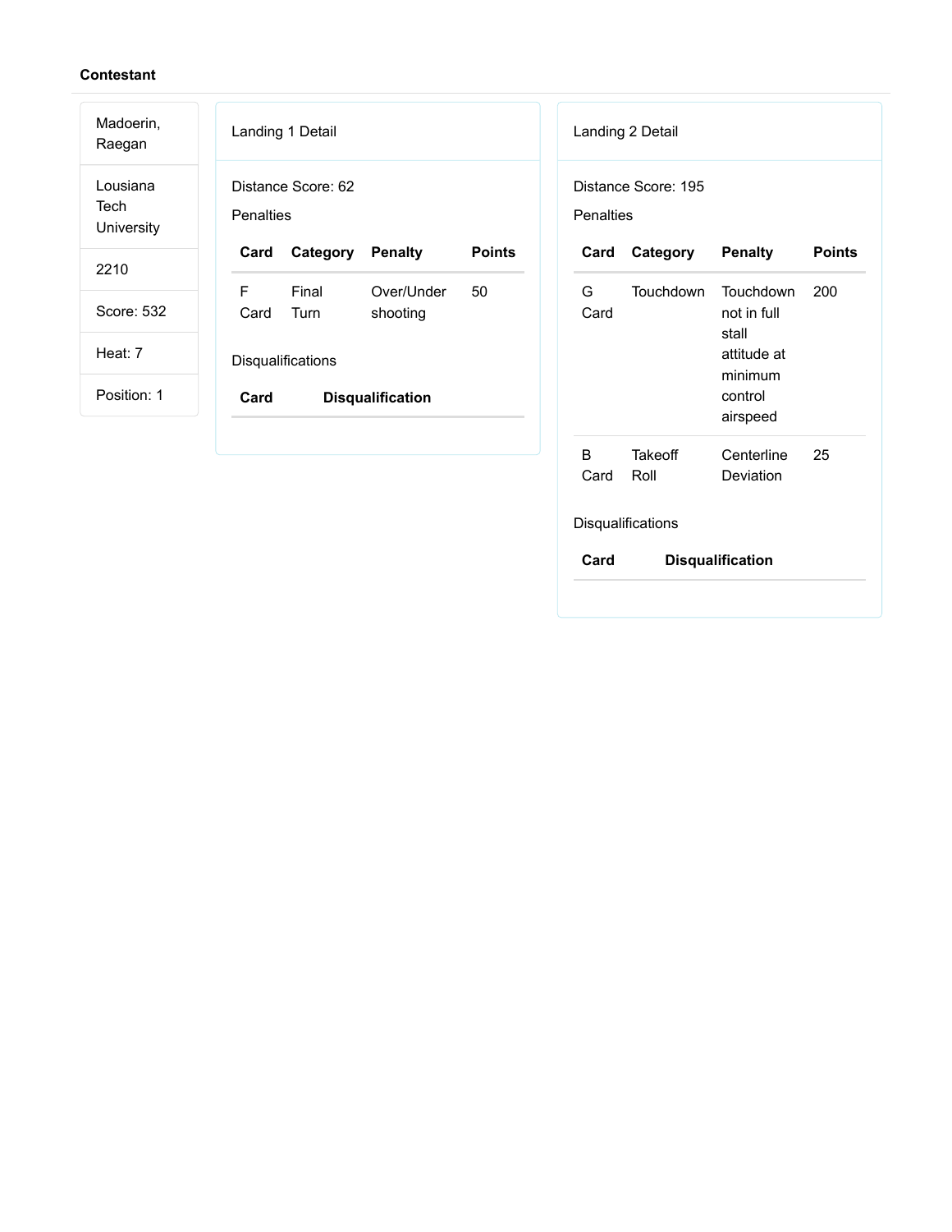**Contestant**

| |
|---|
| Madoerin, Raegan |
| Lousiana Tech University |
| 2210 |
| Score: 532 |
| Heat: 7 |
| Position: 1 |

Landing 1 Detail

Distance Score: 62

Penalties

| Card | Category | Penalty | Points |
|---|---|---|---|
| F Card | Final Turn | Over/Under shooting | 50 |

Disqualifications

| Card | Disqualification |
|---|---|

Landing 2 Detail

Distance Score: 195

Penalties

| Card | Category | Penalty | Points |
|---|---|---|---|
| G Card | Touchdown | Touchdown not in full stall attitude at minimum control airspeed | 200 |
| B Card | Takeoff Roll | Centerline Deviation | 25 |

Disqualifications

| Card | Disqualification |
|---|---|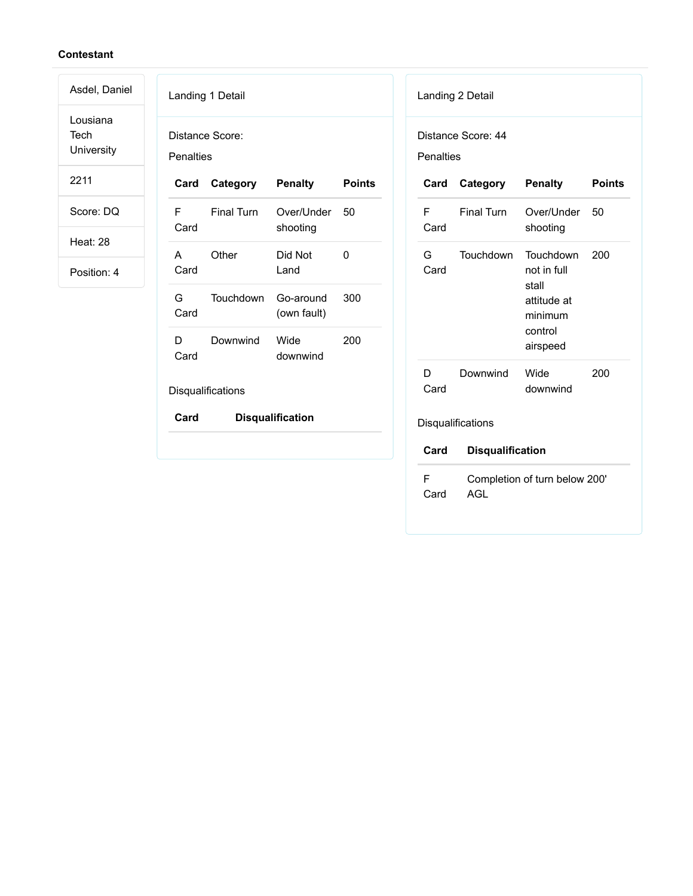**Contestant**

| |
|---|
| Asdel, Daniel |
| Lousiana Tech University |
| 2211 |
| Score: DQ |
| Heat: 28 |
| Position: 4 |

Landing 1 Detail

Distance Score:

Penalties

| Card | Category | Penalty | Points |
|---|---|---|---|
| F Card | Final Turn | Over/Under shooting | 50 |
| A Card | Other | Did Not Land | 0 |
| G Card | Touchdown | Go-around (own fault) | 300 |
| D Card | Downwind | Wide downwind | 200 |

Disqualifications

| Card | Disqualification |
|---|---|

Landing 2 Detail

Distance Score: 44

Penalties

| Card | Category | Penalty | Points |
|---|---|---|---|
| F Card | Final Turn | Over/Under shooting | 50 |
| G Card | Touchdown | Touchdown not in full stall attitude at minimum control airspeed | 200 |
| D Card | Downwind | Wide downwind | 200 |

Disqualifications

| Card | Disqualification |
|---|---|
| F Card | Completion of turn below 200' AGL |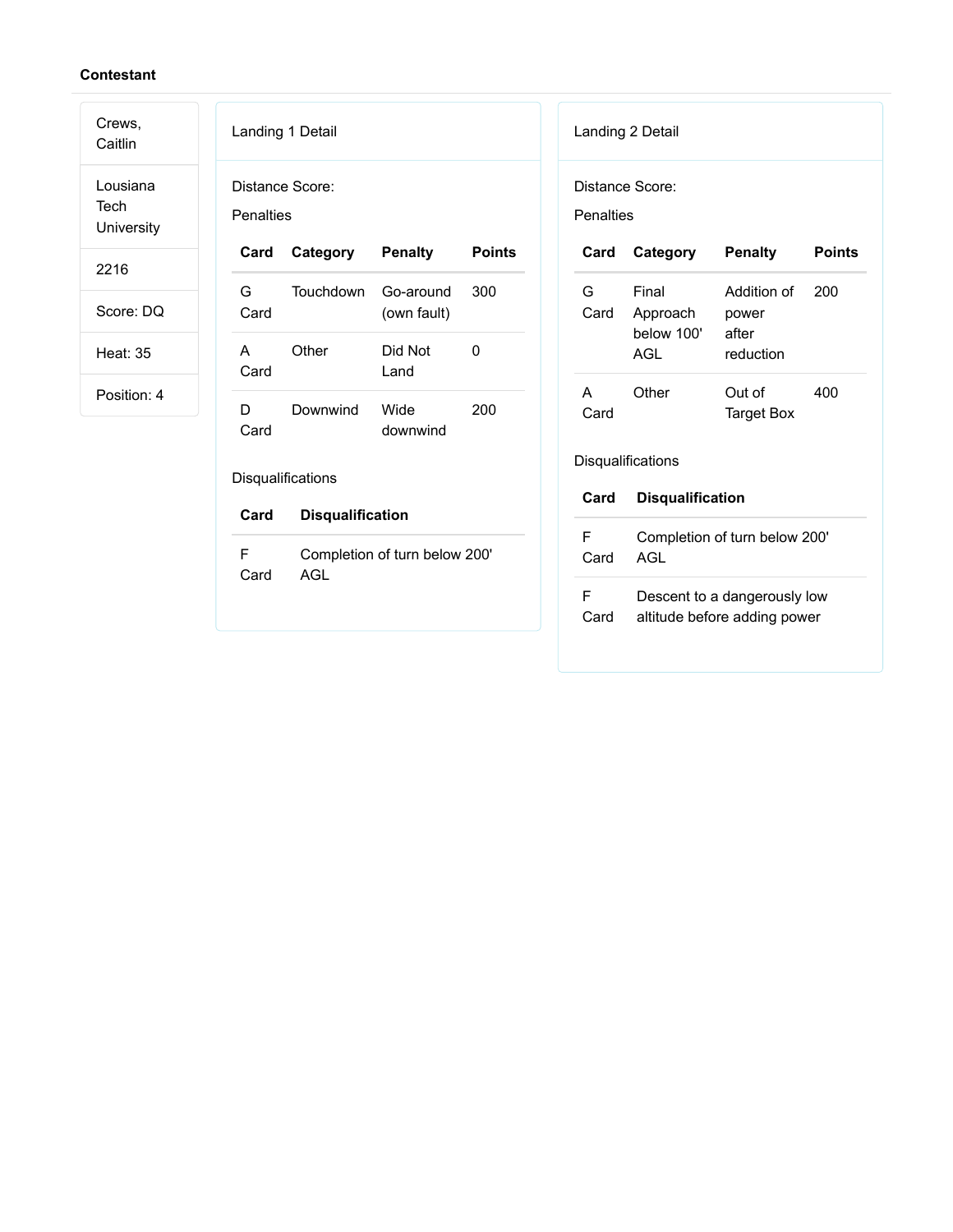**Contestant**

Crews, Caitlin

Lousiana Tech University

2216

Score: DQ

Heat: 35

Position: 4

Landing 1 Detail

Distance Score:

Penalties

| Card | Category | Penalty | Points |
|---|---|---|---|
| G Card | Touchdown | Go-around (own fault) | 300 |
| A Card | Other | Did Not Land | 0 |
| D Card | Downwind | Wide downwind | 200 |

Disqualifications

| Card | Disqualification |
|---|---|
| F Card | Completion of turn below 200' AGL |

Landing 2 Detail

Distance Score:

Penalties

| Card | Category | Penalty | Points |
|---|---|---|---|
| G Card | Final Approach below 100' AGL | Addition of power after reduction | 200 |
| A Card | Other | Out of Target Box | 400 |

Disqualifications

| Card | Disqualification |
|---|---|
| F Card | Completion of turn below 200' AGL |
| F Card | Descent to a dangerously low altitude before adding power |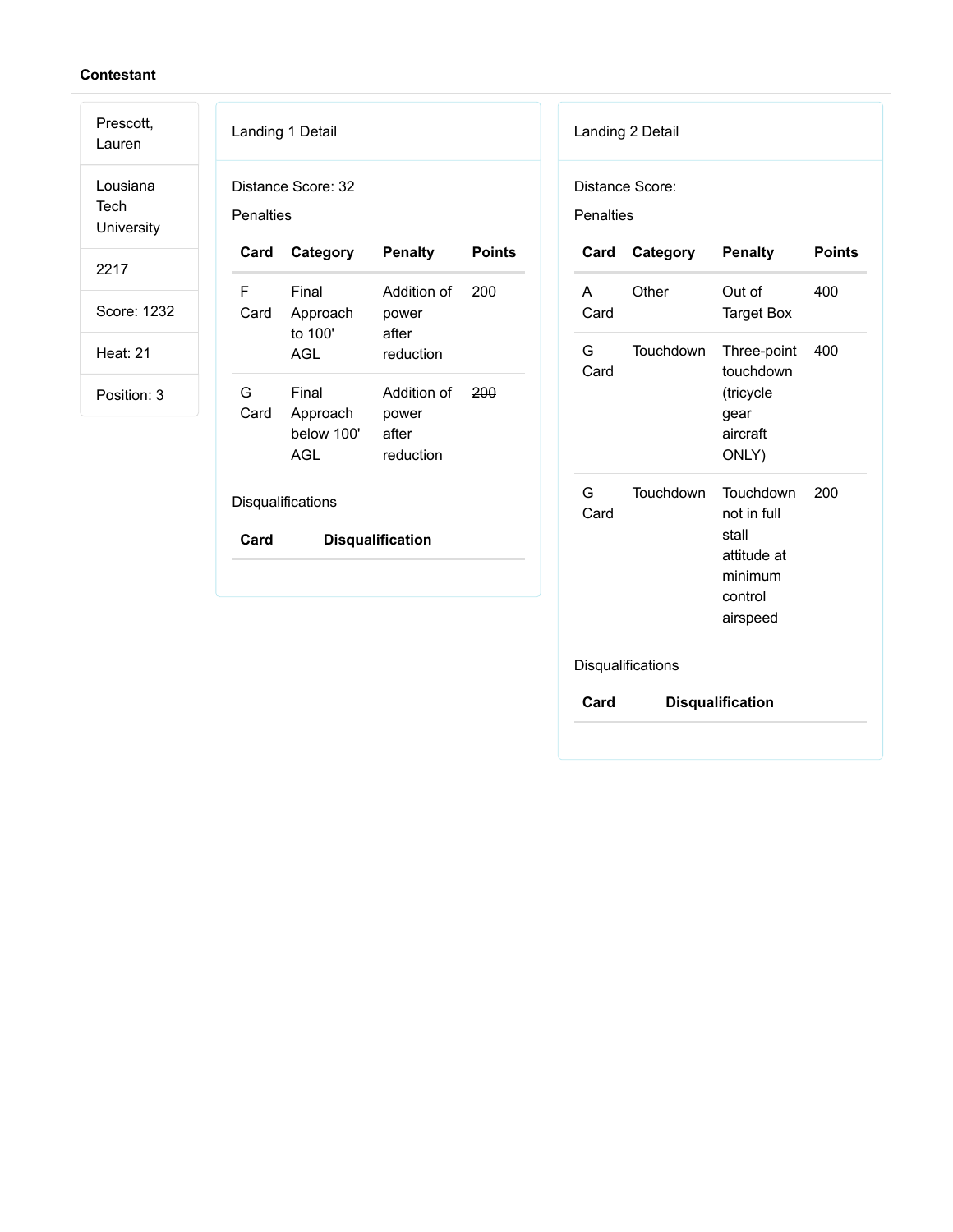**Contestant**

| Prescott, Lauren |
| --- |
| Lousiana Tech University |
| 2217 |
| Score: 1232 |
| Heat: 21 |
| Position: 3 |

Landing 1 Detail

Distance Score: 32

Penalties

| Card | Category | Penalty | Points |
| --- | --- | --- | --- |
| F Card | Final Approach to 100' AGL | Addition of power after reduction | 200 |
| G Card | Final Approach below 100' AGL | Addition of power after reduction | ~~200~~ |

Disqualifications

| Card | Disqualification |
| --- | --- |

Landing 2 Detail

Distance Score:

Penalties

| Card | Category | Penalty | Points |
| --- | --- | --- | --- |
| A Card | Other | Out of Target Box | 400 |
| G Card | Touchdown | Three-point touchdown (tricycle gear aircraft ONLY) | 400 |
| G Card | Touchdown | Touchdown not in full stall attitude at minimum control airspeed | 200 |

Disqualifications

| Card | Disqualification |
| --- | --- |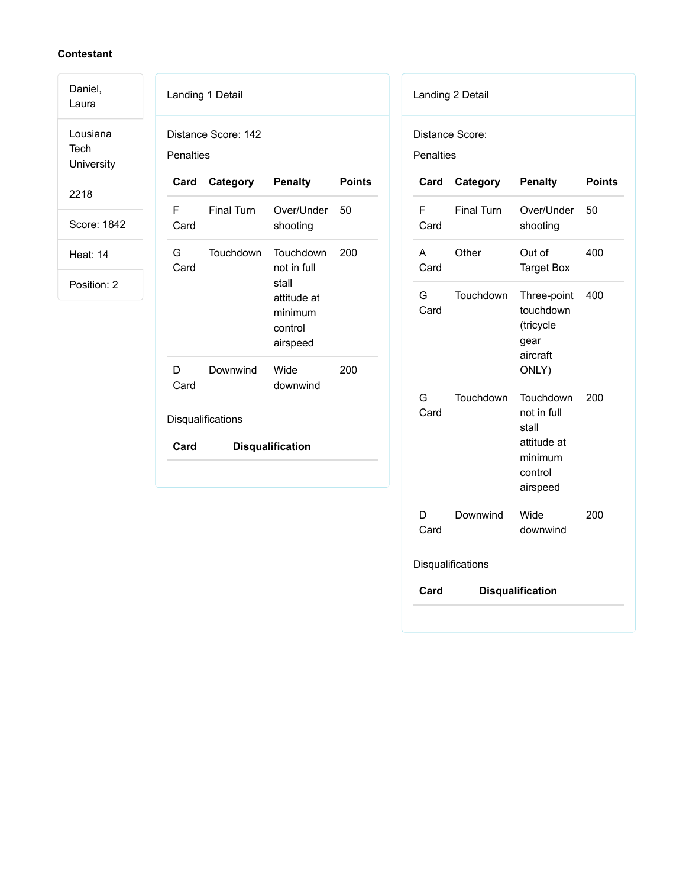**Contestant**

Daniel, Laura

Lousiana Tech University

2218

Score: 1842

Heat: 14

Position: 2

Landing 1 Detail

Distance Score: 142

Penalties

| Card | Category | Penalty | Points |
|---|---|---|---|
| F Card | Final Turn | Over/Under shooting | 50 |
| G Card | Touchdown | Touchdown not in full stall attitude at minimum control airspeed | 200 |
| D Card | Downwind | Wide downwind | 200 |

Disqualifications

| Card | Disqualification |
|---|---|

Landing 2 Detail

Distance Score:

Penalties

| Card | Category | Penalty | Points |
|---|---|---|---|
| F Card | Final Turn | Over/Under shooting | 50 |
| A Card | Other | Out of Target Box | 400 |
| G Card | Touchdown | Three-point touchdown (tricycle gear aircraft ONLY) | 400 |
| G Card | Touchdown | Touchdown not in full stall attitude at minimum control airspeed | 200 |
| D Card | Downwind | Wide downwind | 200 |

Disqualifications

| Card | Disqualification |
|---|---|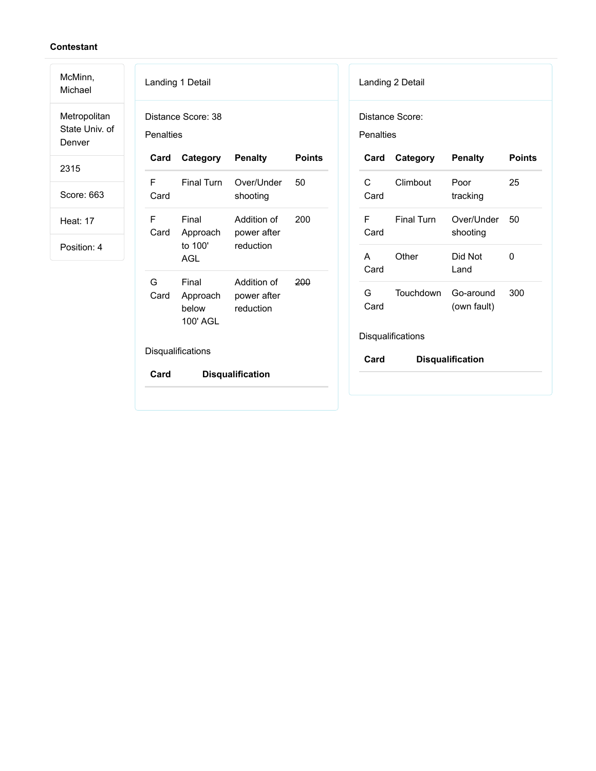**Contestant**

McMinn, Michael

Metropolitan State Univ. of Denver

2315

Score: 663

Heat: 17

Position: 4

Landing 1 Detail

Distance Score: 38

Penalties

| Card | Category | Penalty | Points |
| --- | --- | --- | --- |
| F Card | Final Turn | Over/Under shooting | 50 |
| F Card | Final Approach to 100' AGL | Addition of power after reduction | 200 |
| G Card | Final Approach below 100' AGL | Addition of power after reduction | ~~200~~ |

Disqualifications

| Card | Disqualification |
| --- | --- |

Landing 2 Detail

Distance Score:

Penalties

| Card | Category | Penalty | Points |
| --- | --- | --- | --- |
| C Card | Climbout | Poor tracking | 25 |
| F Card | Final Turn | Over/Under shooting | 50 |
| A Card | Other | Did Not Land | 0 |
| G Card | Touchdown | Go-around (own fault) | 300 |

Disqualifications

| Card | Disqualification |
| --- | --- |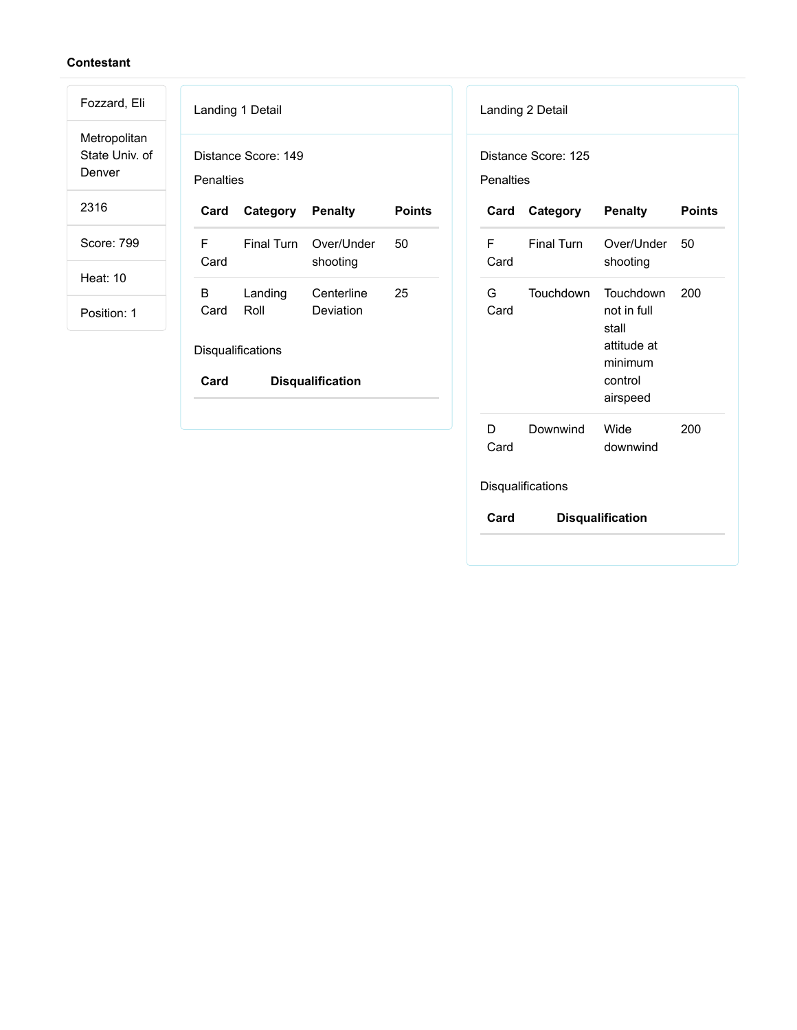**Contestant**

Fozzard, Eli

Metropolitan State Univ. of Denver

2316

Score: 799

Heat: 10

Position: 1

Landing 1 Detail

Distance Score: 149

Penalties

| Card | Category | Penalty | Points |
|---|---|---|---|
| F Card | Final Turn | Over/Under shooting | 50 |
| B Card | Landing Roll | Centerline Deviation | 25 |

Disqualifications

| Card | Disqualification |
|---|---|

Landing 2 Detail

Distance Score: 125

Penalties

| Card | Category | Penalty | Points |
|---|---|---|---|
| F Card | Final Turn | Over/Under shooting | 50 |
| G Card | Touchdown | Touchdown not in full stall attitude at minimum control airspeed | 200 |
| D Card | Downwind | Wide downwind | 200 |

Disqualifications

| Card | Disqualification |
|---|---|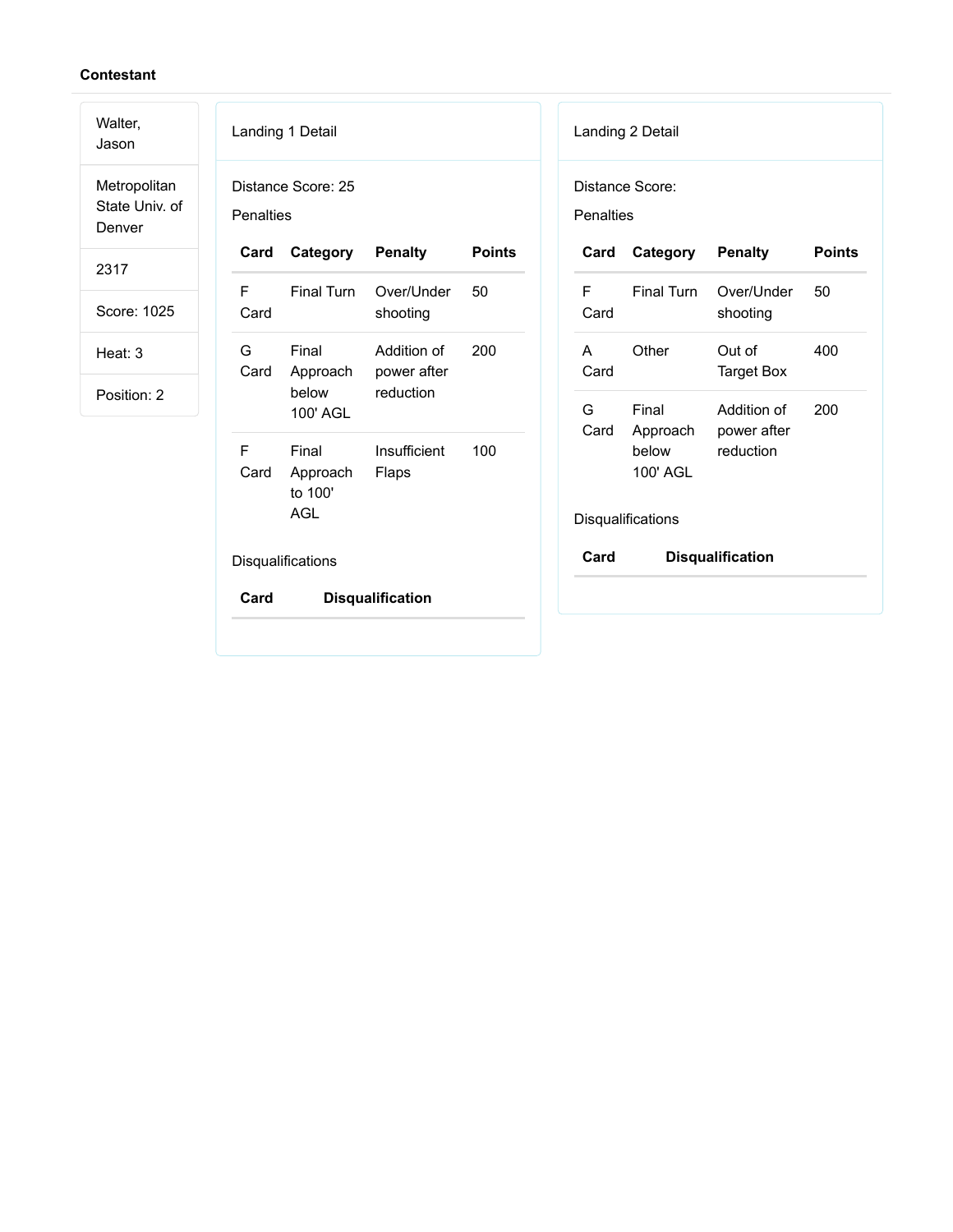**Contestant**

Walter, Jason

Metropolitan State Univ. of Denver

2317

Score: 1025

Heat: 3

Position: 2

Landing 1 Detail

Distance Score: 25

Penalties

| Card | Category | Penalty | Points |
|---|---|---|---|
| F Card | Final Turn | Over/Under shooting | 50 |
| G Card | Final Approach below 100' AGL | Addition of power after reduction | 200 |
| F Card | Final Approach to 100' AGL | Insufficient Flaps | 100 |

Disqualifications

| Card | Disqualification |
|---|---|

Landing 2 Detail

Distance Score:

Penalties

| Card | Category | Penalty | Points |
|---|---|---|---|
| F Card | Final Turn | Over/Under shooting | 50 |
| A Card | Other | Out of Target Box | 400 |
| G Card | Final Approach below 100' AGL | Addition of power after reduction | 200 |

Disqualifications

| Card | Disqualification |
|---|---|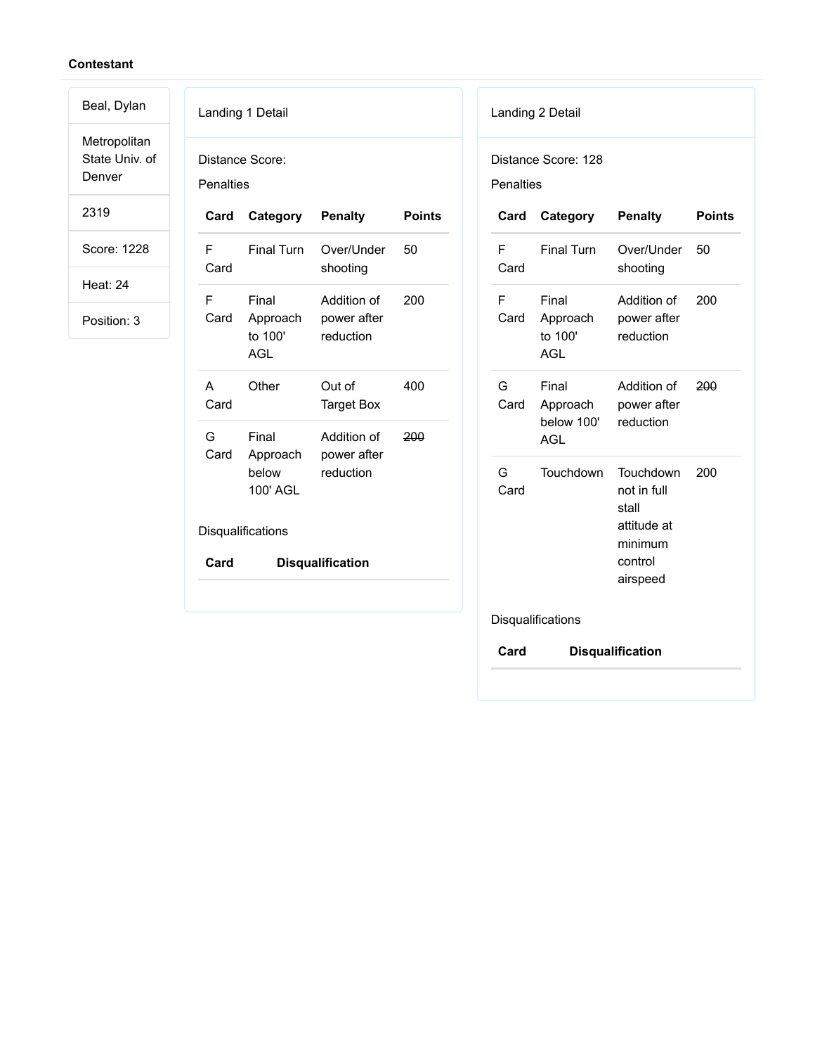**Contestant**

| |
|---|
| Beal, Dylan |
| Metropolitan State Univ. of Denver |
| 2319 |
| Score: 1228 |
| Heat: 24 |
| Position: 3 |

Landing 1 Detail

Distance Score:

Penalties

| Card | Category | Penalty | Points |
|---|---|---|---|
| F Card | Final Turn | Over/Under shooting | 50 |
| F Card | Final Approach to 100' AGL | Addition of power after reduction | 200 |
| A Card | Other | Out of Target Box | 400 |
| G Card | Final Approach below 100' AGL | Addition of power after reduction | ~~200~~ |

Disqualifications

| Card | Disqualification |
|---|---|

Landing 2 Detail

Distance Score: 128

Penalties

| Card | Category | Penalty | Points |
|---|---|---|---|
| F Card | Final Turn | Over/Under shooting | 50 |
| F Card | Final Approach to 100' AGL | Addition of power after reduction | 200 |
| G Card | Final Approach below 100' AGL | Addition of power after reduction | ~~200~~ |
| G Card | Touchdown | Touchdown not in full stall attitude at minimum control airspeed | 200 |

Disqualifications

| Card | Disqualification |
|---|---|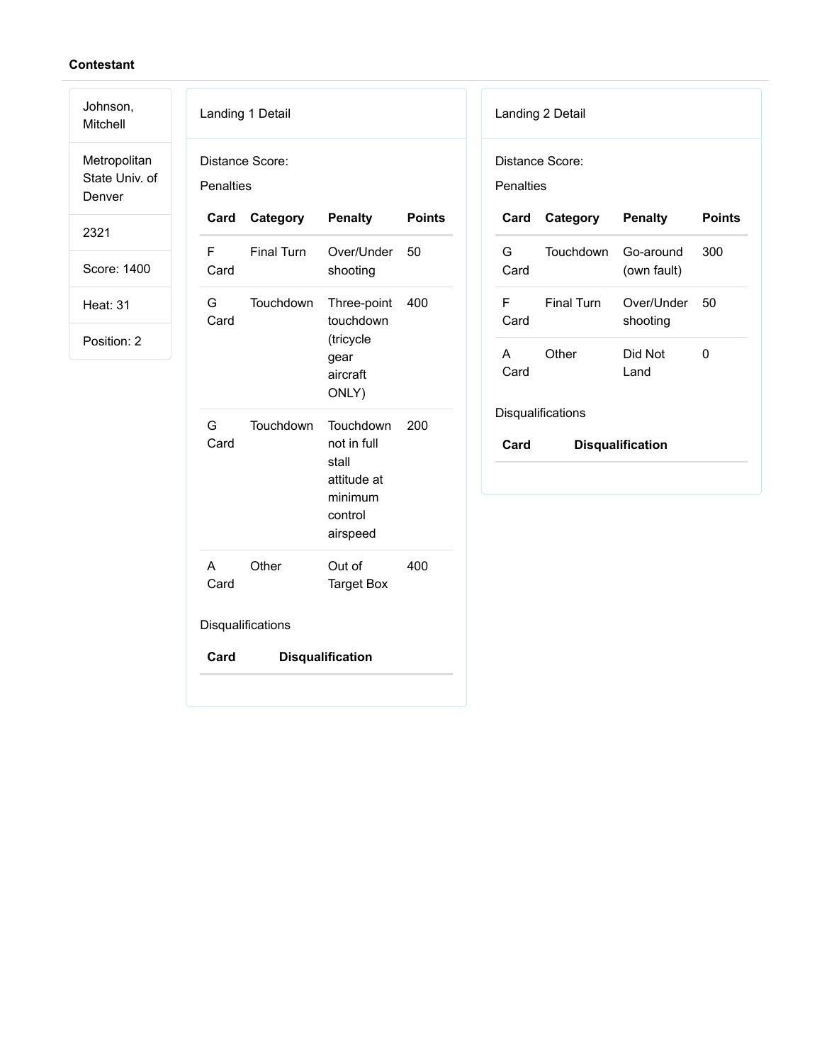**Contestant**

Johnson, Mitchell

Metropolitan State Univ. of Denver

2321

Score: 1400

Heat: 31

Position: 2

Landing 1 Detail

Distance Score:

Penalties

| Card | Category | Penalty | Points |
|---|---|---|---|
| F Card | Final Turn | Over/Under shooting | 50 |
| G Card | Touchdown | Three-point touchdown (tricycle gear aircraft ONLY) | 400 |
| G Card | Touchdown | Touchdown not in full stall attitude at minimum control airspeed | 200 |
| A Card | Other | Out of Target Box | 400 |

Disqualifications

| Card | Disqualification |
|---|---|

Landing 2 Detail

Distance Score:

Penalties

| Card | Category | Penalty | Points |
|---|---|---|---|
| G Card | Touchdown | Go-around (own fault) | 300 |
| F Card | Final Turn | Over/Under shooting | 50 |
| A Card | Other | Did Not Land | 0 |

Disqualifications

| Card | Disqualification |
|---|---|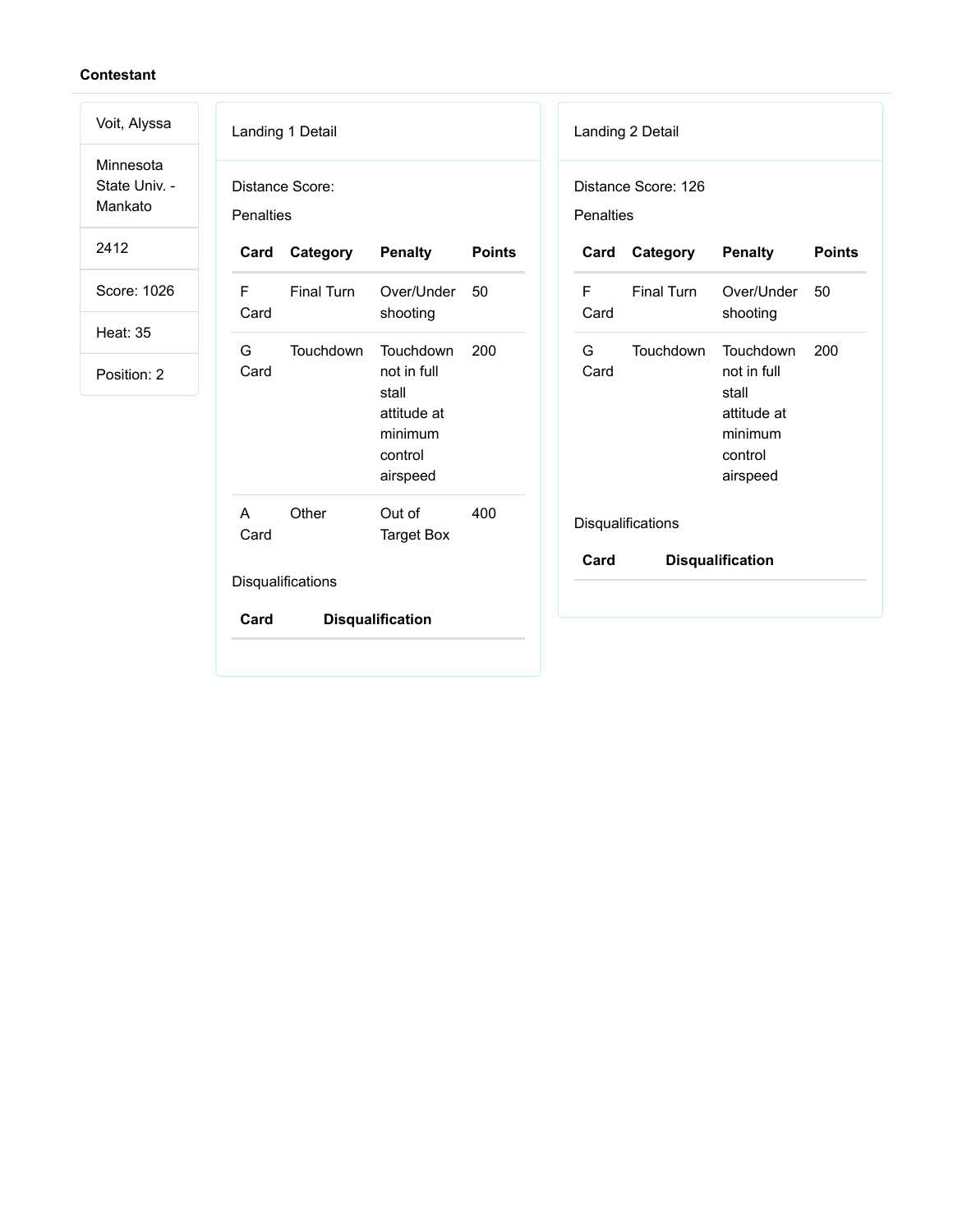**Contestant**

Voit, Alyssa

Minnesota State Univ. - Mankato

2412

Score: 1026

Heat: 35

Position: 2

Landing 1 Detail

Distance Score:

Penalties

| Card | Category | Penalty | Points |
|---|---|---|---|
| F Card | Final Turn | Over/Under shooting | 50 |
| G Card | Touchdown | Touchdown not in full stall attitude at minimum control airspeed | 200 |
| A Card | Other | Out of Target Box | 400 |

Disqualifications

| Card | Disqualification |
|---|---|

Landing 2 Detail

Distance Score: 126

Penalties

| Card | Category | Penalty | Points |
|---|---|---|---|
| F Card | Final Turn | Over/Under shooting | 50 |
| G Card | Touchdown | Touchdown not in full stall attitude at minimum control airspeed | 200 |

Disqualifications

| Card | Disqualification |
|---|---|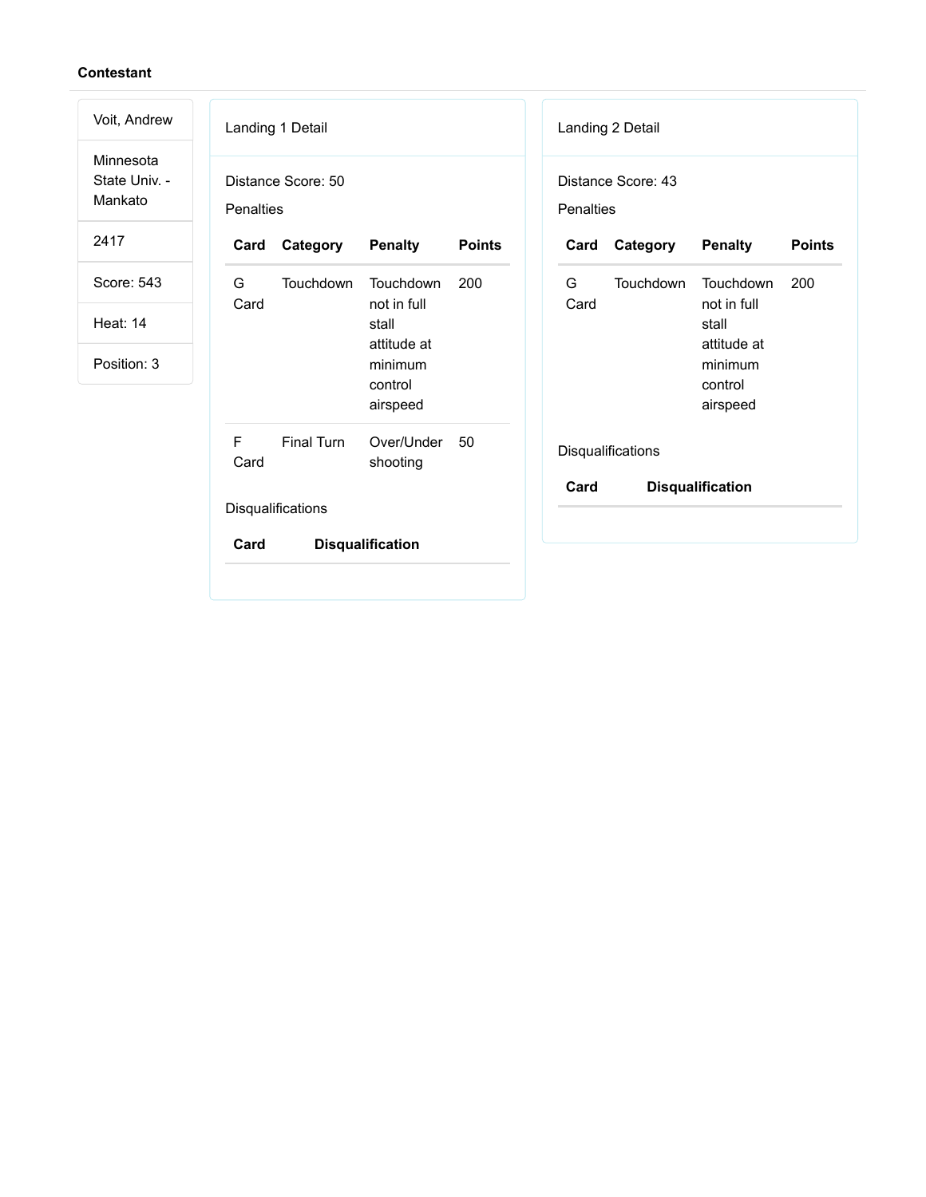**Contestant**

Voit, Andrew

Minnesota State Univ. - Mankato

2417

Score: 543

Heat: 14

Position: 3

Landing 1 Detail

Distance Score: 50

Penalties

| Card | Category | Penalty | Points |
|---|---|---|---|
| G Card | Touchdown | Touchdown not in full stall attitude at minimum control airspeed | 200 |
| F Card | Final Turn | Over/Under shooting | 50 |

Disqualifications

| Card | Disqualification |
|---|---|

Landing 2 Detail

Distance Score: 43

Penalties

| Card | Category | Penalty | Points |
|---|---|---|---|
| G Card | Touchdown | Touchdown not in full stall attitude at minimum control airspeed | 200 |

Disqualifications

| Card | Disqualification |
|---|---|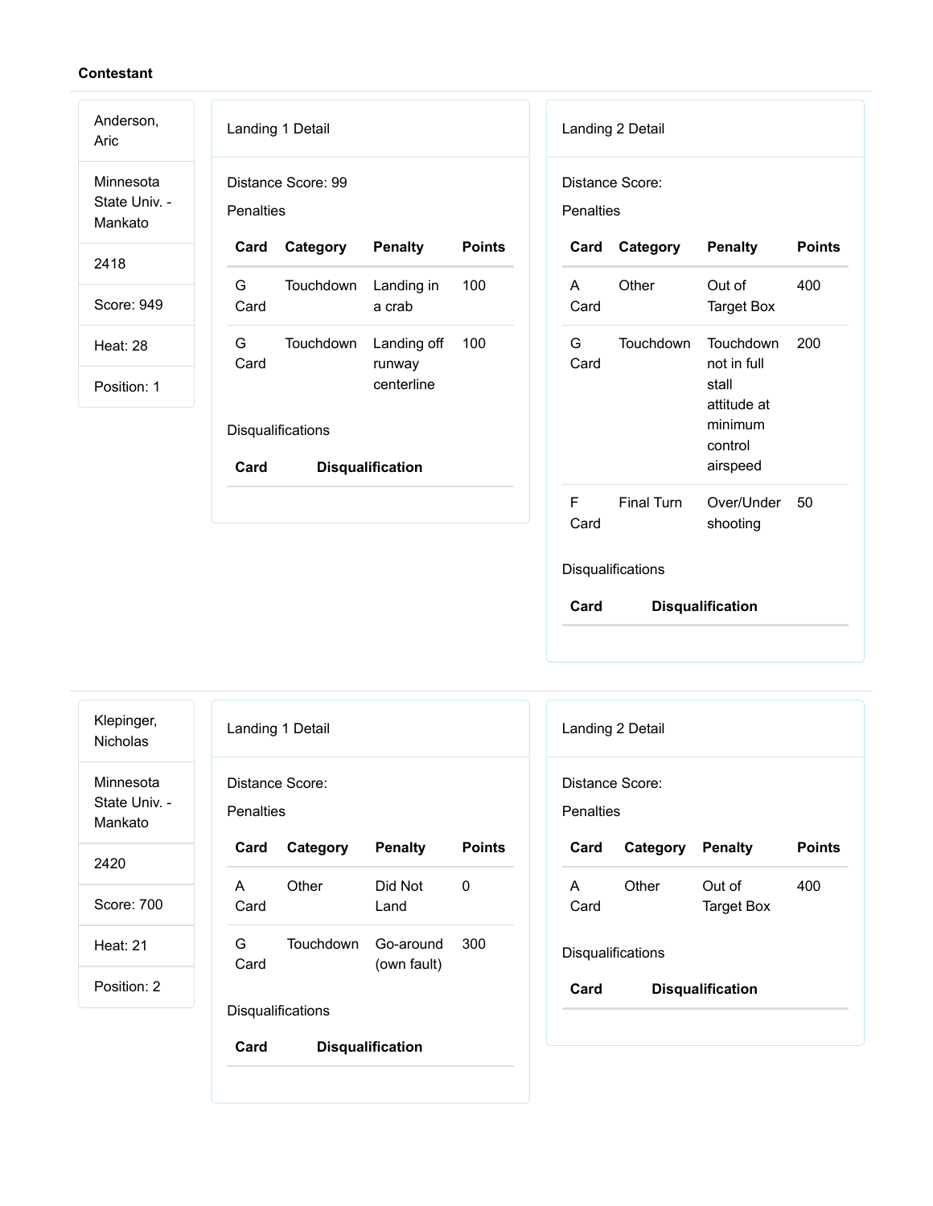**Contestant**

Anderson, Aric

Minnesota State Univ. - Mankato

2418

Score: 949

Heat: 28

Position: 1

Landing 1 Detail

Distance Score: 99

Penalties

| Card | Category | Penalty | Points |
|---|---|---|---|
| G Card | Touchdown | Landing in a crab | 100 |
| G Card | Touchdown | Landing off runway centerline | 100 |

Disqualifications

| Card | Disqualification |
|---|---|

Landing 2 Detail

Distance Score:

Penalties

| Card | Category | Penalty | Points |
|---|---|---|---|
| A Card | Other | Out of Target Box | 400 |
| G Card | Touchdown | Touchdown not in full stall attitude at minimum control airspeed | 200 |
| F Card | Final Turn | Over/Under shooting | 50 |

Disqualifications

| Card | Disqualification |
|---|---|

---

Klepinger, Nicholas

Minnesota State Univ. - Mankato

2420

Score: 700

Heat: 21

Position: 2

Landing 1 Detail

Distance Score:

Penalties

| Card | Category | Penalty | Points |
|---|---|---|---|
| A Card | Other | Did Not Land | 0 |
| G Card | Touchdown | Go-around (own fault) | 300 |

Disqualifications

| Card | Disqualification |
|---|---|

Landing 2 Detail

Distance Score:

Penalties

| Card | Category | Penalty | Points |
|---|---|---|---|
| A Card | Other | Out of Target Box | 400 |

Disqualifications

| Card | Disqualification |
|---|---|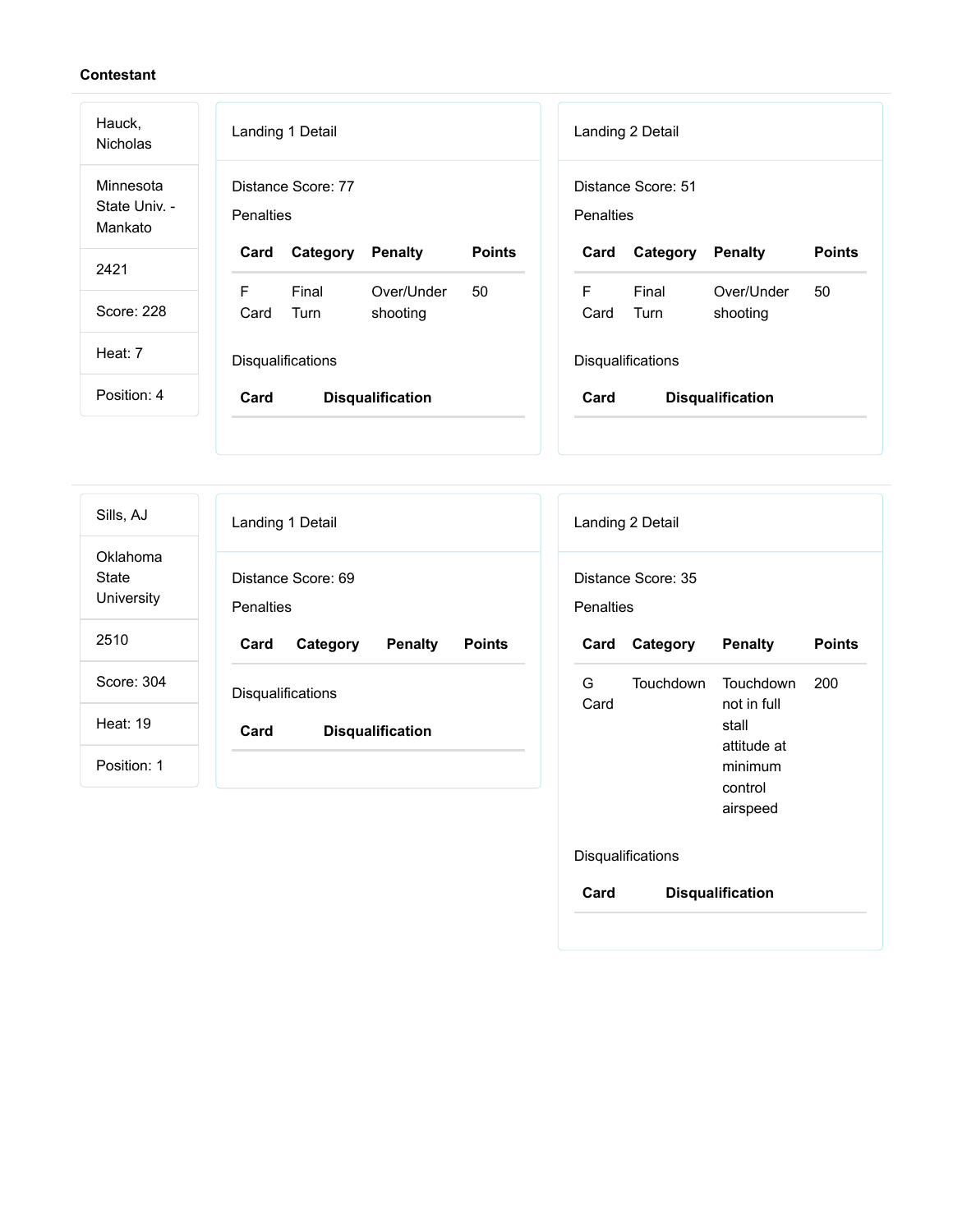**Contestant**

Hauck, Nicholas

Minnesota State Univ. - Mankato

2421

Score: 228

Heat: 7

Position: 4

Landing 1 Detail

Distance Score: 77

Penalties

| Card | Category | Penalty | Points |
|---|---|---|---|
| F Card | Final Turn | Over/Under shooting | 50 |

Disqualifications

| Card | Disqualification |
|---|---|

Landing 2 Detail

Distance Score: 51

Penalties

| Card | Category | Penalty | Points |
|---|---|---|---|
| F Card | Final Turn | Over/Under shooting | 50 |

Disqualifications

| Card | Disqualification |
|---|---|

---

Sills, AJ

Oklahoma State University

2510

Score: 304

Heat: 19

Position: 1

Landing 1 Detail

Distance Score: 69

Penalties

| Card | Category | Penalty | Points |
|---|---|---|---|

Disqualifications

| Card | Disqualification |
|---|---|

Landing 2 Detail

Distance Score: 35

Penalties

| Card | Category | Penalty | Points |
|---|---|---|---|
| G Card | Touchdown | Touchdown not in full stall attitude at minimum control airspeed | 200 |

Disqualifications

| Card | Disqualification |
|---|---|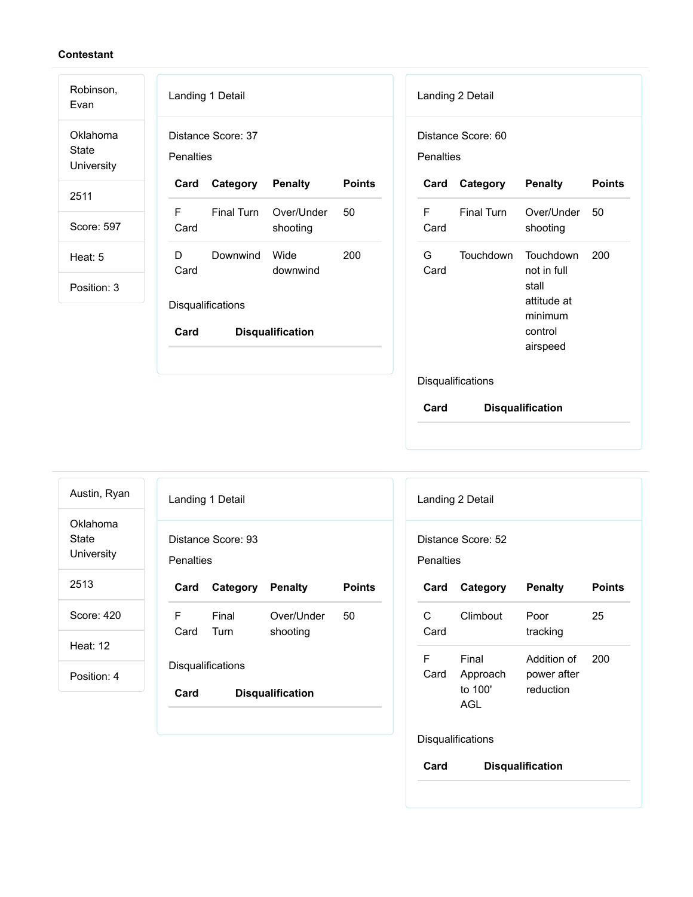**Contestant**

Robinson, Evan

Oklahoma State University

2511

Score: 597

Heat: 5

Position: 3

Landing 1 Detail

Distance Score: 37

Penalties

| Card | Category | Penalty | Points |
|---|---|---|---|
| F Card | Final Turn | Over/Under shooting | 50 |
| D Card | Downwind | Wide downwind | 200 |

Disqualifications

| Card | Disqualification |
|---|---|

Landing 2 Detail

Distance Score: 60

Penalties

| Card | Category | Penalty | Points |
|---|---|---|---|
| F Card | Final Turn | Over/Under shooting | 50 |
| G Card | Touchdown | Touchdown not in full stall attitude at minimum control airspeed | 200 |

Disqualifications

| Card | Disqualification |
|---|---|

---

Austin, Ryan

Oklahoma State University

2513

Score: 420

Heat: 12

Position: 4

Landing 1 Detail

Distance Score: 93

Penalties

| Card | Category | Penalty | Points |
|---|---|---|---|
| F Card | Final Turn | Over/Under shooting | 50 |

Disqualifications

| Card | Disqualification |
|---|---|

Landing 2 Detail

Distance Score: 52

Penalties

| Card | Category | Penalty | Points |
|---|---|---|---|
| C Card | Climbout | Poor tracking | 25 |
| F Card | Final Approach to 100' AGL | Addition of power after reduction | 200 |

Disqualifications

| Card | Disqualification |
|---|---|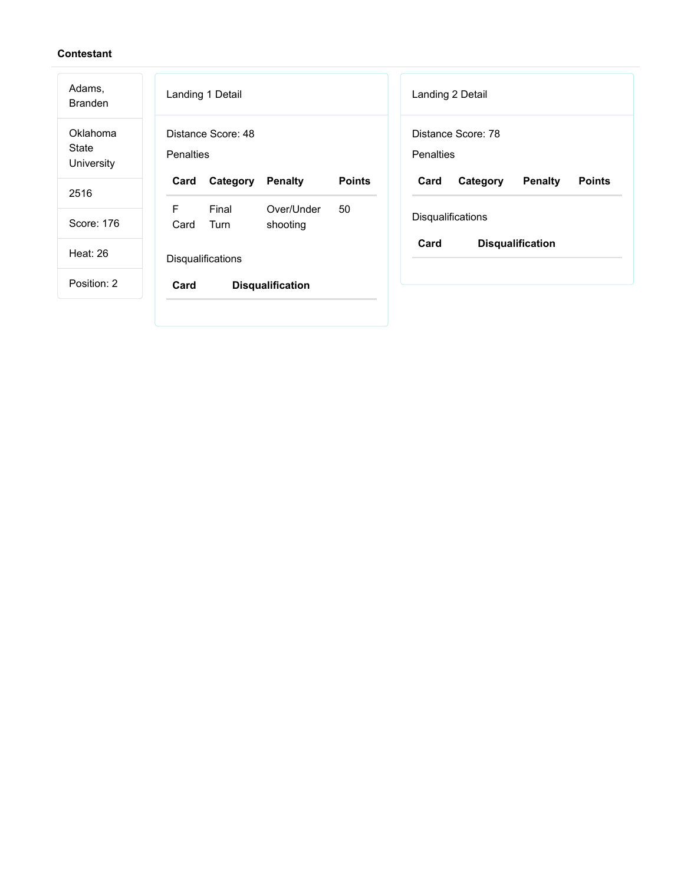**Contestant**

| Adams, Branden |
| --- |
| Oklahoma State University |
| 2516 |
| Score: 176 |
| Heat: 26 |
| Position: 2 |

Landing 1 Detail

Distance Score: 48

Penalties

| Card | Category | Penalty | Points |
| --- | --- | --- | --- |
| F Card | Final Turn | Over/Under shooting | 50 |

Disqualifications

| Card | Disqualification |
| --- | --- |

Landing 2 Detail

Distance Score: 78

Penalties

| Card | Category | Penalty | Points |
| --- | --- | --- | --- |

Disqualifications

| Card | Disqualification |
| --- | --- |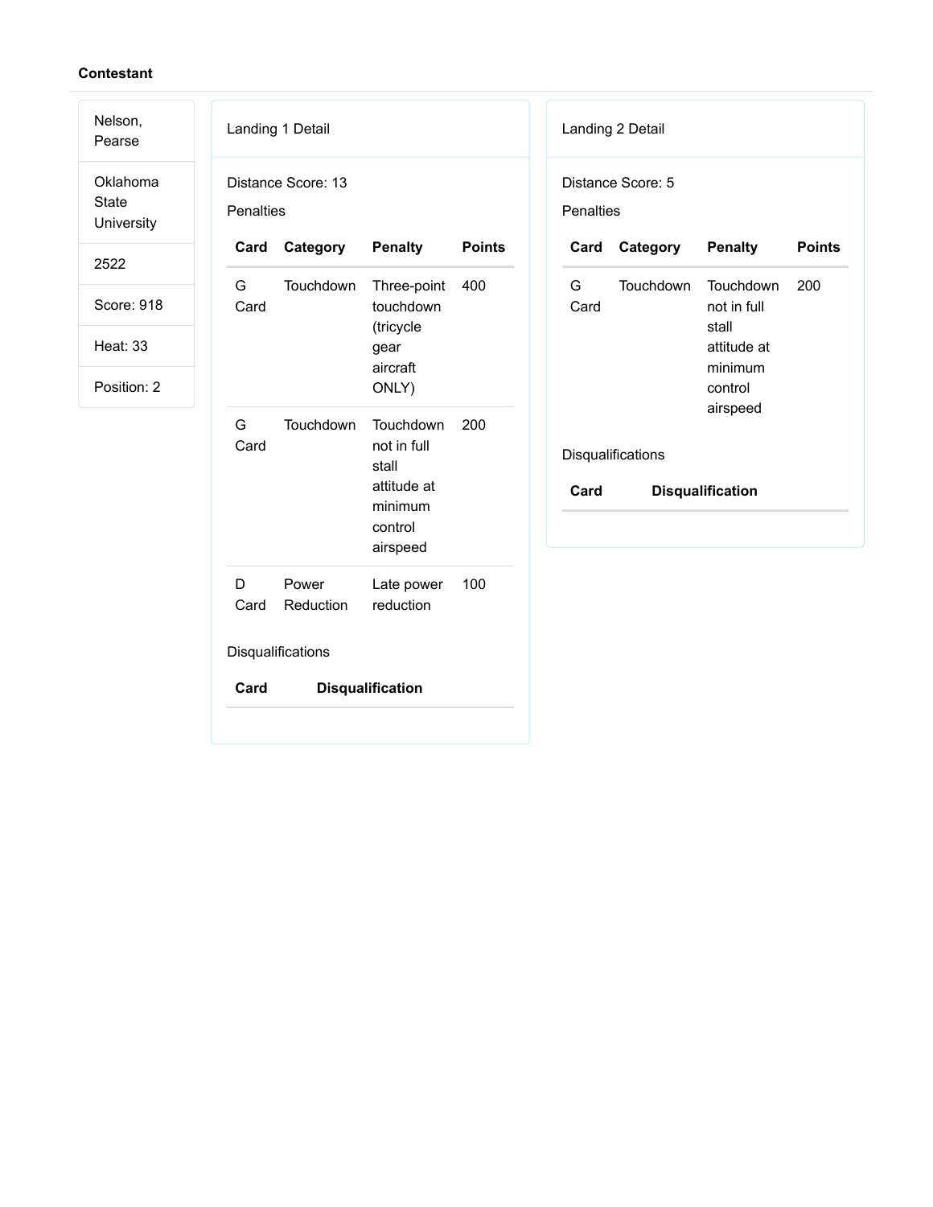**Contestant**

Nelson, Pearse

Oklahoma State University

2522

Score: 918

Heat: 33

Position: 2

Landing 1 Detail

Distance Score: 13

Penalties

| Card | Category | Penalty | Points |
|---|---|---|---|
| G Card | Touchdown | Three-point touchdown (tricycle gear aircraft ONLY) | 400 |
| G Card | Touchdown | Touchdown not in full stall attitude at minimum control airspeed | 200 |
| D Card | Power Reduction | Late power reduction | 100 |

Disqualifications

| Card | Disqualification |
|---|---|

Landing 2 Detail

Distance Score: 5

Penalties

| Card | Category | Penalty | Points |
|---|---|---|---|
| G Card | Touchdown | Touchdown not in full stall attitude at minimum control airspeed | 200 |

Disqualifications

| Card | Disqualification |
|---|---|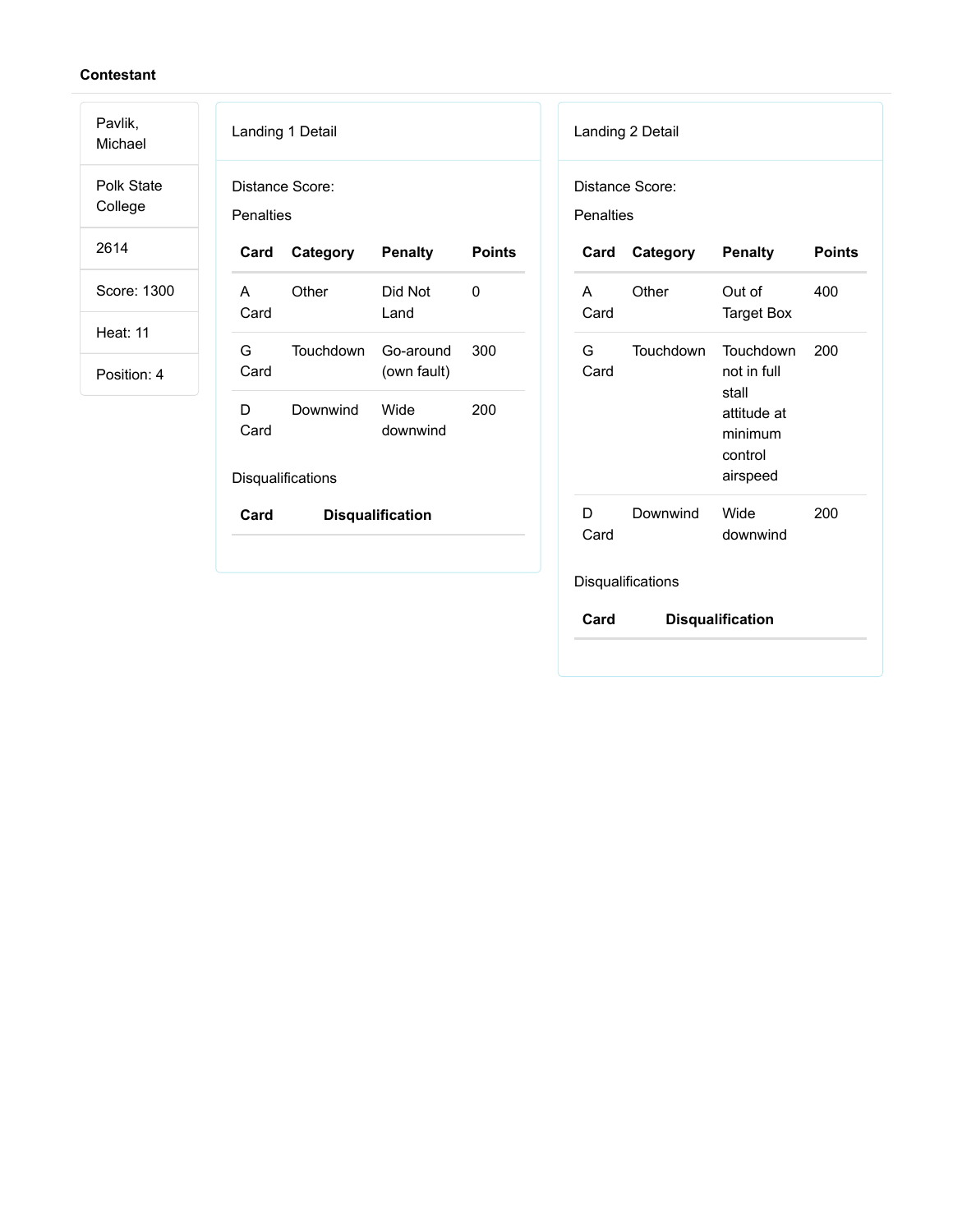**Contestant**

Pavlik, Michael

Polk State College

2614

Score: 1300

Heat: 11

Position: 4

Landing 1 Detail

Distance Score:

Penalties

| Card | Category | Penalty | Points |
|---|---|---|---|
| A Card | Other | Did Not Land | 0 |
| G Card | Touchdown | Go-around (own fault) | 300 |
| D Card | Downwind | Wide downwind | 200 |

Disqualifications

| Card | Disqualification |
|---|---|

Landing 2 Detail

Distance Score:

Penalties

| Card | Category | Penalty | Points |
|---|---|---|---|
| A Card | Other | Out of Target Box | 400 |
| G Card | Touchdown | Touchdown not in full stall attitude at minimum control airspeed | 200 |
| D Card | Downwind | Wide downwind | 200 |

Disqualifications

| Card | Disqualification |
|---|---|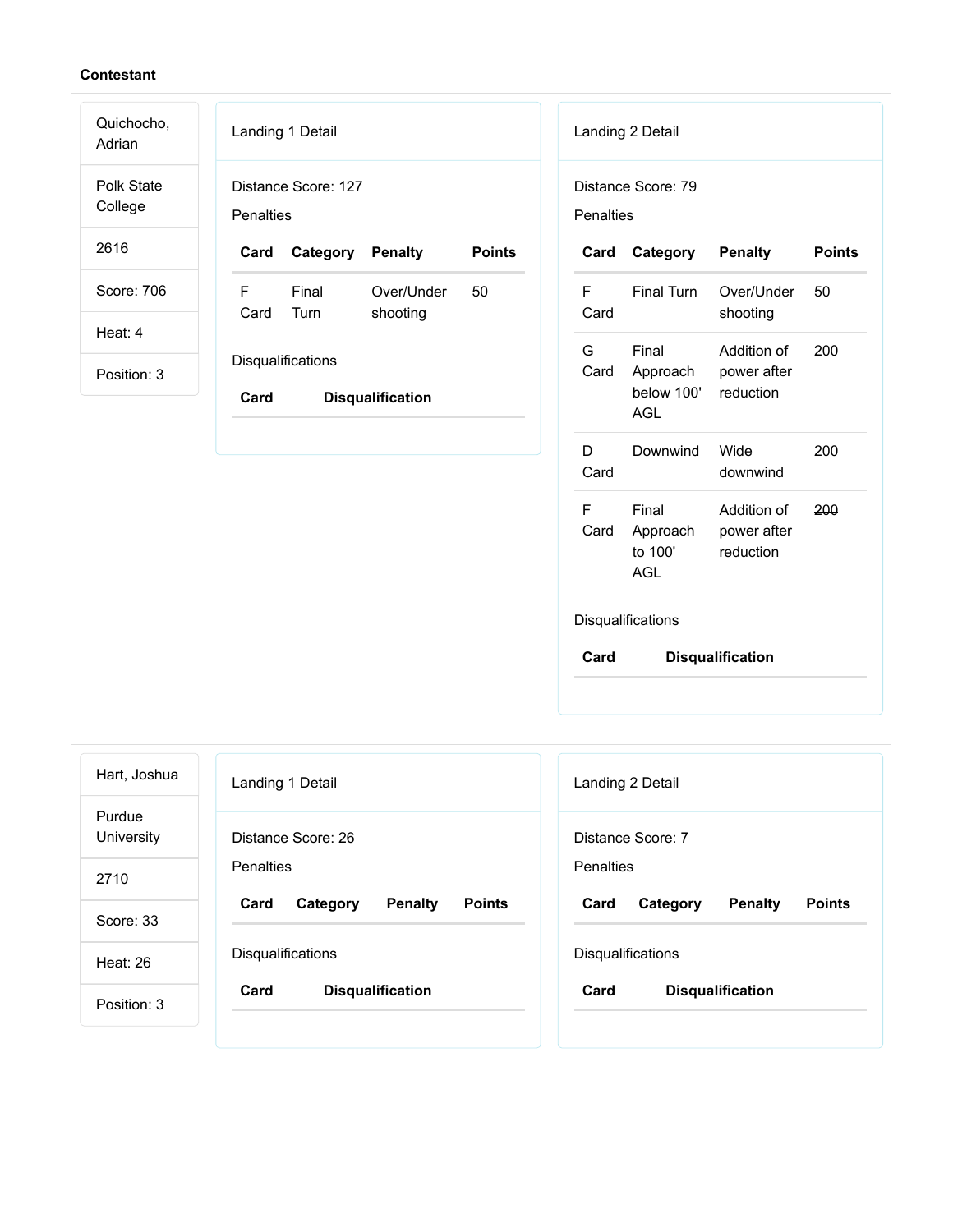**Contestant**

Quichocho, Adrian

Polk State College

2616

Score: 706

Heat: 4

Position: 3

Landing 1 Detail

Distance Score: 127

Penalties

| Card | Category | Penalty | Points |
|---|---|---|---|
| F Card | Final Turn | Over/Under shooting | 50 |

Disqualifications

| Card | Disqualification |
|---|---|

Landing 2 Detail

Distance Score: 79

Penalties

| Card | Category | Penalty | Points |
|---|---|---|---|
| F Card | Final Turn | Over/Under shooting | 50 |
| G Card | Final Approach below 100' AGL | Addition of power after reduction | 200 |
| D Card | Downwind | Wide downwind | 200 |
| F Card | Final Approach to 100' AGL | Addition of power after reduction | ~~200~~ |

Disqualifications

| Card | Disqualification |
|---|---|

Hart, Joshua

Purdue University

2710

Score: 33

Heat: 26

Position: 3

Landing 1 Detail

Distance Score: 26

Penalties

| Card | Category | Penalty | Points |
|---|---|---|---|

Disqualifications

| Card | Disqualification |
|---|---|

Landing 2 Detail

Distance Score: 7

Penalties

| Card | Category | Penalty | Points |
|---|---|---|---|

Disqualifications

| Card | Disqualification |
|---|---|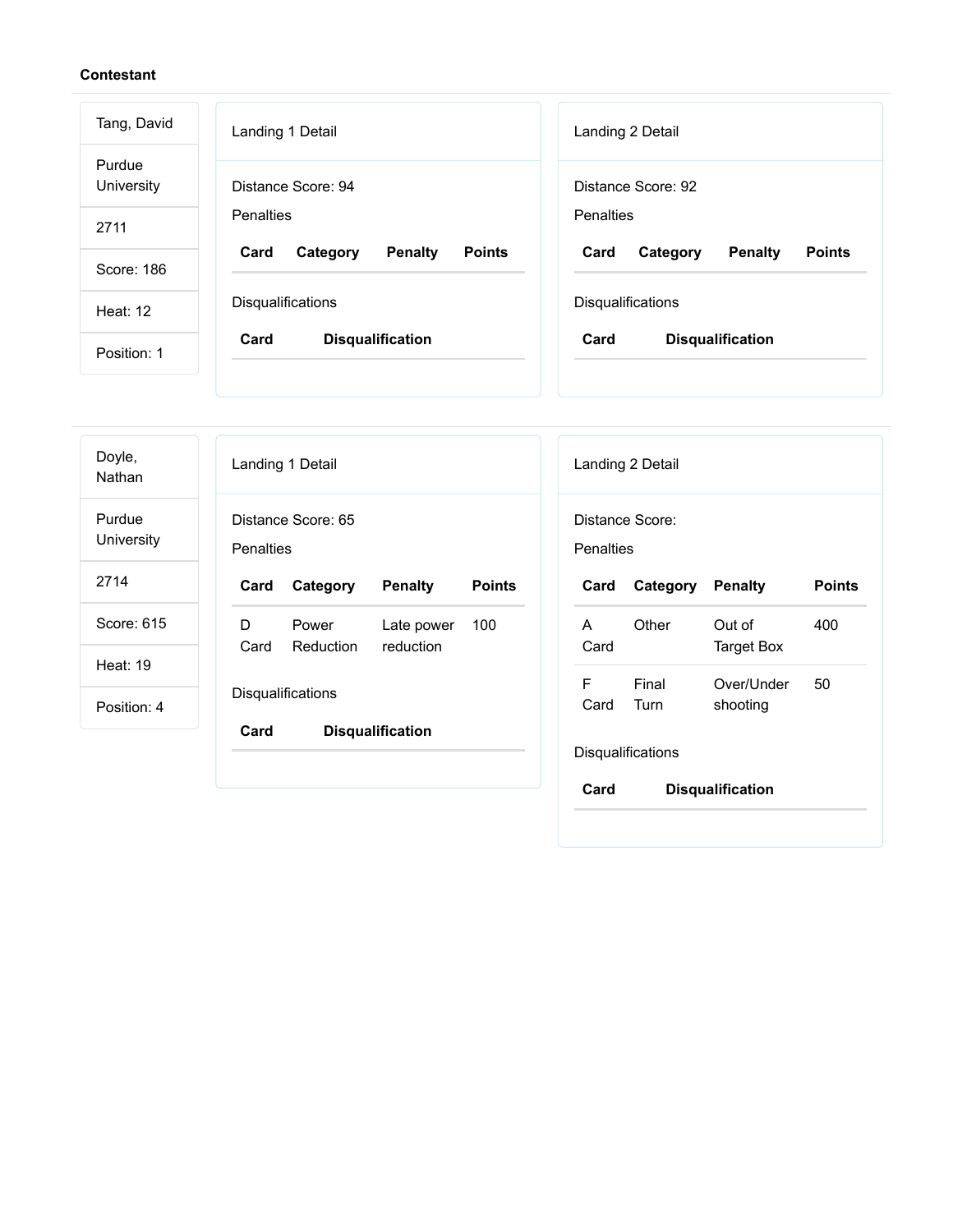**Contestant**

Tang, David

Purdue University

2711

Score: 186

Heat: 12

Position: 1

Landing 1 Detail

Distance Score: 94

Penalties

| Card | Category | Penalty | Points |
|---|---|---|---|

Disqualifications

| Card | Disqualification |
|---|---|

Landing 2 Detail

Distance Score: 92

Penalties

| Card | Category | Penalty | Points |
|---|---|---|---|

Disqualifications

| Card | Disqualification |
|---|---|

---

Doyle, Nathan

Purdue University

2714

Score: 615

Heat: 19

Position: 4

Landing 1 Detail

Distance Score: 65

Penalties

| Card | Category | Penalty | Points |
|---|---|---|---|
| D Card | Power Reduction | Late power reduction | 100 |

Disqualifications

| Card | Disqualification |
|---|---|

Landing 2 Detail

Distance Score:

Penalties

| Card | Category | Penalty | Points |
|---|---|---|---|
| A Card | Other | Out of Target Box | 400 |
| F Card | Final Turn | Over/Under shooting | 50 |

Disqualifications

| Card | Disqualification |
|---|---|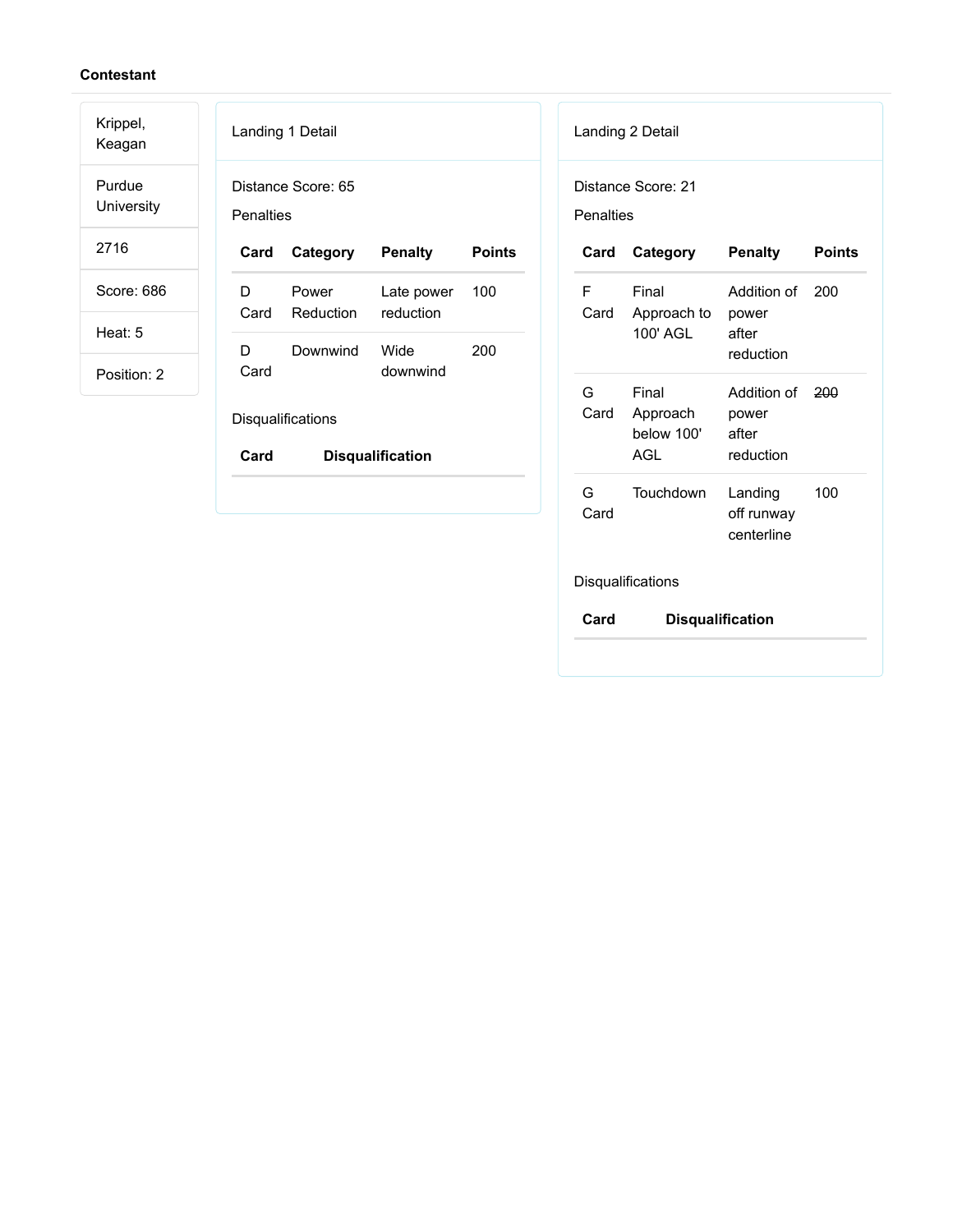**Contestant**

| |
|---|
| Krippel, Keagan |
| Purdue University |
| 2716 |
| Score: 686 |
| Heat: 5 |
| Position: 2 |

Landing 1 Detail

Distance Score: 65

Penalties

| Card | Category | Penalty | Points |
|---|---|---|---|
| D Card | Power Reduction | Late power reduction | 100 |
| D Card | Downwind | Wide downwind | 200 |

Disqualifications

| Card | Disqualification |
|---|---|

Landing 2 Detail

Distance Score: 21

Penalties

| Card | Category | Penalty | Points |
|---|---|---|---|
| F Card | Final Approach to 100' AGL | Addition of power after reduction | 200 |
| G Card | Final Approach below 100' AGL | Addition of power after reduction | ~~200~~ |
| G Card | Touchdown | Landing off runway centerline | 100 |

Disqualifications

| Card | Disqualification |
|---|---|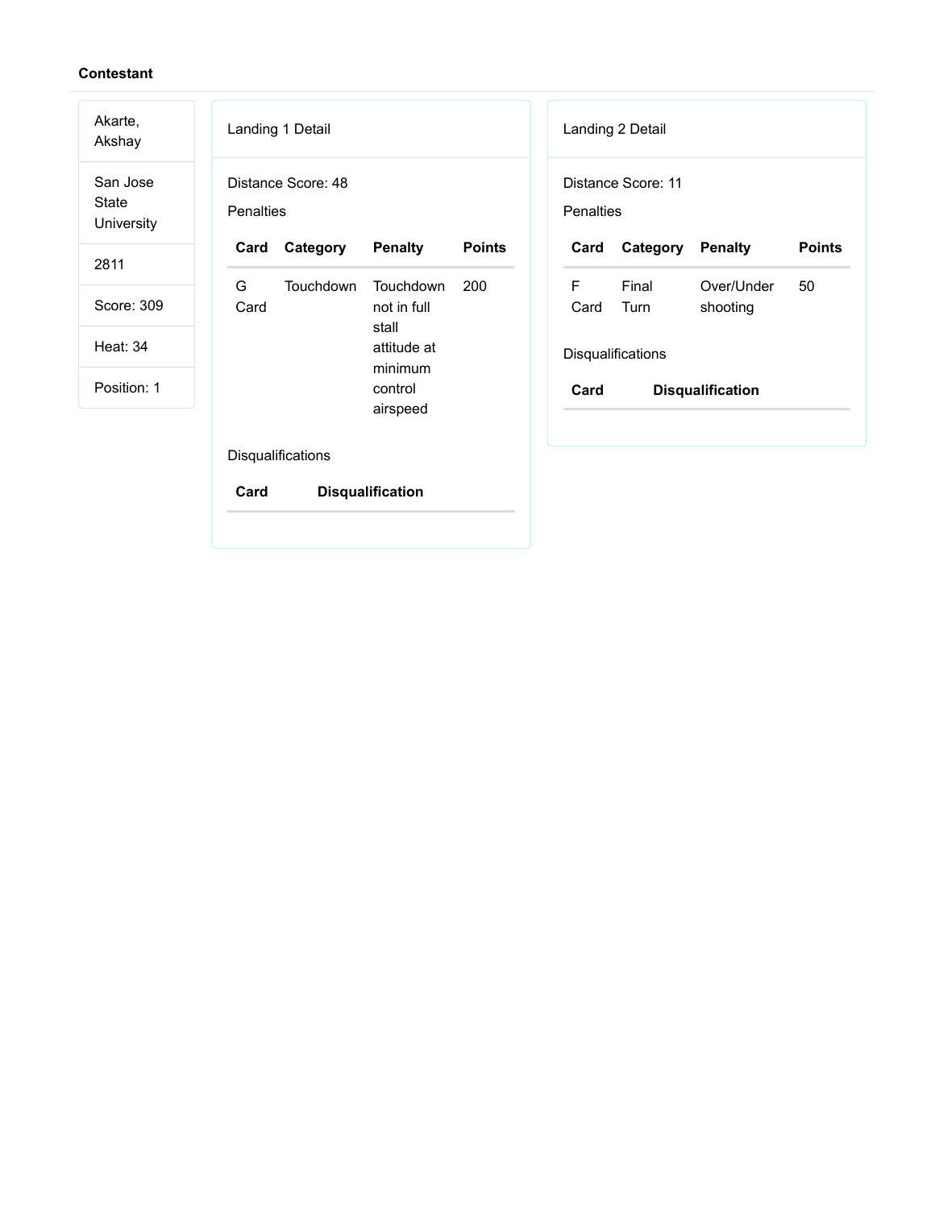**Contestant**

Akarte, Akshay

San Jose State University

2811

Score: 309

Heat: 34

Position: 1

Landing 1 Detail

Distance Score: 48

Penalties

| Card | Category | Penalty | Points |
|---|---|---|---|
| G Card | Touchdown | Touchdown not in full stall attitude at minimum control airspeed | 200 |

Disqualifications

| Card | Disqualification |
|---|---|

Landing 2 Detail

Distance Score: 11

Penalties

| Card | Category | Penalty | Points |
|---|---|---|---|
| F Card | Final Turn | Over/Under shooting | 50 |

Disqualifications

| Card | Disqualification |
|---|---|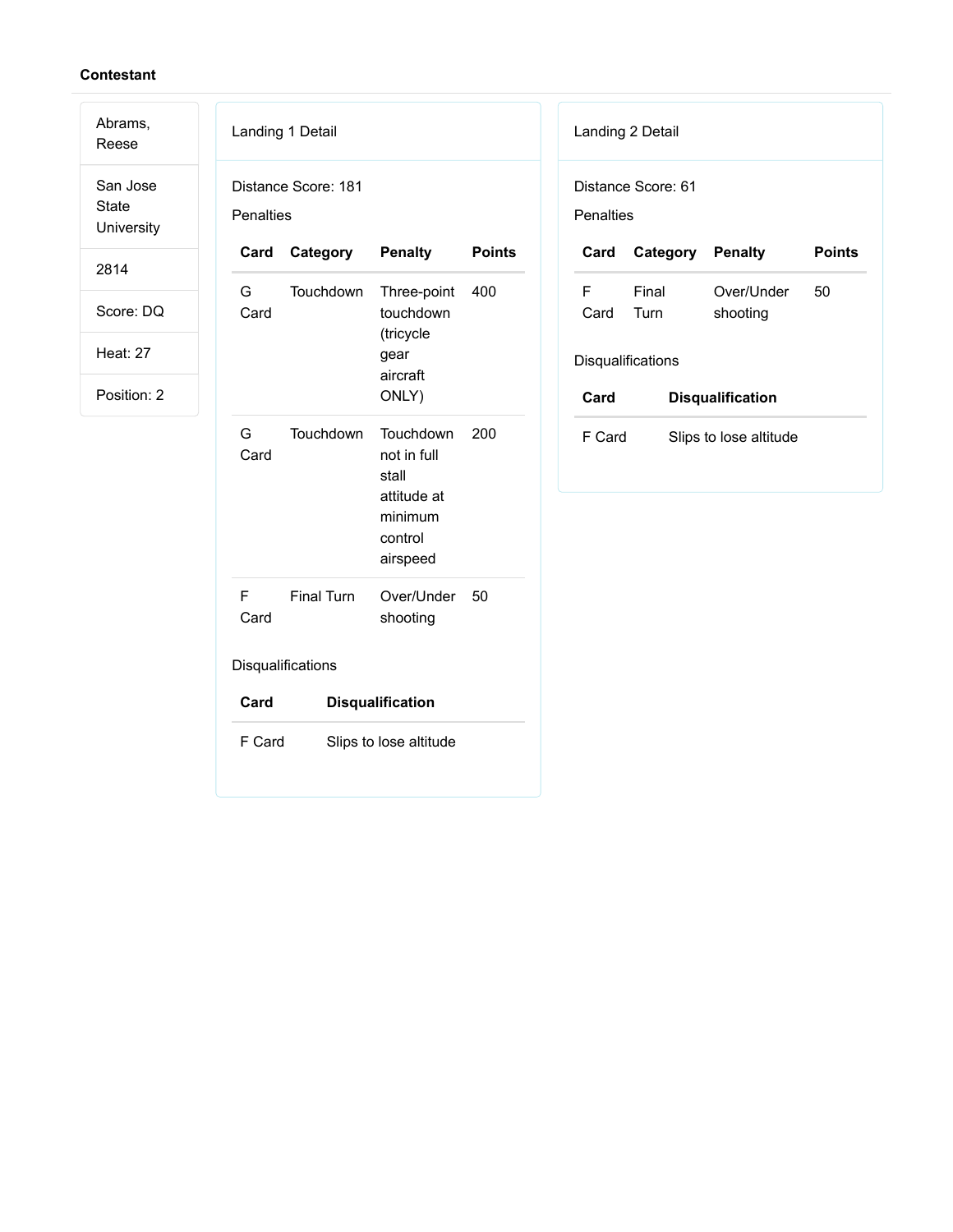**Contestant**

| Abrams, Reese |
| --- |
| San Jose State University |
| 2814 |
| Score: DQ |
| Heat: 27 |
| Position: 2 |

Landing 1 Detail

Distance Score: 181

Penalties

| Card | Category | Penalty | Points |
| --- | --- | --- | --- |
| G Card | Touchdown | Three-point touchdown (tricycle gear aircraft ONLY) | 400 |
| G Card | Touchdown | Touchdown not in full stall attitude at minimum control airspeed | 200 |
| F Card | Final Turn | Over/Under shooting | 50 |

Disqualifications

| Card | Disqualification |
| --- | --- |
| F Card | Slips to lose altitude |

Landing 2 Detail

Distance Score: 61

Penalties

| Card | Category | Penalty | Points |
| --- | --- | --- | --- |
| F Card | Final Turn | Over/Under shooting | 50 |

Disqualifications

| Card | Disqualification |
| --- | --- |
| F Card | Slips to lose altitude |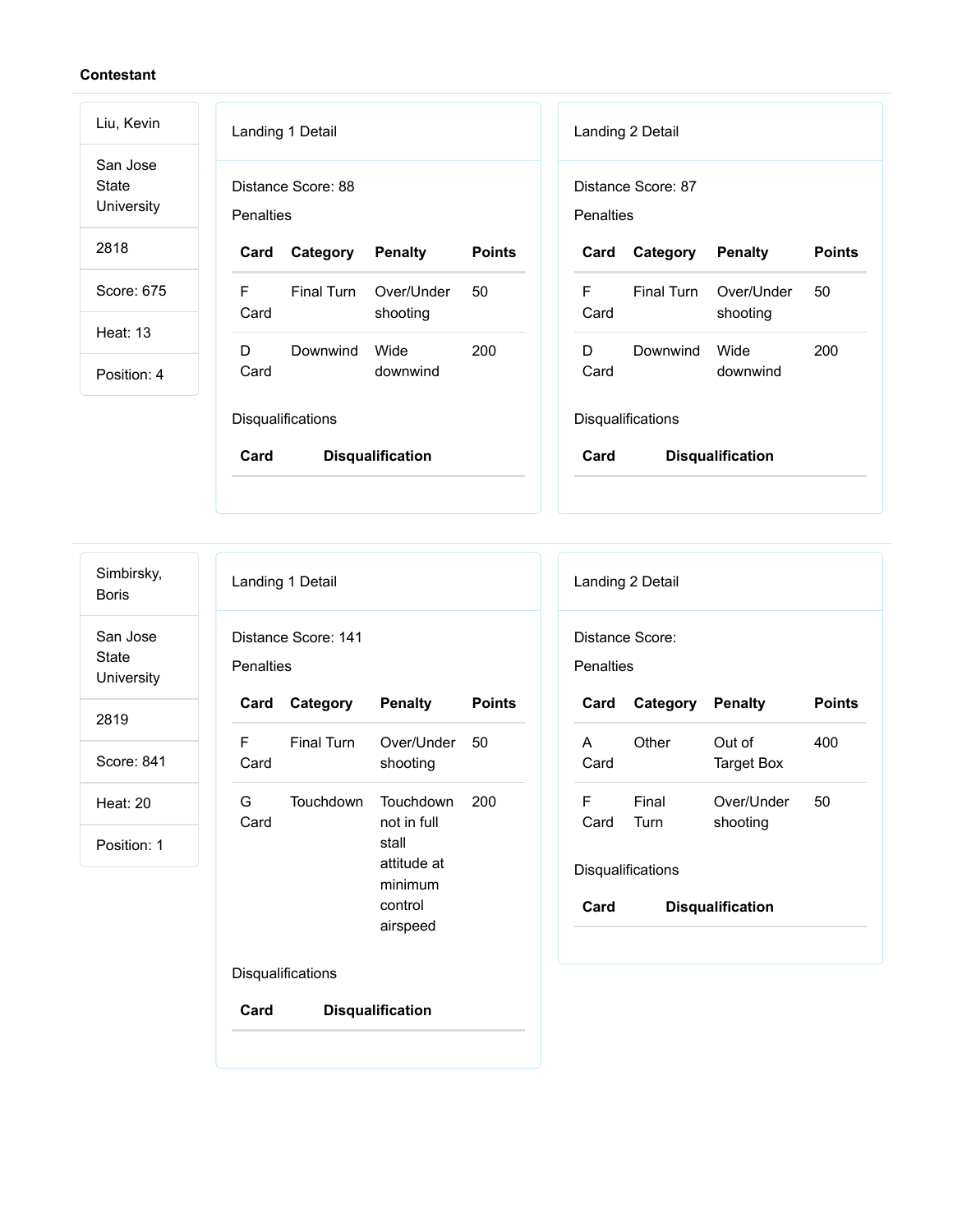**Contestant**

| Liu, Kevin |
|---|
| San Jose State University |
| 2818 |
| Score: 675 |
| Heat: 13 |
| Position: 4 |

Landing 1 Detail

Distance Score: 88

Penalties

| Card | Category | Penalty | Points |
|---|---|---|---|
| F Card | Final Turn | Over/Under shooting | 50 |
| D Card | Downwind | Wide downwind | 200 |

Disqualifications

| Card | Disqualification |
|---|---|

Landing 2 Detail

Distance Score: 87

Penalties

| Card | Category | Penalty | Points |
|---|---|---|---|
| F Card | Final Turn | Over/Under shooting | 50 |
| D Card | Downwind | Wide downwind | 200 |

Disqualifications

| Card | Disqualification |
|---|---|

| Simbirsky, Boris |
|---|
| San Jose State University |
| 2819 |
| Score: 841 |
| Heat: 20 |
| Position: 1 |

Landing 1 Detail

Distance Score: 141

Penalties

| Card | Category | Penalty | Points |
|---|---|---|---|
| F Card | Final Turn | Over/Under shooting | 50 |
| G Card | Touchdown | Touchdown not in full stall attitude at minimum control airspeed | 200 |

Disqualifications

| Card | Disqualification |
|---|---|

Landing 2 Detail

Distance Score:

Penalties

| Card | Category | Penalty | Points |
|---|---|---|---|
| A Card | Other | Out of Target Box | 400 |
| F Card | Final Turn | Over/Under shooting | 50 |

Disqualifications

| Card | Disqualification |
|---|---|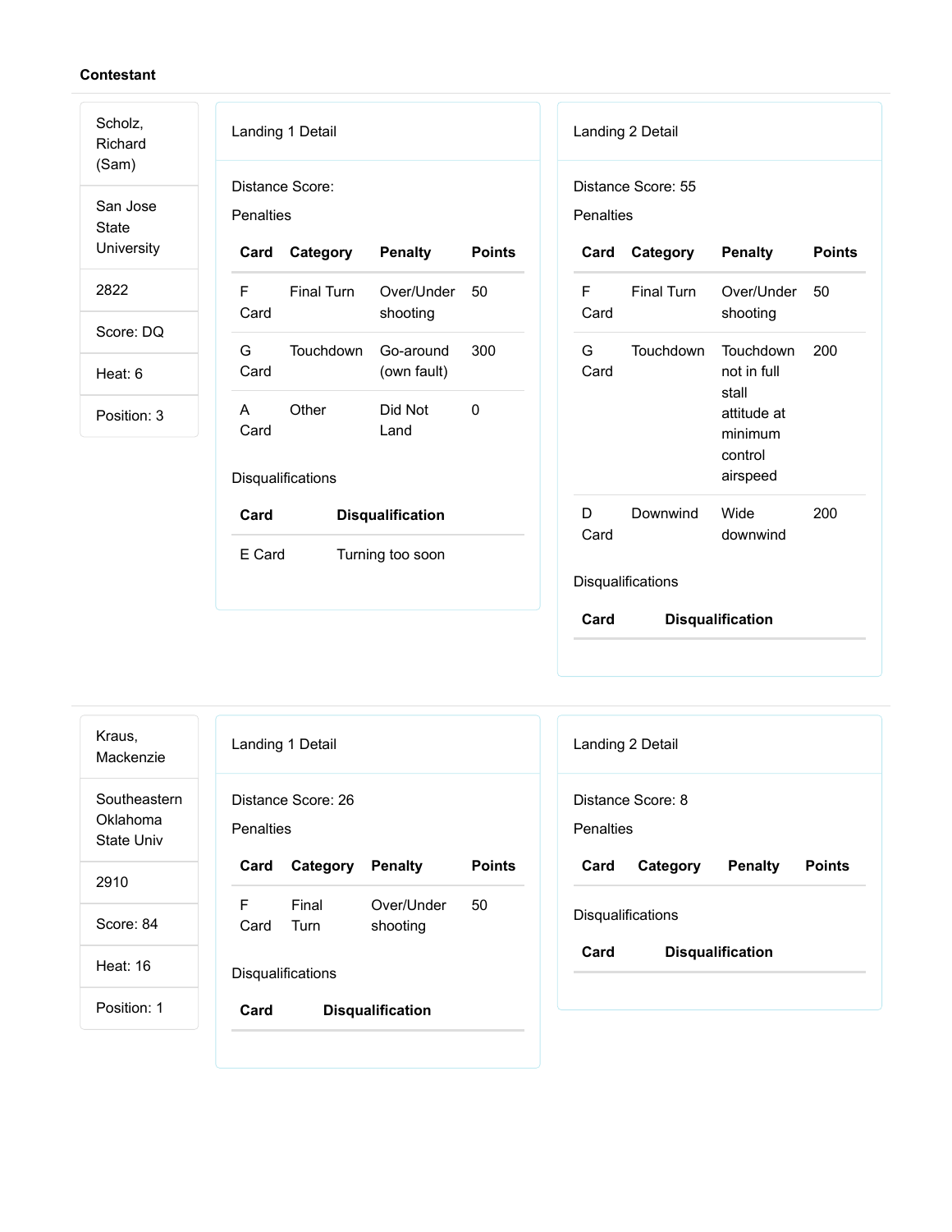**Contestant**

Scholz, Richard (Sam)

San Jose State University

2822

Score: DQ

Heat: 6

Position: 3

Landing 1 Detail

Distance Score:

Penalties

| Card | Category | Penalty | Points |
|---|---|---|---|
| F Card | Final Turn | Over/Under shooting | 50 |
| G Card | Touchdown | Go-around (own fault) | 300 |
| A Card | Other | Did Not Land | 0 |

Disqualifications

| Card | Disqualification |
|---|---|
| E Card | Turning too soon |

Landing 2 Detail

Distance Score: 55

Penalties

| Card | Category | Penalty | Points |
|---|---|---|---|
| F Card | Final Turn | Over/Under shooting | 50 |
| G Card | Touchdown | Touchdown not in full stall attitude at minimum control airspeed | 200 |
| D Card | Downwind | Wide downwind | 200 |

Disqualifications

| Card | Disqualification |
|---|---|

---

Kraus, Mackenzie

Southeastern Oklahoma State Univ

2910

Score: 84

Heat: 16

Position: 1

Landing 1 Detail

Distance Score: 26

Penalties

| Card | Category | Penalty | Points |
|---|---|---|---|
| F Card | Final Turn | Over/Under shooting | 50 |

Disqualifications

| Card | Disqualification |
|---|---|

Landing 2 Detail

Distance Score: 8

Penalties

| Card | Category | Penalty | Points |
|---|---|---|---|

Disqualifications

| Card | Disqualification |
|---|---|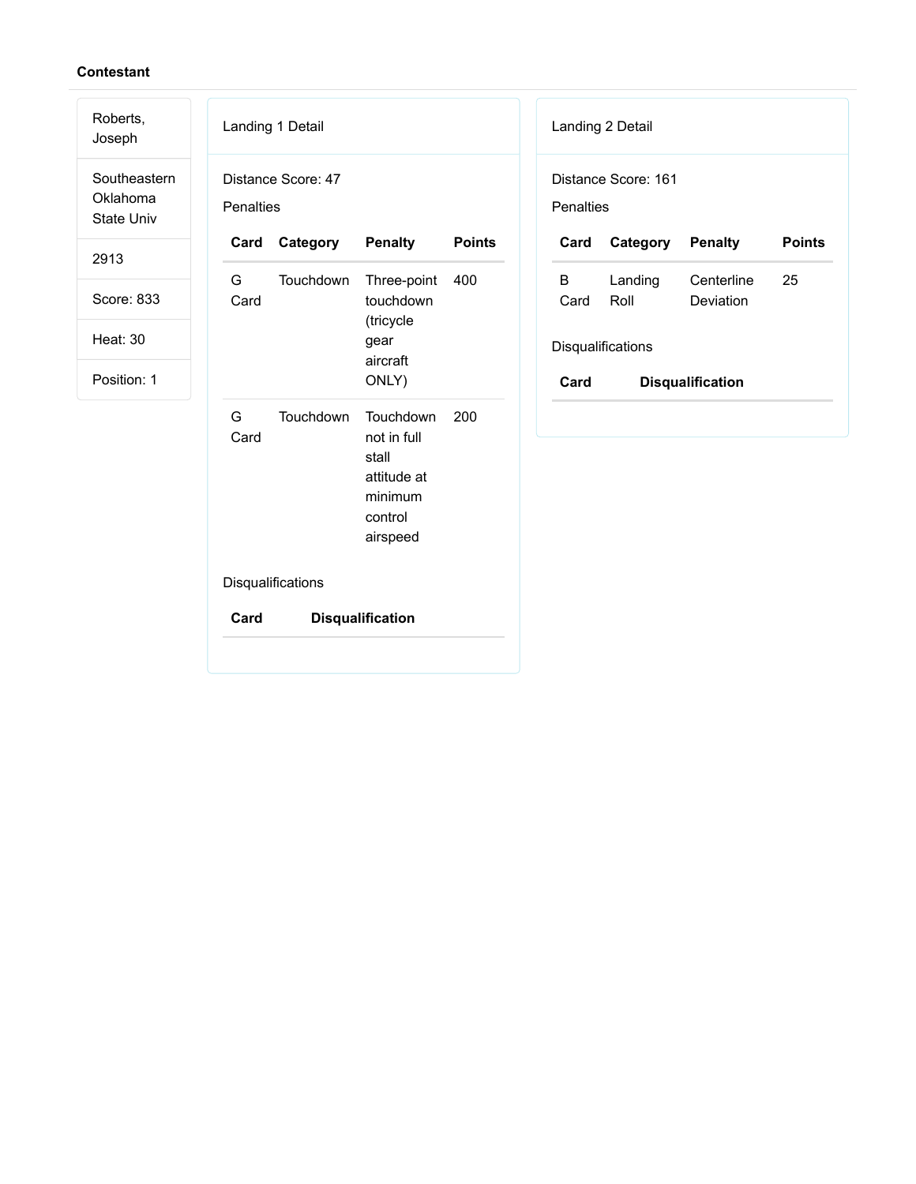**Contestant**

Roberts, Joseph

Southeastern Oklahoma State Univ

2913

Score: 833

Heat: 30

Position: 1

Landing 1 Detail

Distance Score: 47

Penalties

| Card | Category | Penalty | Points |
|---|---|---|---|
| G Card | Touchdown | Three-point touchdown (tricycle gear aircraft ONLY) | 400 |
| G Card | Touchdown | Touchdown not in full stall attitude at minimum control airspeed | 200 |

Disqualifications

| Card | Disqualification |
|---|---|

Landing 2 Detail

Distance Score: 161

Penalties

| Card | Category | Penalty | Points |
|---|---|---|---|
| B Card | Landing Roll | Centerline Deviation | 25 |

Disqualifications

| Card | Disqualification |
|---|---|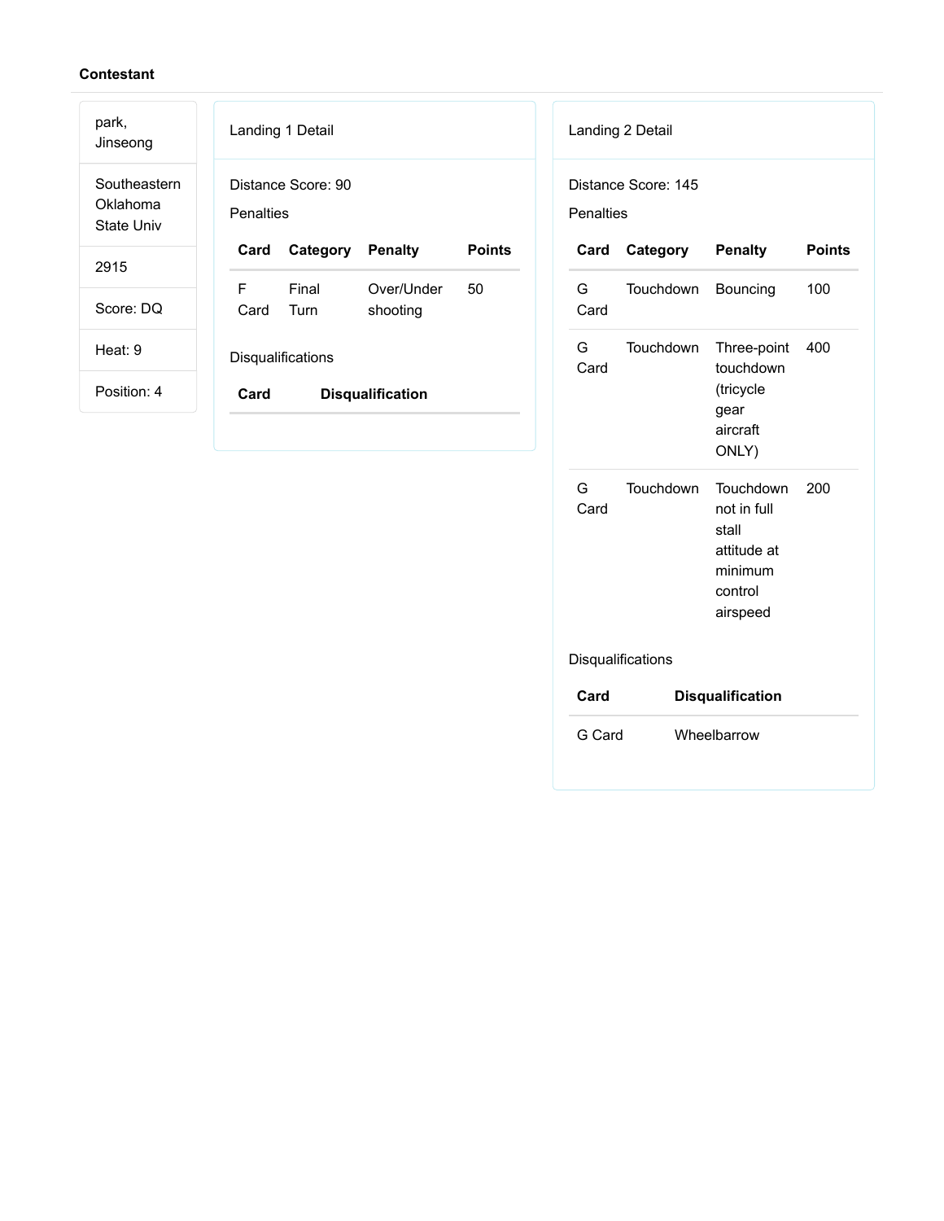**Contestant**

| |
|---|
| park, Jinseong |
| Southeastern Oklahoma State Univ |
| 2915 |
| Score: DQ |
| Heat: 9 |
| Position: 4 |

Landing 1 Detail

Distance Score: 90

Penalties

| Card | Category | Penalty | Points |
|---|---|---|---|
| F Card | Final Turn | Over/Under shooting | 50 |

Disqualifications

| Card | Disqualification |
|---|---|

Landing 2 Detail

Distance Score: 145

Penalties

| Card | Category | Penalty | Points |
|---|---|---|---|
| G Card | Touchdown | Bouncing | 100 |
| G Card | Touchdown | Three-point touchdown (tricycle gear aircraft ONLY) | 400 |
| G Card | Touchdown | Touchdown not in full stall attitude at minimum control airspeed | 200 |

Disqualifications

| Card | Disqualification |
|---|---|
| G Card | Wheelbarrow |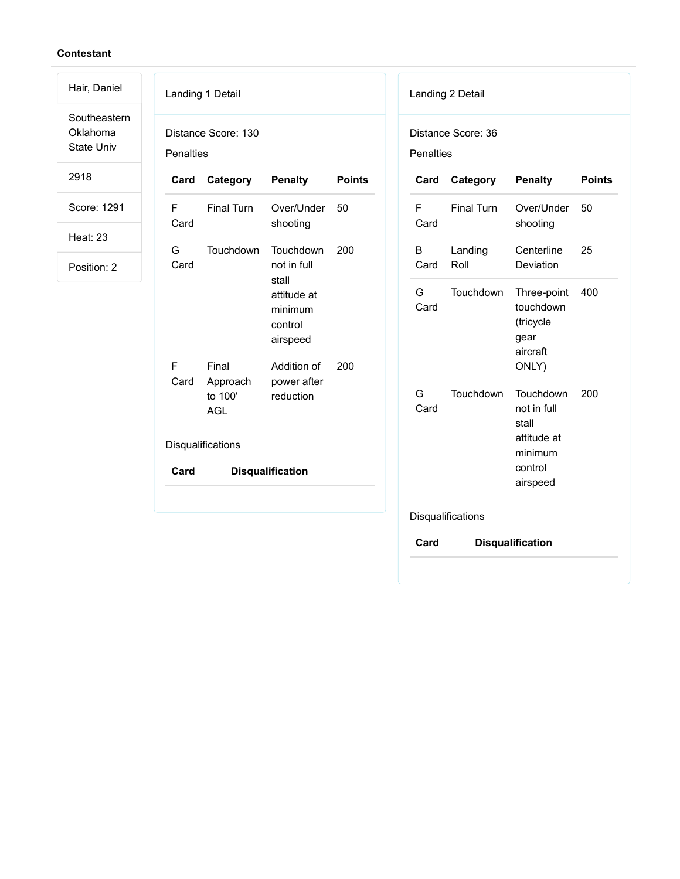**Contestant**

| |
|---|
| Hair, Daniel |
| Southeastern Oklahoma State Univ |
| 2918 |
| Score: 1291 |
| Heat: 23 |
| Position: 2 |

Landing 1 Detail

Distance Score: 130

Penalties

| Card | Category | Penalty | Points |
|---|---|---|---|
| F Card | Final Turn | Over/Under shooting | 50 |
| G Card | Touchdown | Touchdown not in full stall attitude at minimum control airspeed | 200 |
| F Card | Final Approach to 100' AGL | Addition of power after reduction | 200 |

Disqualifications

| Card | Disqualification |
|---|---|

Landing 2 Detail

Distance Score: 36

Penalties

| Card | Category | Penalty | Points |
|---|---|---|---|
| F Card | Final Turn | Over/Under shooting | 50 |
| B Card | Landing Roll | Centerline Deviation | 25 |
| G Card | Touchdown | Three-point touchdown (tricycle gear aircraft ONLY) | 400 |
| G Card | Touchdown | Touchdown not in full stall attitude at minimum control airspeed | 200 |

Disqualifications

| Card | Disqualification |
|---|---|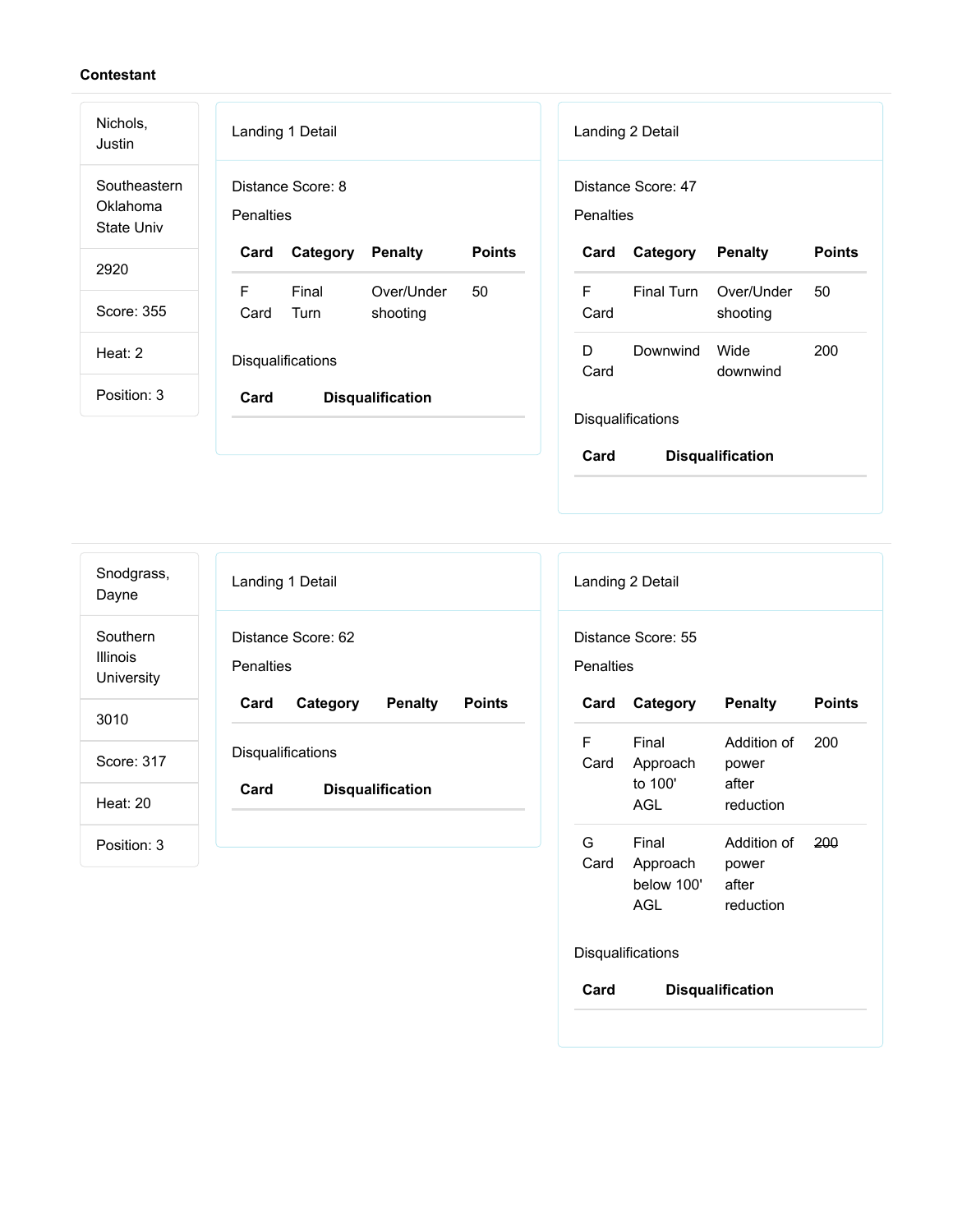**Contestant**

Nichols, Justin

Southeastern Oklahoma State Univ

2920

Score: 355

Heat: 2

Position: 3

### Landing 1 Detail

Distance Score: 8

Penalties

| Card | Category | Penalty | Points |
| --- | --- | --- | --- |
| F Card | Final Turn | Over/Under shooting | 50 |

Disqualifications

| Card | Disqualification |
| --- | --- |

### Landing 2 Detail

Distance Score: 47

Penalties

| Card | Category | Penalty | Points |
| --- | --- | --- | --- |
| F Card | Final Turn | Over/Under shooting | 50 |
| D Card | Downwind | Wide downwind | 200 |

Disqualifications

| Card | Disqualification |
| --- | --- |

---

Snodgrass, Dayne

Southern Illinois University

3010

Score: 317

Heat: 20

Position: 3

### Landing 1 Detail

Distance Score: 62

Penalties

| Card | Category | Penalty | Points |
| --- | --- | --- | --- |

Disqualifications

| Card | Disqualification |
| --- | --- |

### Landing 2 Detail

Distance Score: 55

Penalties

| Card | Category | Penalty | Points |
| --- | --- | --- | --- |
| F Card | Final Approach to 100' AGL | Addition of power after reduction | 200 |
| G Card | Final Approach below 100' AGL | Addition of power after reduction | ~~200~~ |

Disqualifications

| Card | Disqualification |
| --- | --- |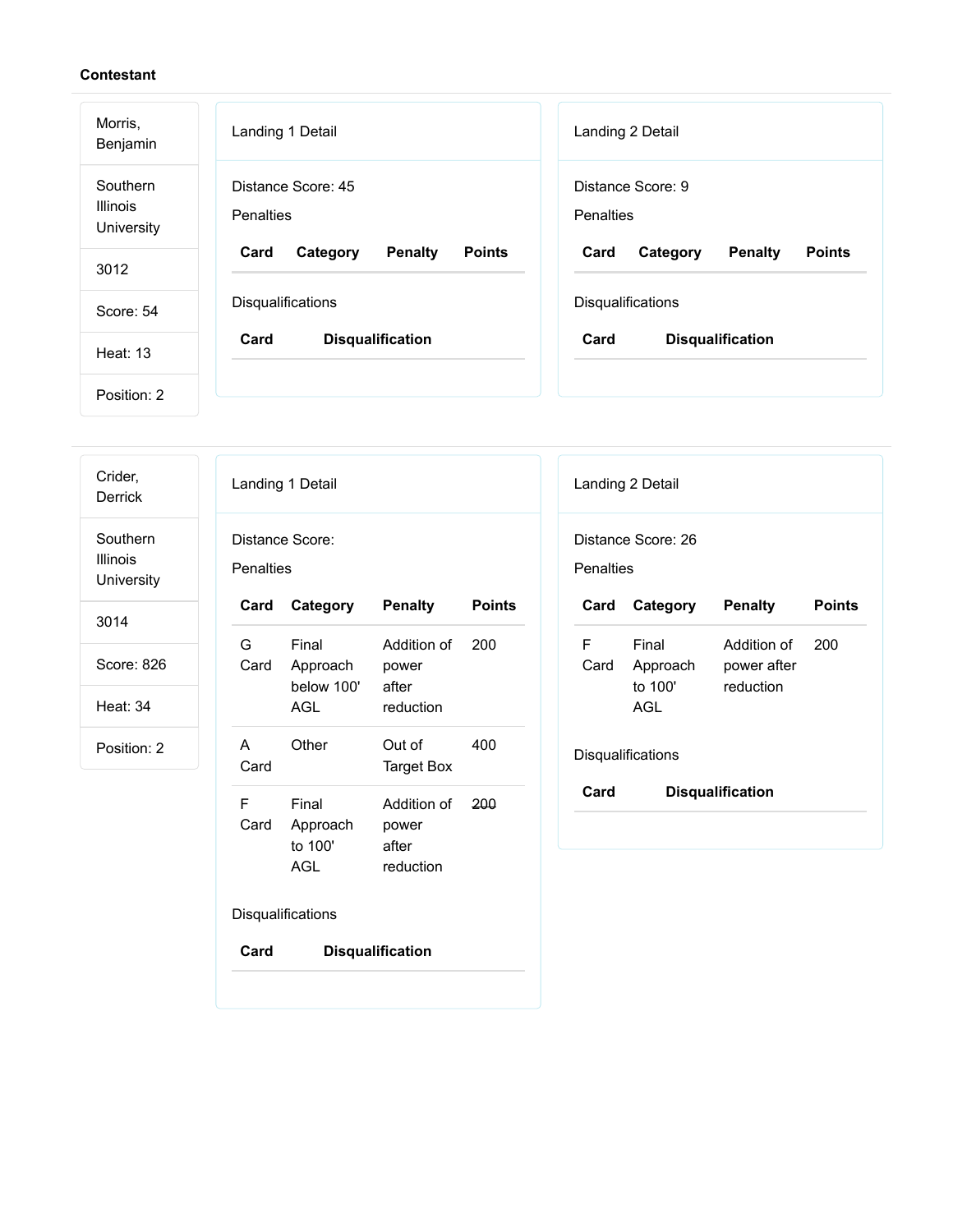**Contestant**

Morris, Benjamin

Southern Illinois University

3012

Score: 54

Heat: 13

Position: 2

Landing 1 Detail

Distance Score: 45

Penalties

| Card | Category | Penalty | Points |
| --- | --- | --- | --- |

Disqualifications

| Card | Disqualification |
| --- | --- |

Landing 2 Detail

Distance Score: 9

Penalties

| Card | Category | Penalty | Points |
| --- | --- | --- | --- |

Disqualifications

| Card | Disqualification |
| --- | --- |

---

Crider, Derrick

Southern Illinois University

3014

Score: 826

Heat: 34

Position: 2

Landing 1 Detail

Distance Score:

Penalties

| Card | Category | Penalty | Points |
| --- | --- | --- | --- |
| G Card | Final Approach below 100' AGL | Addition of power after reduction | 200 |
| A Card | Other | Out of Target Box | 400 |
| F Card | Final Approach to 100' AGL | Addition of power after reduction | ~~200~~ |

Disqualifications

| Card | Disqualification |
| --- | --- |

Landing 2 Detail

Distance Score: 26

Penalties

| Card | Category | Penalty | Points |
| --- | --- | --- | --- |
| F Card | Final Approach to 100' AGL | Addition of power after reduction | 200 |

Disqualifications

| Card | Disqualification |
| --- | --- |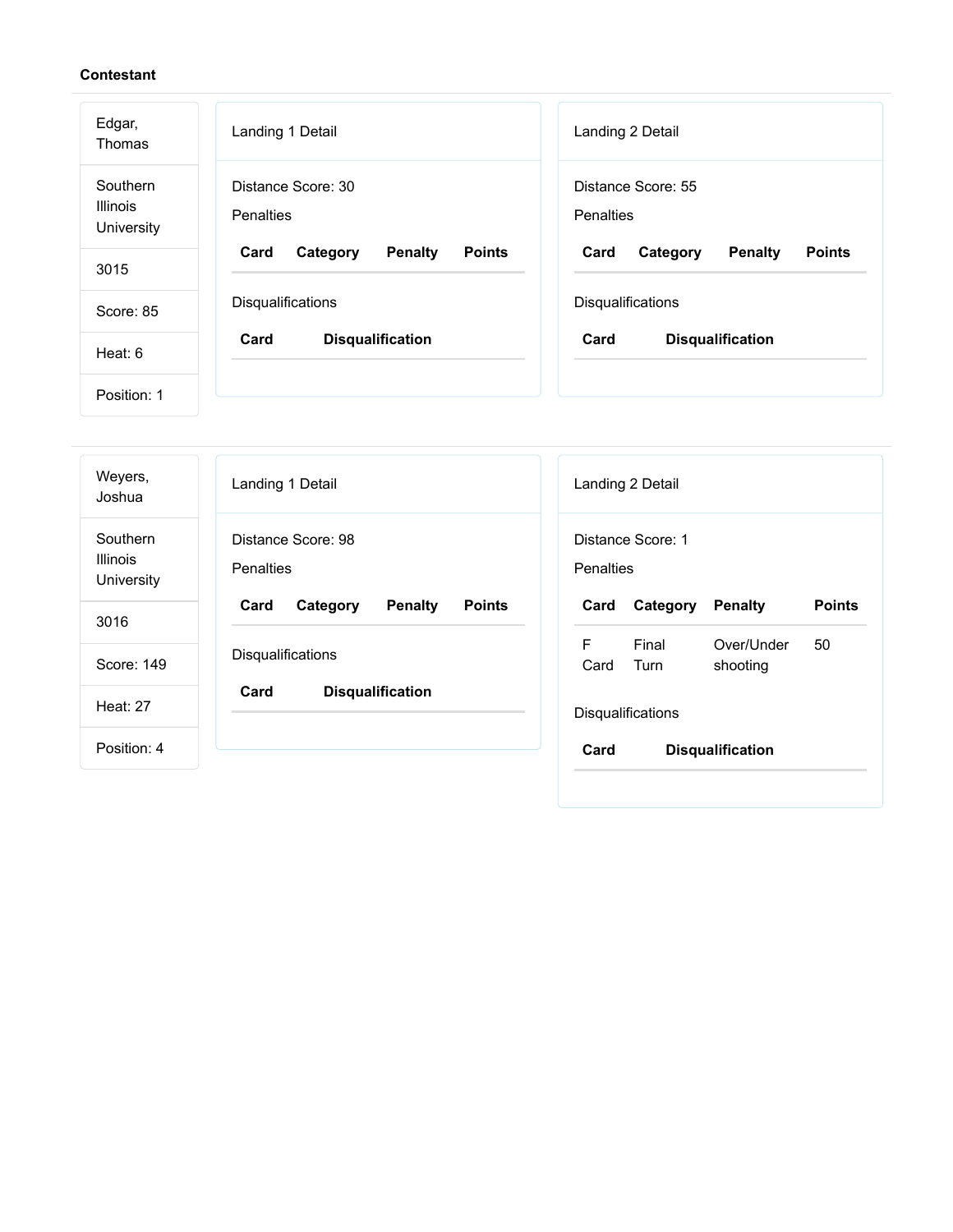**Contestant**

Edgar, Thomas

Southern Illinois University

3015

Score: 85

Heat: 6

Position: 1

Landing 1 Detail

Distance Score: 30

Penalties

| Card | Category | Penalty | Points |
| --- | --- | --- | --- |

Disqualifications

| Card | Disqualification |
| --- | --- |

Landing 2 Detail

Distance Score: 55

Penalties

| Card | Category | Penalty | Points |
| --- | --- | --- | --- |

Disqualifications

| Card | Disqualification |
| --- | --- |

---

Weyers, Joshua

Southern Illinois University

3016

Score: 149

Heat: 27

Position: 4

Landing 1 Detail

Distance Score: 98

Penalties

| Card | Category | Penalty | Points |
| --- | --- | --- | --- |

Disqualifications

| Card | Disqualification |
| --- | --- |

Landing 2 Detail

Distance Score: 1

Penalties

| Card | Category | Penalty | Points |
| --- | --- | --- | --- |
| F Card | Final Turn | Over/Under shooting | 50 |

Disqualifications

| Card | Disqualification |
| --- | --- |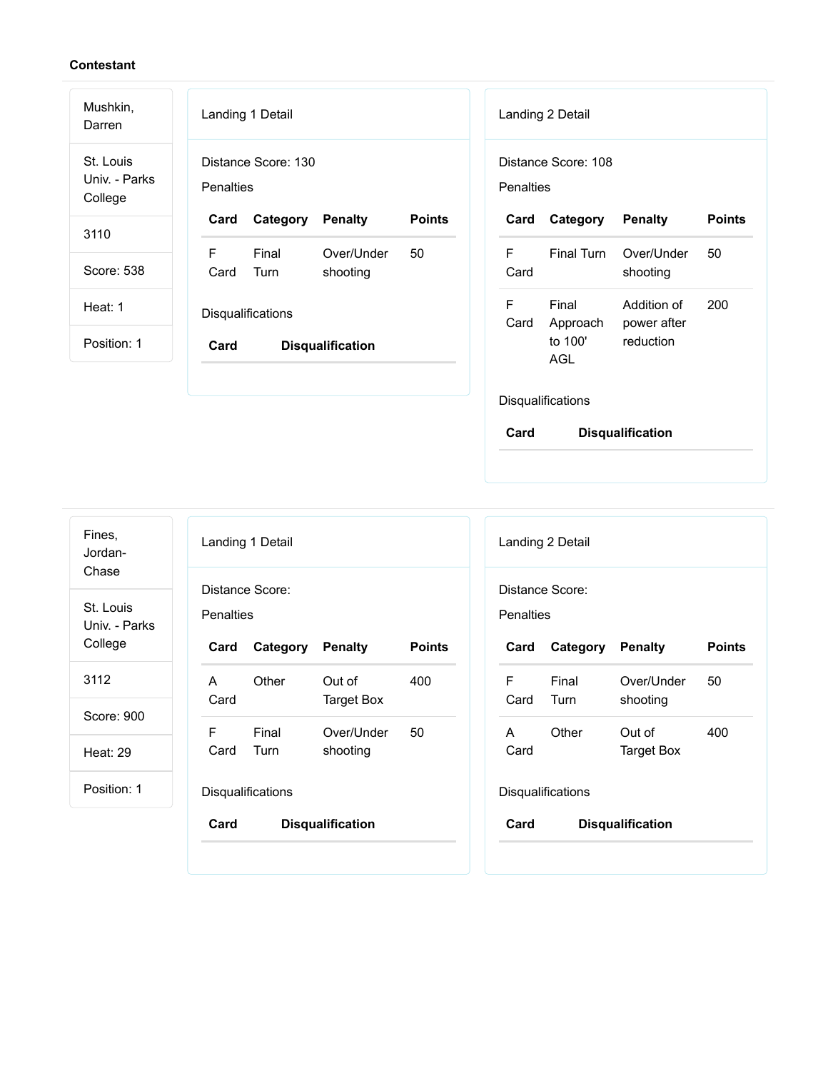**Contestant**

Mushkin, Darren

St. Louis Univ. - Parks College

3110

Score: 538

Heat: 1

Position: 1

Landing 1 Detail

Distance Score: 130

Penalties

| Card | Category | Penalty | Points |
|---|---|---|---|
| F Card | Final Turn | Over/Under shooting | 50 |

Disqualifications

| Card | Disqualification |
|---|---|

Landing 2 Detail

Distance Score: 108

Penalties

| Card | Category | Penalty | Points |
|---|---|---|---|
| F Card | Final Turn | Over/Under shooting | 50 |
| F Card | Final Approach to 100' AGL | Addition of power after reduction | 200 |

Disqualifications

| Card | Disqualification |
|---|---|

---

Fines, Jordan-Chase

St. Louis Univ. - Parks College

3112

Score: 900

Heat: 29

Position: 1

Landing 1 Detail

Distance Score:

Penalties

| Card | Category | Penalty | Points |
|---|---|---|---|
| A Card | Other | Out of Target Box | 400 |
| F Card | Final Turn | Over/Under shooting | 50 |

Disqualifications

| Card | Disqualification |
|---|---|

Landing 2 Detail

Distance Score:

Penalties

| Card | Category | Penalty | Points |
|---|---|---|---|
| F Card | Final Turn | Over/Under shooting | 50 |
| A Card | Other | Out of Target Box | 400 |

Disqualifications

| Card | Disqualification |
|---|---|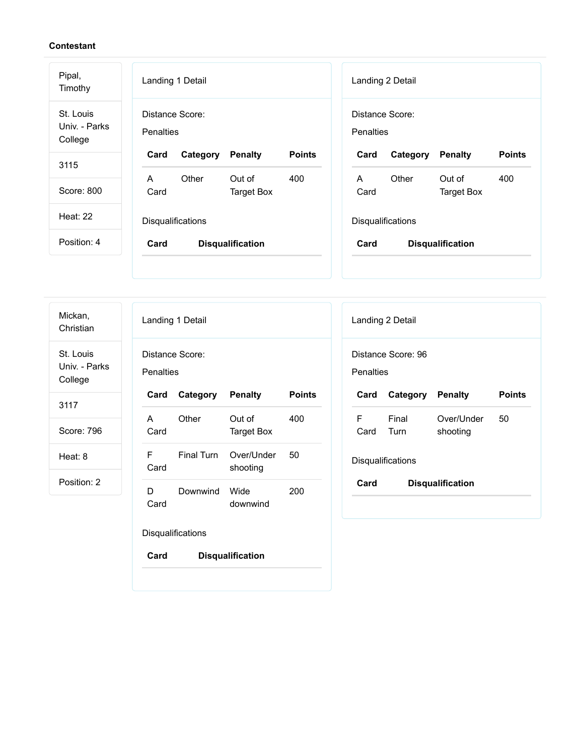**Contestant**

Pipal, Timothy

St. Louis Univ. - Parks College

3115

Score: 800

Heat: 22

Position: 4

Landing 1 Detail

Distance Score:

Penalties

| Card | Category | Penalty | Points |
|---|---|---|---|
| A Card | Other | Out of Target Box | 400 |

Disqualifications

| Card | Disqualification |
|---|---|

Landing 2 Detail

Distance Score:

Penalties

| Card | Category | Penalty | Points |
|---|---|---|---|
| A Card | Other | Out of Target Box | 400 |

Disqualifications

| Card | Disqualification |
|---|---|

---

Mickan, Christian

St. Louis Univ. - Parks College

3117

Score: 796

Heat: 8

Position: 2

Landing 1 Detail

Distance Score:

Penalties

| Card | Category | Penalty | Points |
|---|---|---|---|
| A Card | Other | Out of Target Box | 400 |
| F Card | Final Turn | Over/Under shooting | 50 |
| D Card | Downwind | Wide downwind | 200 |

Disqualifications

| Card | Disqualification |
|---|---|

Landing 2 Detail

Distance Score: 96

Penalties

| Card | Category | Penalty | Points |
|---|---|---|---|
| F Card | Final Turn | Over/Under shooting | 50 |

Disqualifications

| Card | Disqualification |
|---|---|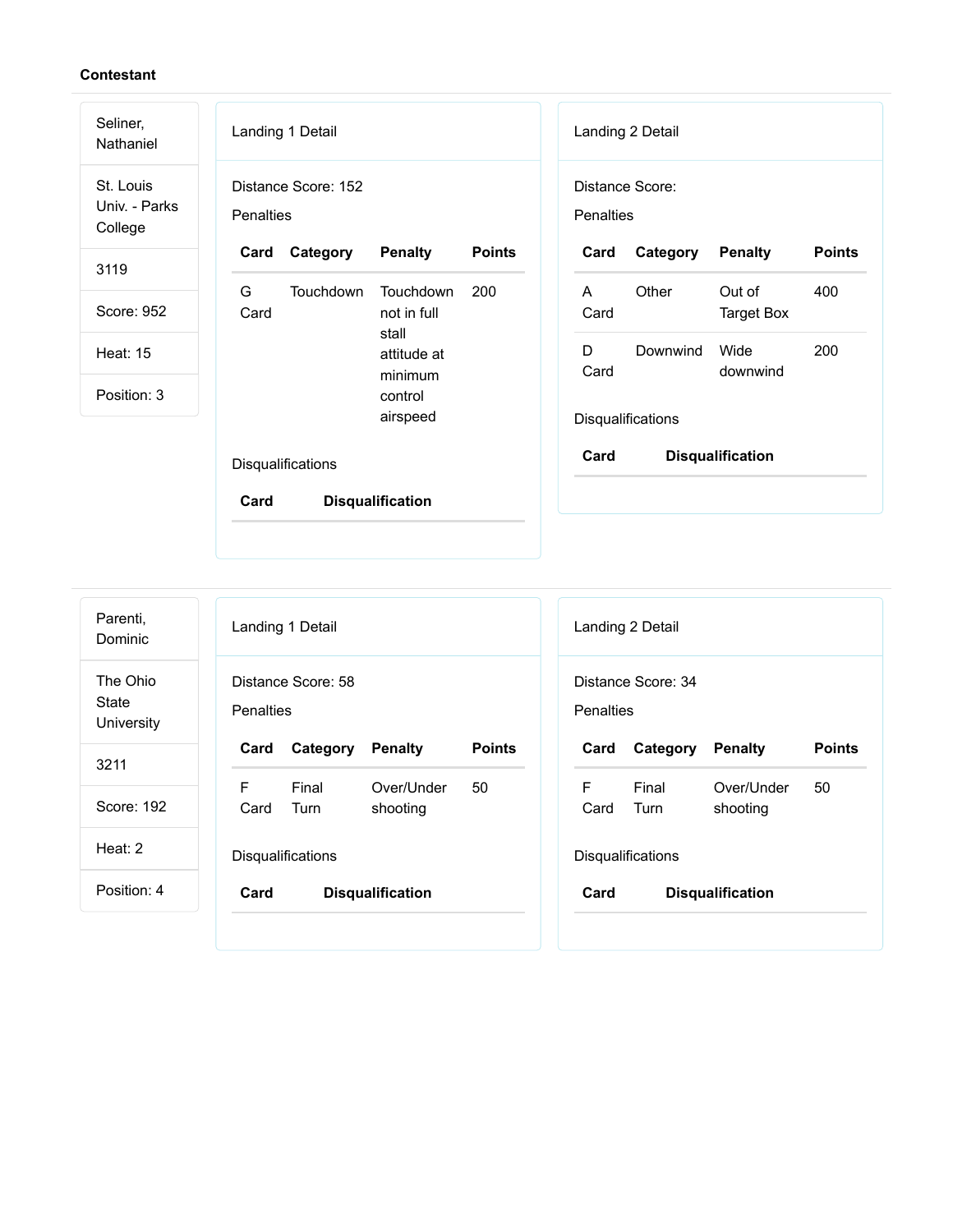**Contestant**

Seliner, Nathaniel

St. Louis Univ. - Parks College

3119

Score: 952

Heat: 15

Position: 3

Landing 1 Detail

Distance Score: 152

Penalties

| Card | Category | Penalty | Points |
| --- | --- | --- | --- |
| G Card | Touchdown | Touchdown not in full stall attitude at minimum control airspeed | 200 |

Disqualifications

| Card | Disqualification |
| --- | --- |

Landing 2 Detail

Distance Score:

Penalties

| Card | Category | Penalty | Points |
| --- | --- | --- | --- |
| A Card | Other | Out of Target Box | 400 |
| D Card | Downwind | Wide downwind | 200 |

Disqualifications

| Card | Disqualification |
| --- | --- |

---

Parenti, Dominic

The Ohio State University

3211

Score: 192

Heat: 2

Position: 4

Landing 1 Detail

Distance Score: 58

Penalties

| Card | Category | Penalty | Points |
| --- | --- | --- | --- |
| F Card | Final Turn | Over/Under shooting | 50 |

Disqualifications

| Card | Disqualification |
| --- | --- |

Landing 2 Detail

Distance Score: 34

Penalties

| Card | Category | Penalty | Points |
| --- | --- | --- | --- |
| F Card | Final Turn | Over/Under shooting | 50 |

Disqualifications

| Card | Disqualification |
| --- | --- |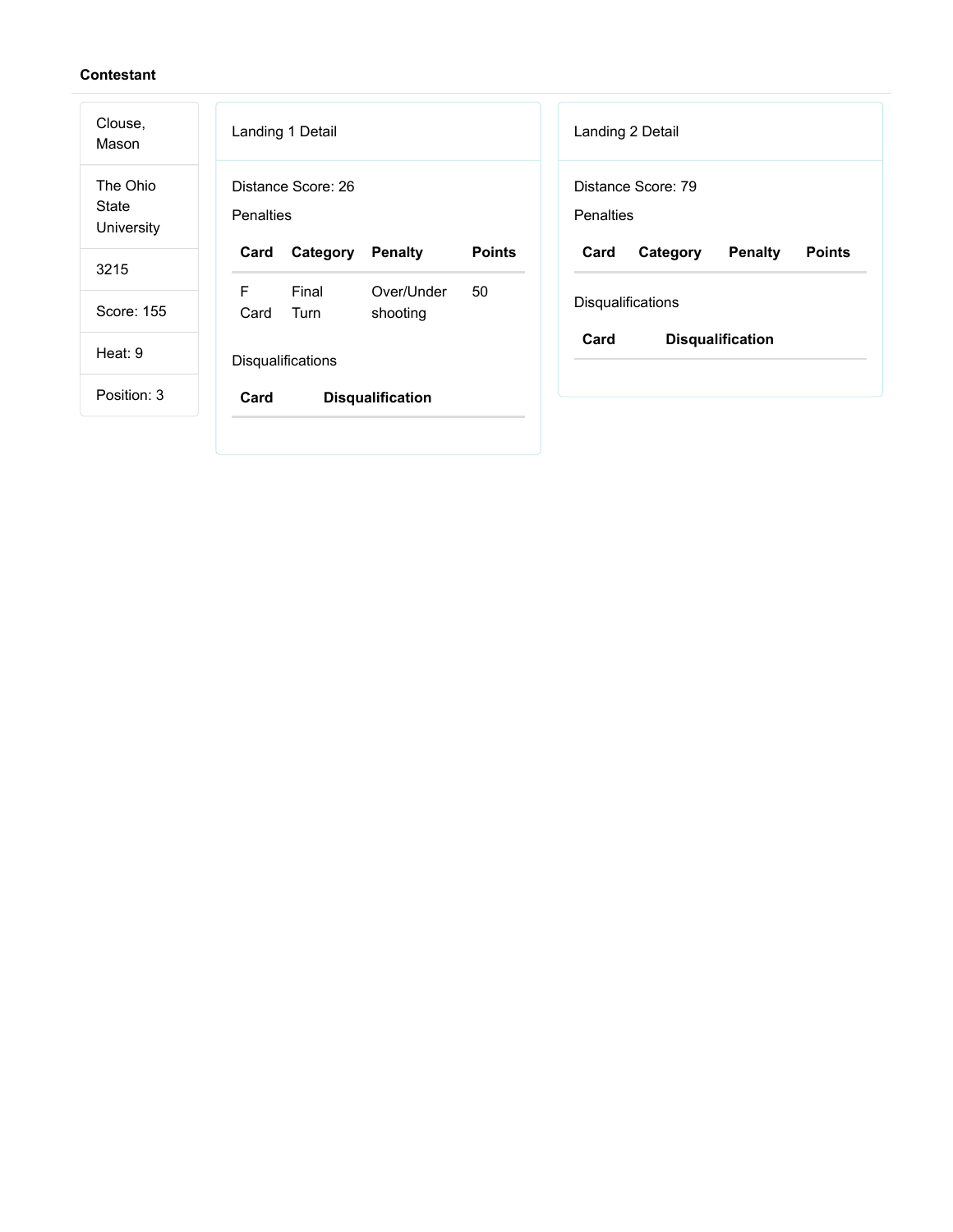**Contestant**

| Clouse, Mason |
|---|
| The Ohio State University |
| 3215 |
| Score: 155 |
| Heat: 9 |
| Position: 3 |

Landing 1 Detail

Distance Score: 26

Penalties

| Card | Category | Penalty | Points |
|---|---|---|---|
| F Card | Final Turn | Over/Under shooting | 50 |

Disqualifications

| Card | Disqualification |
|---|---|

Landing 2 Detail

Distance Score: 79

Penalties

| Card | Category | Penalty | Points |
|---|---|---|---|

Disqualifications

| Card | Disqualification |
|---|---|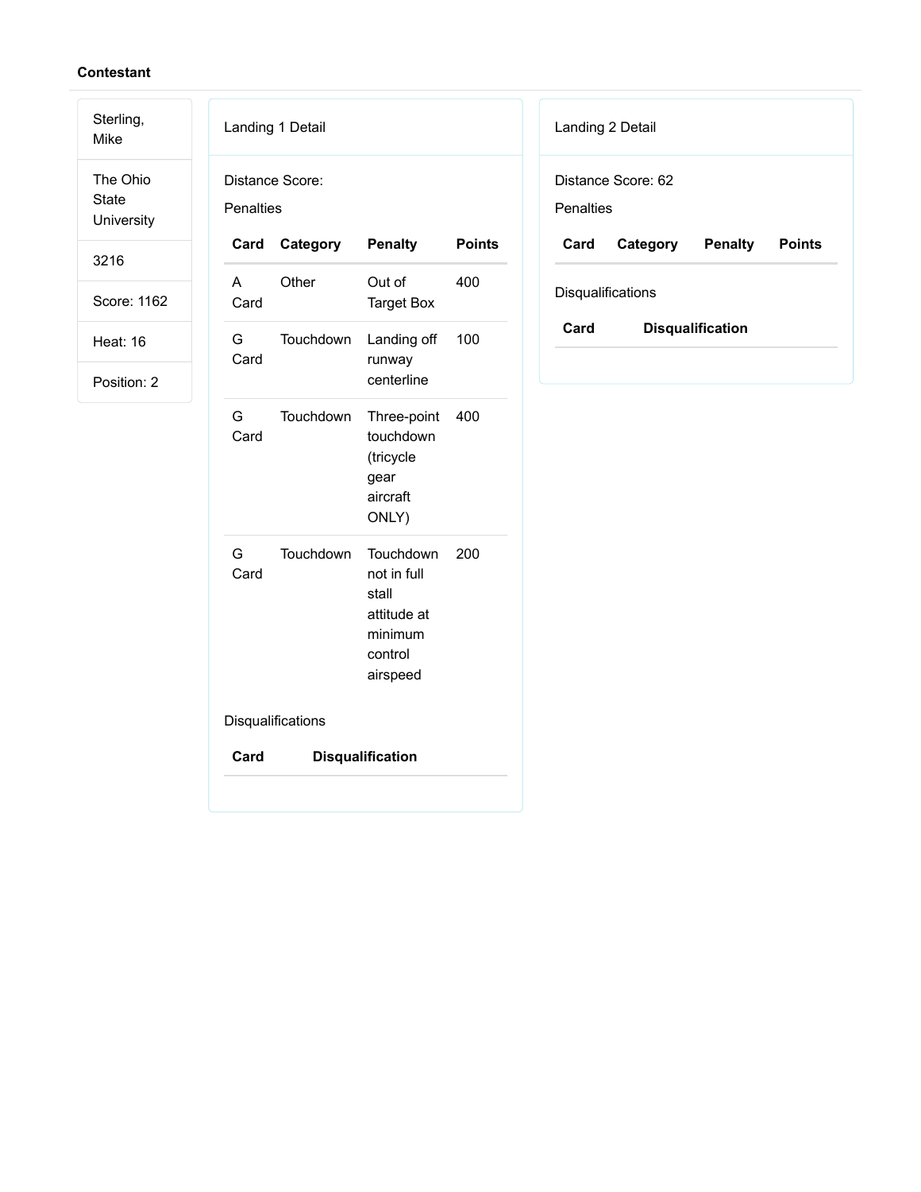**Contestant**

| |
|---|
| Sterling, Mike |
| The Ohio State University |
| 3216 |
| Score: 1162 |
| Heat: 16 |
| Position: 2 |

Landing 1 Detail

Distance Score:

Penalties

| Card | Category | Penalty | Points |
|---|---|---|---|
| A Card | Other | Out of Target Box | 400 |
| G Card | Touchdown | Landing off runway centerline | 100 |
| G Card | Touchdown | Three-point touchdown (tricycle gear aircraft ONLY) | 400 |
| G Card | Touchdown | Touchdown not in full stall attitude at minimum control airspeed | 200 |

Disqualifications

| Card | Disqualification |
|---|---|

Landing 2 Detail

Distance Score: 62

Penalties

| Card | Category | Penalty | Points |
|---|---|---|---|

Disqualifications

| Card | Disqualification |
|---|---|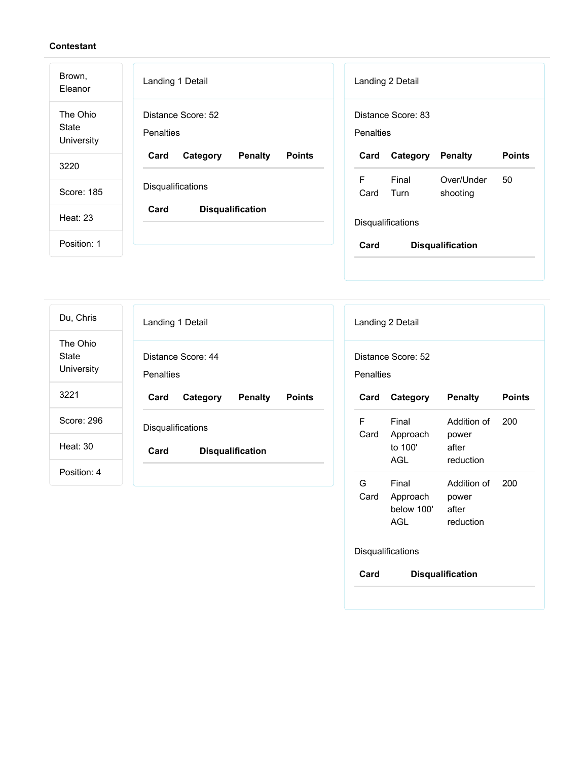**Contestant**

Brown, Eleanor

The Ohio State University

3220

Score: 185

Heat: 23

Position: 1

Landing 1 Detail

Distance Score: 52

Penalties

| Card | Category | Penalty | Points |
| --- | --- | --- | --- |

Disqualifications

| Card | Disqualification |
| --- | --- |

Landing 2 Detail

Distance Score: 83

Penalties

| Card | Category | Penalty | Points |
| --- | --- | --- | --- |
| F Card | Final Turn | Over/Under shooting | 50 |

Disqualifications

| Card | Disqualification |
| --- | --- |

---

Du, Chris

The Ohio State University

3221

Score: 296

Heat: 30

Position: 4

Landing 1 Detail

Distance Score: 44

Penalties

| Card | Category | Penalty | Points |
| --- | --- | --- | --- |

Disqualifications

| Card | Disqualification |
| --- | --- |

Landing 2 Detail

Distance Score: 52

Penalties

| Card | Category | Penalty | Points |
| --- | --- | --- | --- |
| F Card | Final Approach to 100' AGL | Addition of power after reduction | 200 |
| G Card | Final Approach below 100' AGL | Addition of power after reduction | ~~200~~ |

Disqualifications

| Card | Disqualification |
| --- | --- |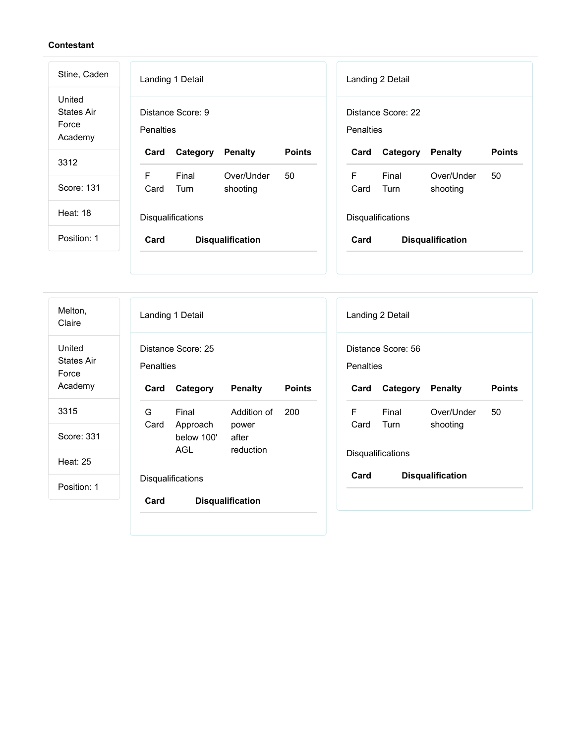**Contestant**

Stine, Caden

United States Air Force Academy

3312

Score: 131

Heat: 18

Position: 1

Landing 1 Detail

Distance Score: 9

Penalties

| Card | Category | Penalty | Points |
| --- | --- | --- | --- |
| F Card | Final Turn | Over/Under shooting | 50 |

Disqualifications

| Card | Disqualification |
| --- | --- |

Landing 2 Detail

Distance Score: 22

Penalties

| Card | Category | Penalty | Points |
| --- | --- | --- | --- |
| F Card | Final Turn | Over/Under shooting | 50 |

Disqualifications

| Card | Disqualification |
| --- | --- |

---

Melton, Claire

United States Air Force Academy

3315

Score: 331

Heat: 25

Position: 1

Landing 1 Detail

Distance Score: 25

Penalties

| Card | Category | Penalty | Points |
| --- | --- | --- | --- |
| G Card | Final Approach below 100' AGL | Addition of power after reduction | 200 |

Disqualifications

| Card | Disqualification |
| --- | --- |

Landing 2 Detail

Distance Score: 56

Penalties

| Card | Category | Penalty | Points |
| --- | --- | --- | --- |
| F Card | Final Turn | Over/Under shooting | 50 |

Disqualifications

| Card | Disqualification |
| --- | --- |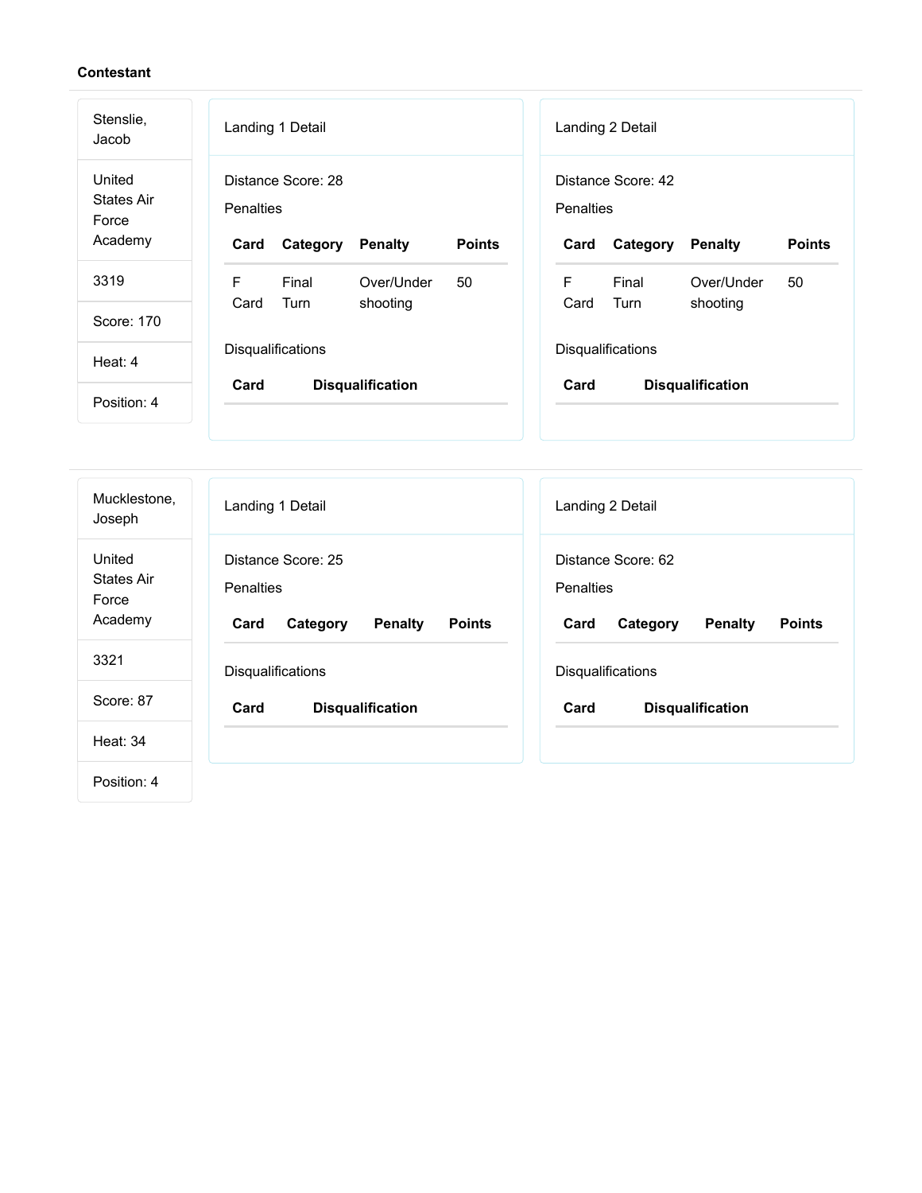**Contestant**

Stenslie, Jacob

United States Air Force Academy

3319

Score: 170

Heat: 4

Position: 4

Landing 1 Detail

Distance Score: 28

Penalties

| Card | Category | Penalty | Points |
| --- | --- | --- | --- |
| F Card | Final Turn | Over/Under shooting | 50 |

Disqualifications

| Card | Disqualification |
| --- | --- |

Landing 2 Detail

Distance Score: 42

Penalties

| Card | Category | Penalty | Points |
| --- | --- | --- | --- |
| F Card | Final Turn | Over/Under shooting | 50 |

Disqualifications

| Card | Disqualification |
| --- | --- |

---

Mucklestone, Joseph

United States Air Force Academy

3321

Score: 87

Heat: 34

Position: 4

Landing 1 Detail

Distance Score: 25

Penalties

| Card | Category | Penalty | Points |
| --- | --- | --- | --- |

Disqualifications

| Card | Disqualification |
| --- | --- |

Landing 2 Detail

Distance Score: 62

Penalties

| Card | Category | Penalty | Points |
| --- | --- | --- | --- |

Disqualifications

| Card | Disqualification |
| --- | --- |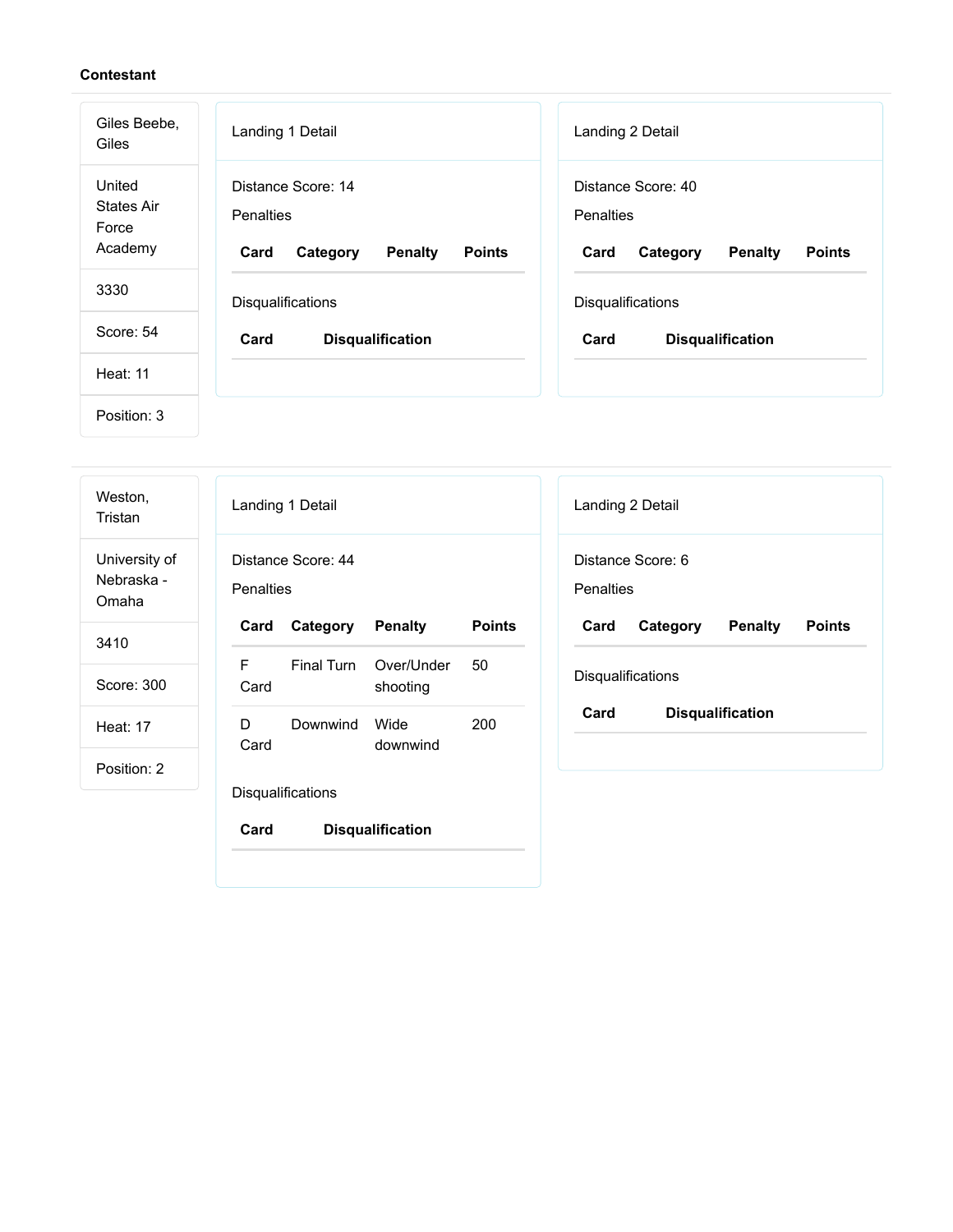**Contestant**

Giles Beebe, Giles

United States Air Force Academy

3330

Score: 54

Heat: 11

Position: 3

Landing 1 Detail

Distance Score: 14

Penalties

| Card | Category | Penalty | Points |
| --- | --- | --- | --- |

Disqualifications

| Card | Disqualification |
| --- | --- |

Landing 2 Detail

Distance Score: 40

Penalties

| Card | Category | Penalty | Points |
| --- | --- | --- | --- |

Disqualifications

| Card | Disqualification |
| --- | --- |

---

Weston, Tristan

University of Nebraska - Omaha

3410

Score: 300

Heat: 17

Position: 2

Landing 1 Detail

Distance Score: 44

Penalties

| Card | Category | Penalty | Points |
| --- | --- | --- | --- |
| F Card | Final Turn | Over/Under shooting | 50 |
| D Card | Downwind | Wide downwind | 200 |

Disqualifications

| Card | Disqualification |
| --- | --- |

Landing 2 Detail

Distance Score: 6

Penalties

| Card | Category | Penalty | Points |
| --- | --- | --- | --- |

Disqualifications

| Card | Disqualification |
| --- | --- |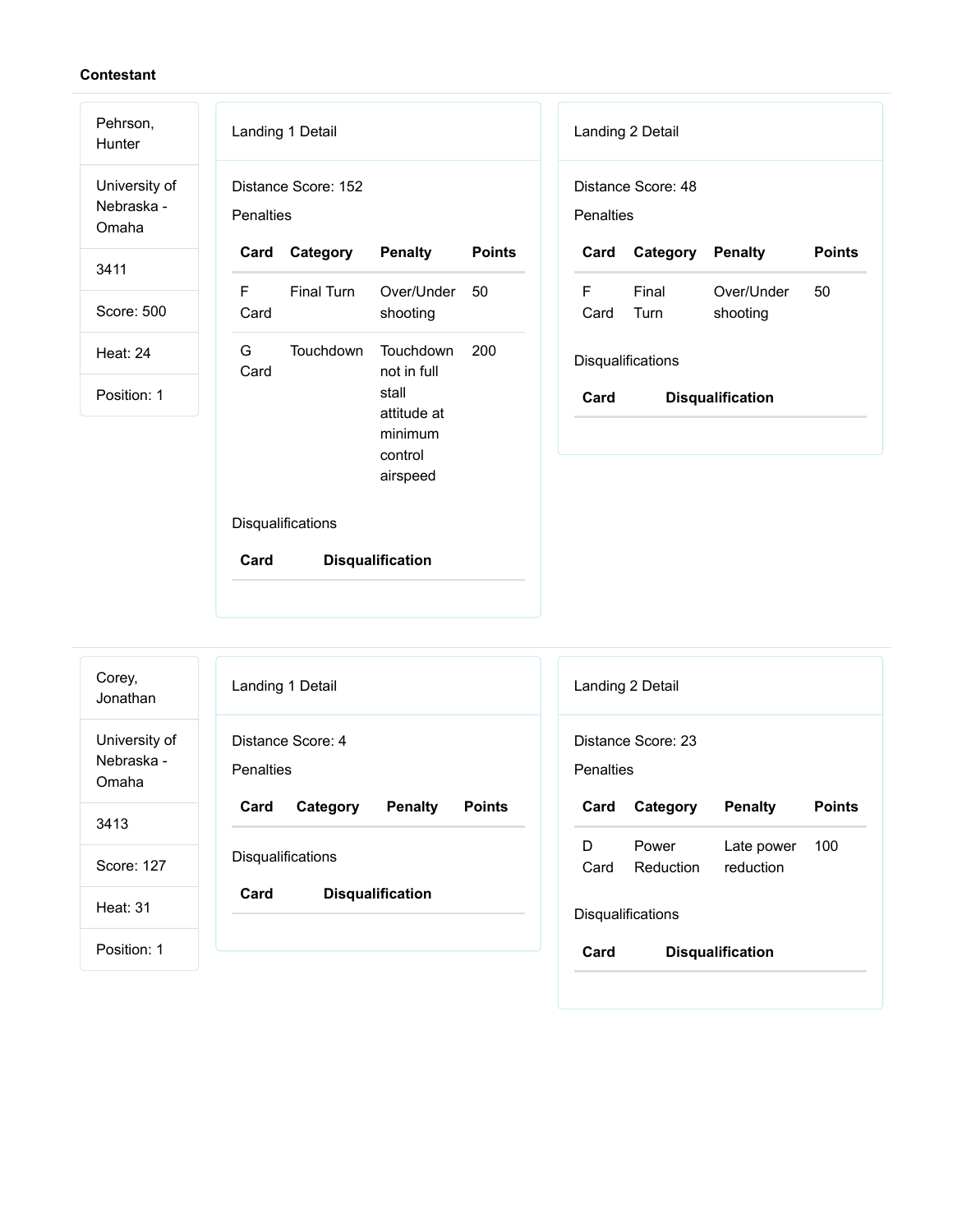**Contestant**

Pehrson, Hunter

University of Nebraska - Omaha

3411

Score: 500

Heat: 24

Position: 1

Landing 1 Detail

Distance Score: 152

Penalties

| Card | Category | Penalty | Points |
|---|---|---|---|
| F Card | Final Turn | Over/Under shooting | 50 |
| G Card | Touchdown | Touchdown not in full stall attitude at minimum control airspeed | 200 |

Disqualifications

| Card | Disqualification |
|---|---|

Landing 2 Detail

Distance Score: 48

Penalties

| Card | Category | Penalty | Points |
|---|---|---|---|
| F Card | Final Turn | Over/Under shooting | 50 |

Disqualifications

| Card | Disqualification |
|---|---|

---

Corey, Jonathan

University of Nebraska - Omaha

3413

Score: 127

Heat: 31

Position: 1

Landing 1 Detail

Distance Score: 4

Penalties

| Card | Category | Penalty | Points |
|---|---|---|---|

Disqualifications

| Card | Disqualification |
|---|---|

Landing 2 Detail

Distance Score: 23

Penalties

| Card | Category | Penalty | Points |
|---|---|---|---|
| D Card | Power Reduction | Late power reduction | 100 |

Disqualifications

| Card | Disqualification |
|---|---|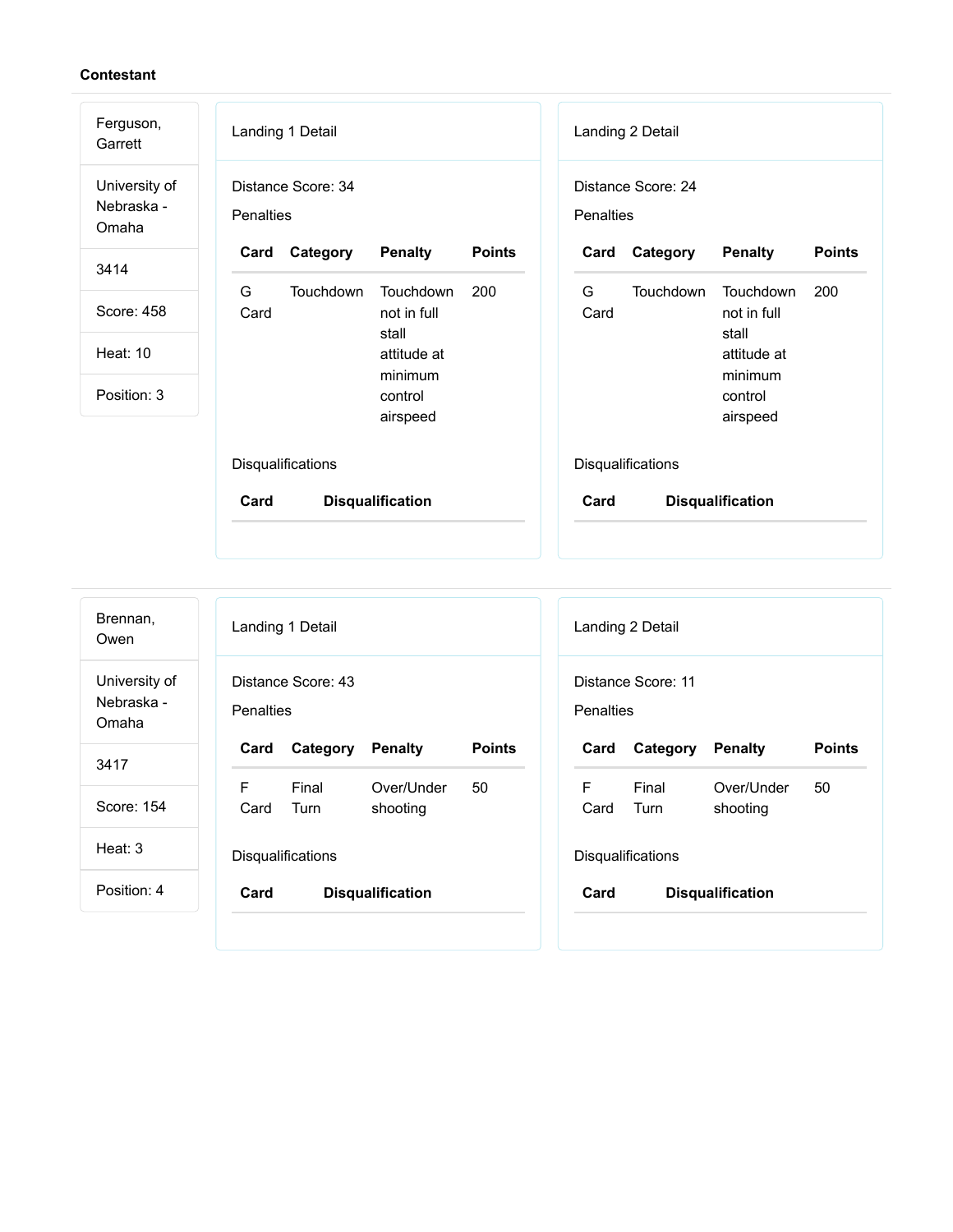**Contestant**

Ferguson, Garrett

University of Nebraska - Omaha

3414

Score: 458

Heat: 10

Position: 3

Landing 1 Detail

Distance Score: 34

Penalties

| Card | Category | Penalty | Points |
| --- | --- | --- | --- |
| G Card | Touchdown | Touchdown not in full stall attitude at minimum control airspeed | 200 |

Disqualifications

| Card | Disqualification |
| --- | --- |

Landing 2 Detail

Distance Score: 24

Penalties

| Card | Category | Penalty | Points |
| --- | --- | --- | --- |
| G Card | Touchdown | Touchdown not in full stall attitude at minimum control airspeed | 200 |

Disqualifications

| Card | Disqualification |
| --- | --- |

Brennan, Owen

University of Nebraska - Omaha

3417

Score: 154

Heat: 3

Position: 4

Landing 1 Detail

Distance Score: 43

Penalties

| Card | Category | Penalty | Points |
| --- | --- | --- | --- |
| F Card | Final Turn | Over/Under shooting | 50 |

Disqualifications

| Card | Disqualification |
| --- | --- |

Landing 2 Detail

Distance Score: 11

Penalties

| Card | Category | Penalty | Points |
| --- | --- | --- | --- |
| F Card | Final Turn | Over/Under shooting | 50 |

Disqualifications

| Card | Disqualification |
| --- | --- |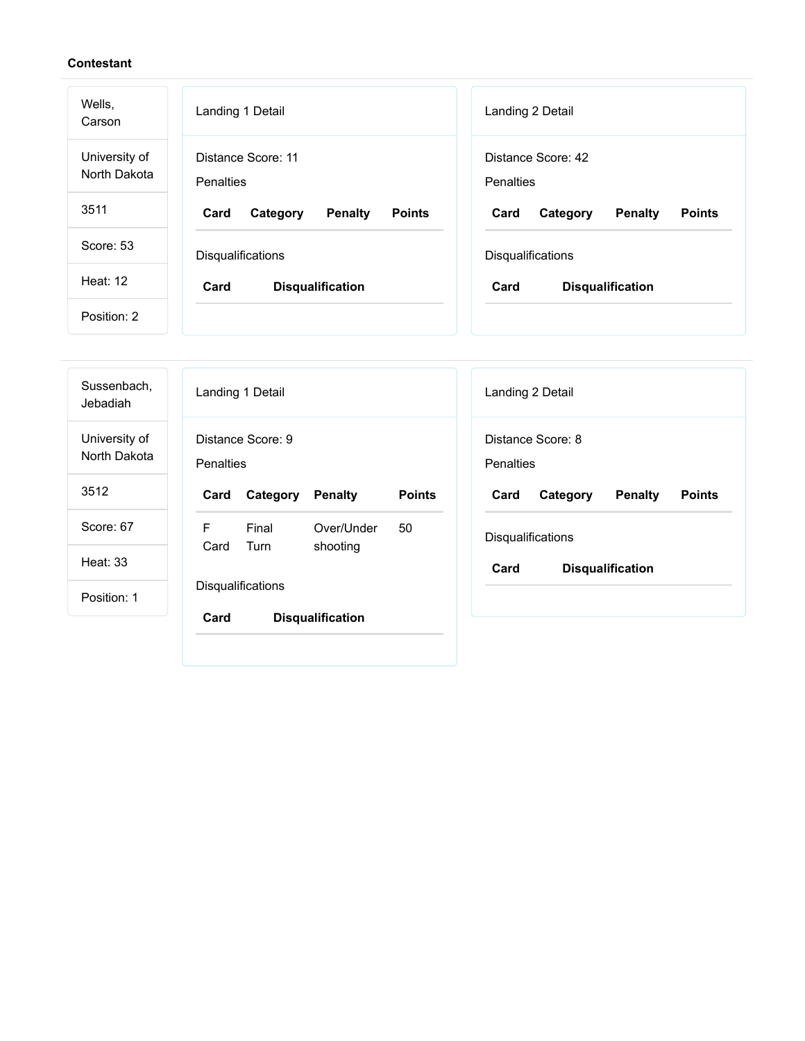**Contestant**

Wells, Carson

University of North Dakota

3511

Score: 53

Heat: 12

Position: 2

Landing 1 Detail

Distance Score: 11

Penalties

| Card | Category | Penalty | Points |
| --- | --- | --- | --- |

Disqualifications

| Card | Disqualification |
| --- | --- |

Landing 2 Detail

Distance Score: 42

Penalties

| Card | Category | Penalty | Points |
| --- | --- | --- | --- |

Disqualifications

| Card | Disqualification |
| --- | --- |

---

Sussenbach, Jebadiah

University of North Dakota

3512

Score: 67

Heat: 33

Position: 1

Landing 1 Detail

Distance Score: 9

Penalties

| Card | Category | Penalty | Points |
| --- | --- | --- | --- |
| F Card | Final Turn | Over/Under shooting | 50 |

Disqualifications

| Card | Disqualification |
| --- | --- |

Landing 2 Detail

Distance Score: 8

Penalties

| Card | Category | Penalty | Points |
| --- | --- | --- | --- |

Disqualifications

| Card | Disqualification |
| --- | --- |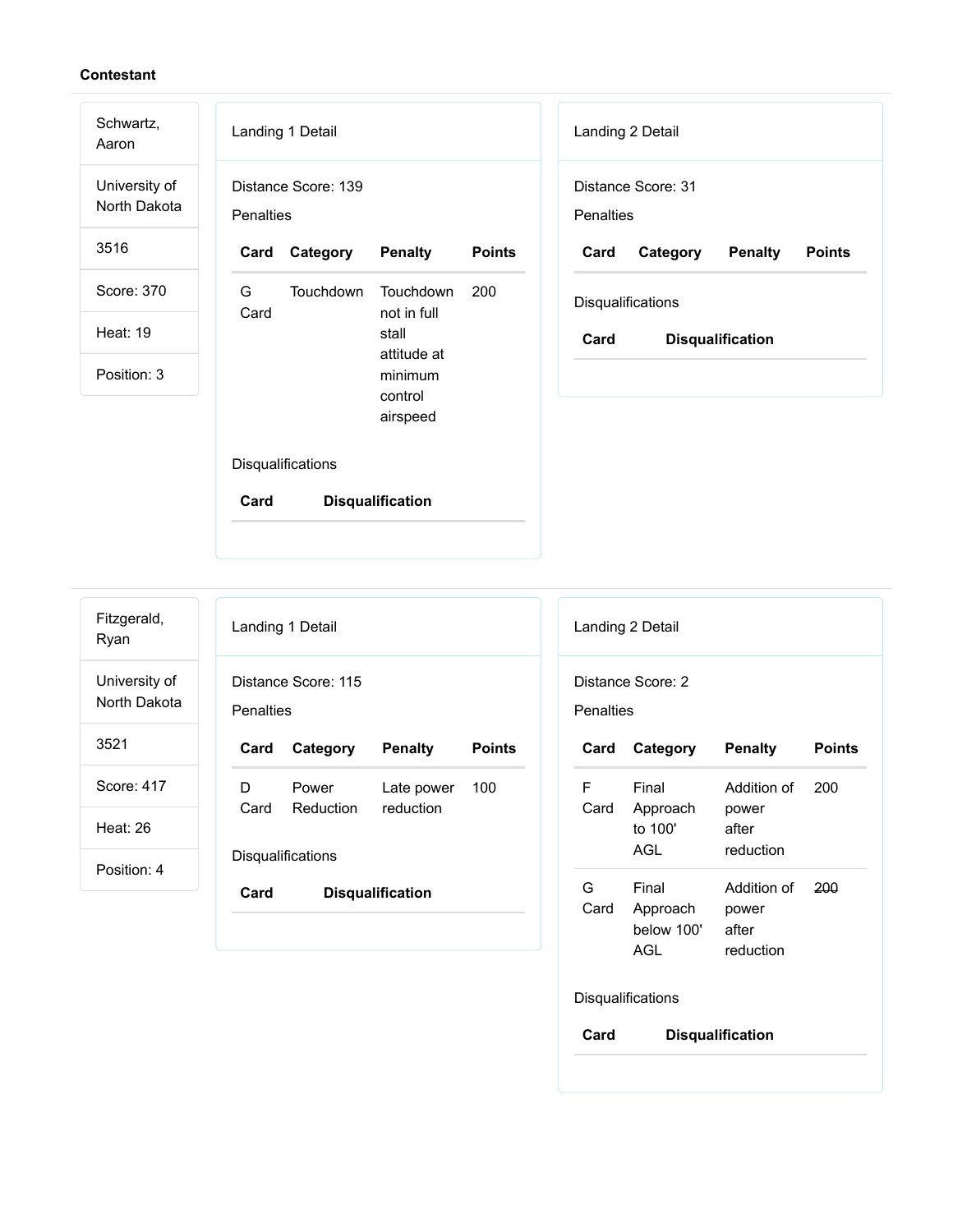**Contestant**

Schwartz, Aaron

University of North Dakota

3516

Score: 370

Heat: 19

Position: 3

Landing 1 Detail

Distance Score: 139

Penalties

| Card | Category | Penalty | Points |
|---|---|---|---|
| G Card | Touchdown | Touchdown not in full stall attitude at minimum control airspeed | 200 |

Disqualifications

| Card | Disqualification |
|---|---|

Landing 2 Detail

Distance Score: 31

Penalties

| Card | Category | Penalty | Points |
|---|---|---|---|

Disqualifications

| Card | Disqualification |
|---|---|

---

Fitzgerald, Ryan

University of North Dakota

3521

Score: 417

Heat: 26

Position: 4

Landing 1 Detail

Distance Score: 115

Penalties

| Card | Category | Penalty | Points |
|---|---|---|---|
| D Card | Power Reduction | Late power reduction | 100 |

Disqualifications

| Card | Disqualification |
|---|---|

Landing 2 Detail

Distance Score: 2

Penalties

| Card | Category | Penalty | Points |
|---|---|---|---|
| F Card | Final Approach to 100' AGL | Addition of power after reduction | 200 |
| G Card | Final Approach below 100' AGL | Addition of power after reduction | ~~200~~ |

Disqualifications

| Card | Disqualification |
|---|---|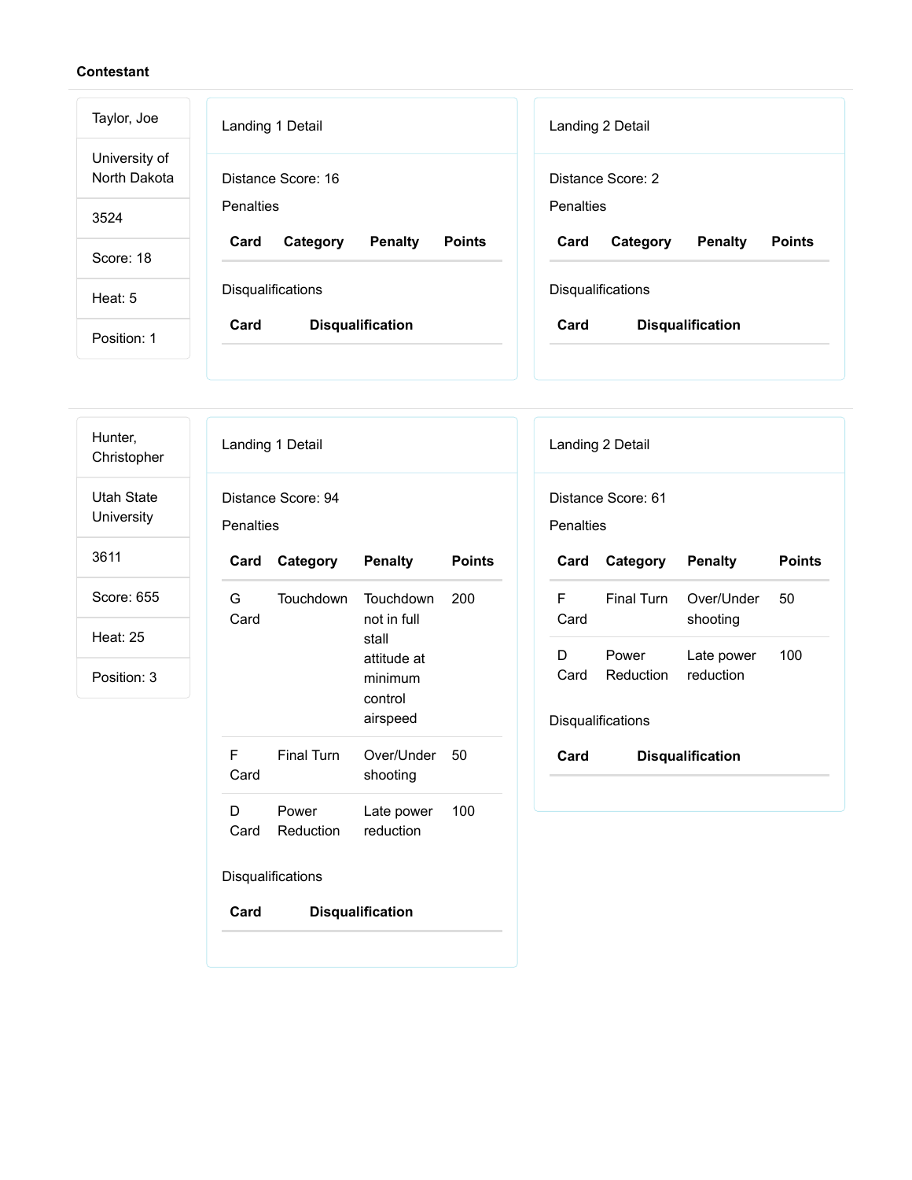**Contestant**

Taylor, Joe

University of North Dakota

3524

Score: 18

Heat: 5

Position: 1

Landing 1 Detail

Distance Score: 16

Penalties

| Card | Category | Penalty | Points |
| --- | --- | --- | --- |

Disqualifications

| Card | Disqualification |
| --- | --- |

Landing 2 Detail

Distance Score: 2

Penalties

| Card | Category | Penalty | Points |
| --- | --- | --- | --- |

Disqualifications

| Card | Disqualification |
| --- | --- |

---

Hunter, Christopher

Utah State University

3611

Score: 655

Heat: 25

Position: 3

Landing 1 Detail

Distance Score: 94

Penalties

| Card | Category | Penalty | Points |
| --- | --- | --- | --- |
| G Card | Touchdown | Touchdown not in full stall attitude at minimum control airspeed | 200 |
| F Card | Final Turn | Over/Under shooting | 50 |
| D Card | Power Reduction | Late power reduction | 100 |

Disqualifications

| Card | Disqualification |
| --- | --- |

Landing 2 Detail

Distance Score: 61

Penalties

| Card | Category | Penalty | Points |
| --- | --- | --- | --- |
| F Card | Final Turn | Over/Under shooting | 50 |
| D Card | Power Reduction | Late power reduction | 100 |

Disqualifications

| Card | Disqualification |
| --- | --- |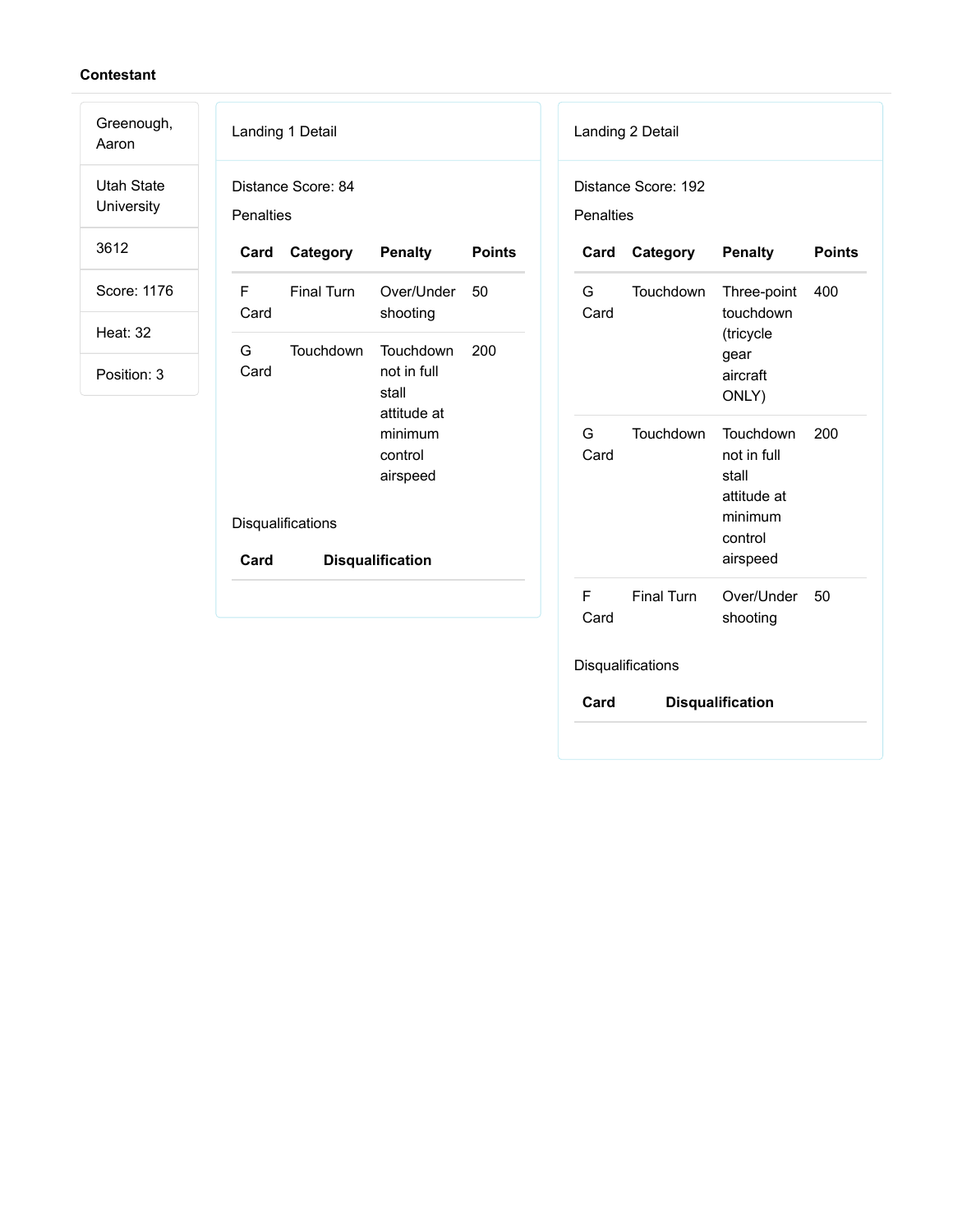**Contestant**

| |
|---|
| Greenough, Aaron |
| Utah State University |
| 3612 |
| Score: 1176 |
| Heat: 32 |
| Position: 3 |

Landing 1 Detail

Distance Score: 84

Penalties

| Card | Category | Penalty | Points |
|---|---|---|---|
| F Card | Final Turn | Over/Under shooting | 50 |
| G Card | Touchdown | Touchdown not in full stall attitude at minimum control airspeed | 200 |

Disqualifications

| Card | Disqualification |
|---|---|

Landing 2 Detail

Distance Score: 192

Penalties

| Card | Category | Penalty | Points |
|---|---|---|---|
| G Card | Touchdown | Three-point touchdown (tricycle gear aircraft ONLY) | 400 |
| G Card | Touchdown | Touchdown not in full stall attitude at minimum control airspeed | 200 |
| F Card | Final Turn | Over/Under shooting | 50 |

Disqualifications

| Card | Disqualification |
|---|---|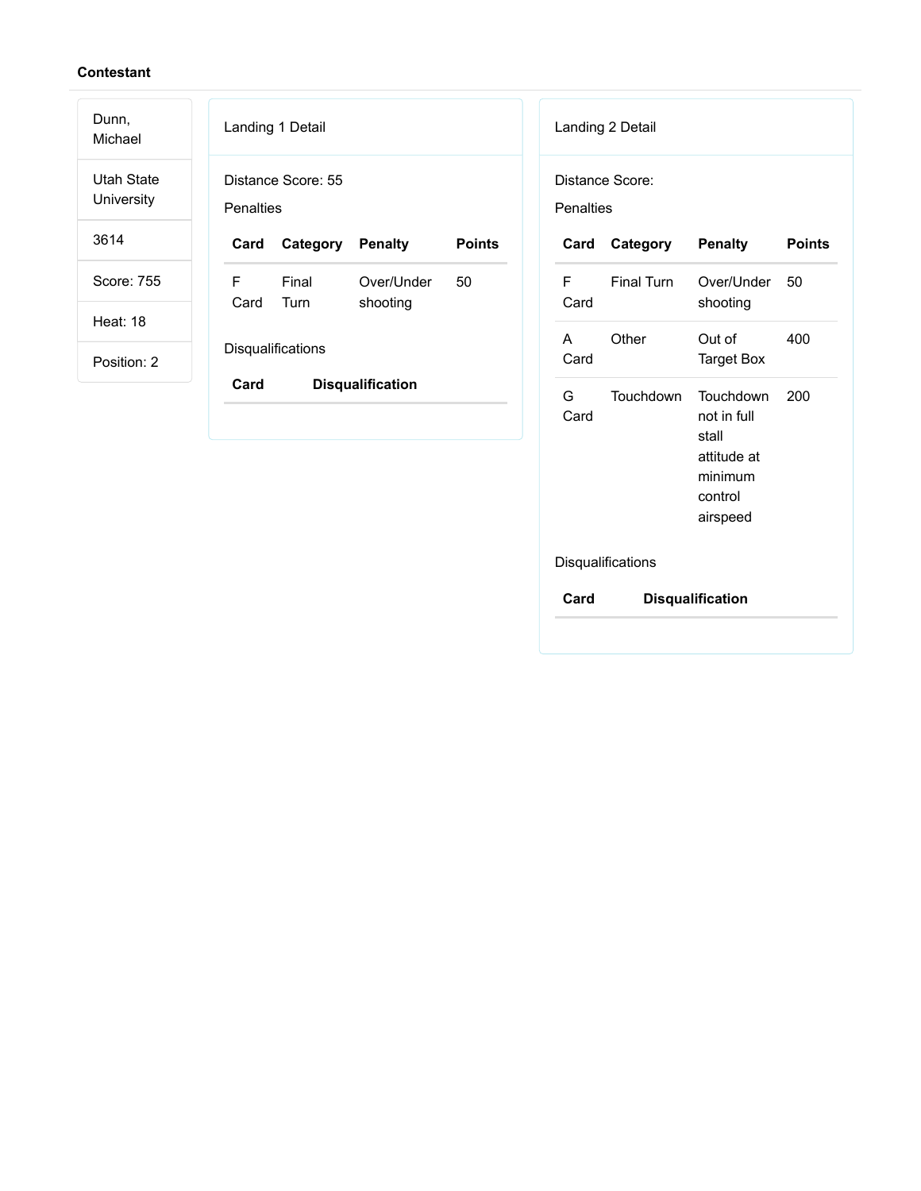**Contestant**

Dunn, Michael

Utah State University

3614

Score: 755

Heat: 18

Position: 2

Landing 1 Detail

Distance Score: 55

Penalties

| Card | Category | Penalty | Points |
|---|---|---|---|
| F Card | Final Turn | Over/Under shooting | 50 |

Disqualifications

| Card | Disqualification |
|---|---|

Landing 2 Detail

Distance Score:

Penalties

| Card | Category | Penalty | Points |
|---|---|---|---|
| F Card | Final Turn | Over/Under shooting | 50 |
| A Card | Other | Out of Target Box | 400 |
| G Card | Touchdown | Touchdown not in full stall attitude at minimum control airspeed | 200 |

Disqualifications

| Card | Disqualification |
|---|---|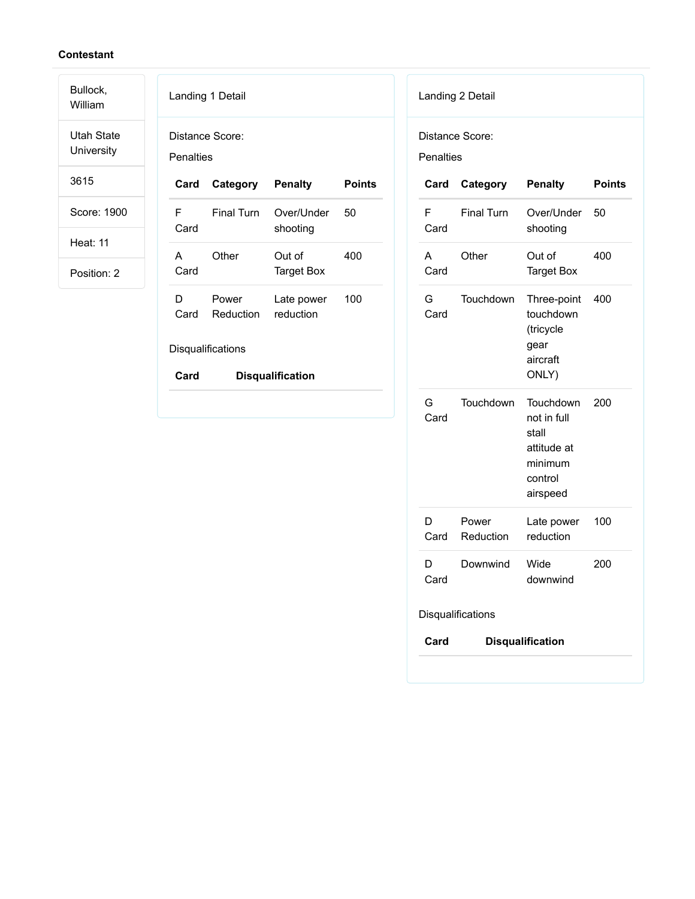**Contestant**

| |
|---|
| Bullock, William |
| Utah State University |
| 3615 |
| Score: 1900 |
| Heat: 11 |
| Position: 2 |

Landing 1 Detail

Distance Score:

Penalties

| Card | Category | Penalty | Points |
|---|---|---|---|
| F Card | Final Turn | Over/Under shooting | 50 |
| A Card | Other | Out of Target Box | 400 |
| D Card | Power Reduction | Late power reduction | 100 |

Disqualifications

| Card | Disqualification |
|---|---|

Landing 2 Detail

Distance Score:

Penalties

| Card | Category | Penalty | Points |
|---|---|---|---|
| F Card | Final Turn | Over/Under shooting | 50 |
| A Card | Other | Out of Target Box | 400 |
| G Card | Touchdown | Three-point touchdown (tricycle gear aircraft ONLY) | 400 |
| G Card | Touchdown | Touchdown not in full stall attitude at minimum control airspeed | 200 |
| D Card | Power Reduction | Late power reduction | 100 |
| D Card | Downwind | Wide downwind | 200 |

Disqualifications

| Card | Disqualification |
|---|---|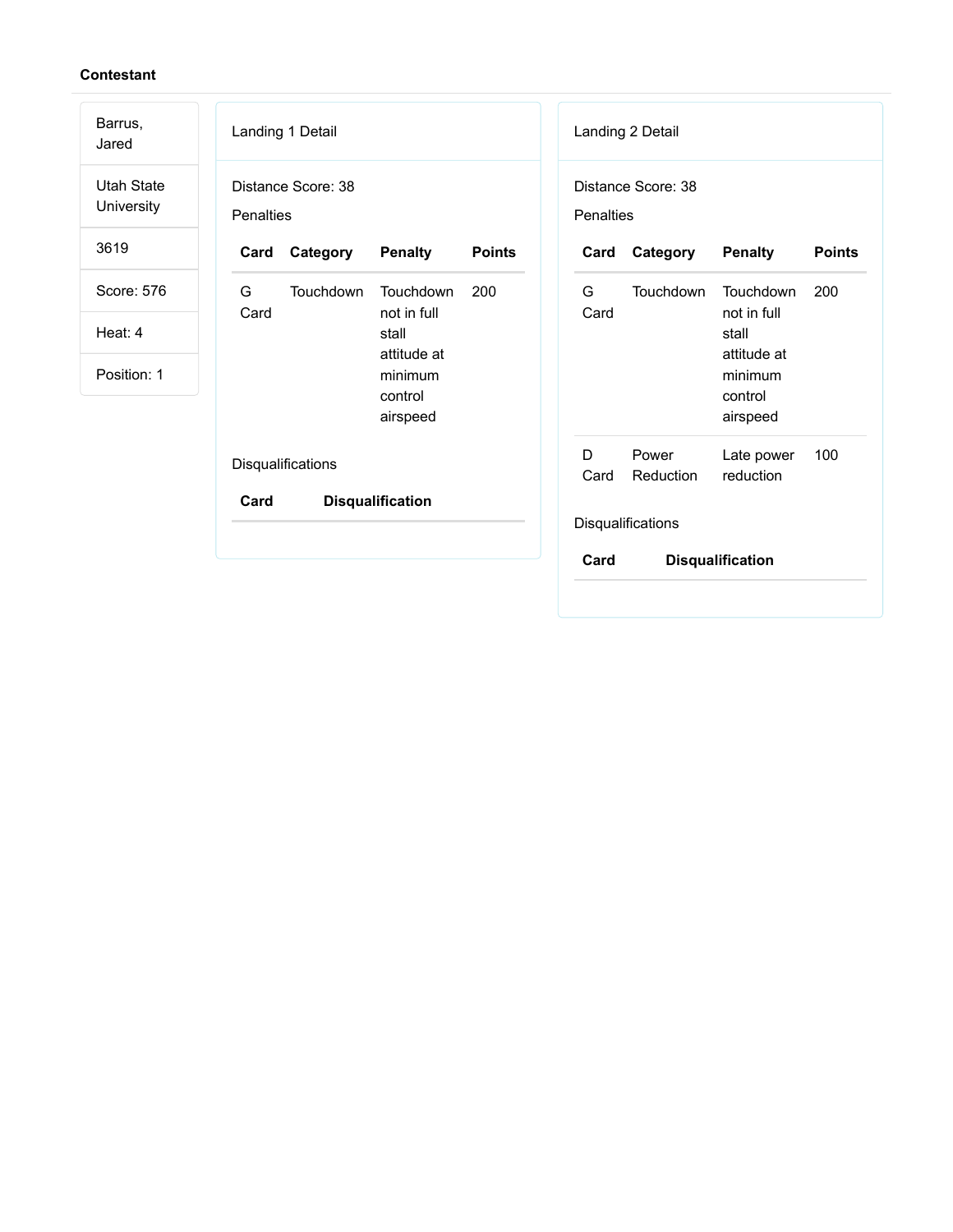**Contestant**

Barrus, Jared

Utah State University

3619

Score: 576

Heat: 4

Position: 1

Landing 1 Detail

Distance Score: 38

Penalties

| Card | Category | Penalty | Points |
| --- | --- | --- | --- |
| G Card | Touchdown | Touchdown not in full stall attitude at minimum control airspeed | 200 |

Disqualifications

| Card | Disqualification |
| --- | --- |

Landing 2 Detail

Distance Score: 38

Penalties

| Card | Category | Penalty | Points |
| --- | --- | --- | --- |
| G Card | Touchdown | Touchdown not in full stall attitude at minimum control airspeed | 200 |
| D Card | Power Reduction | Late power reduction | 100 |

Disqualifications

| Card | Disqualification |
| --- | --- |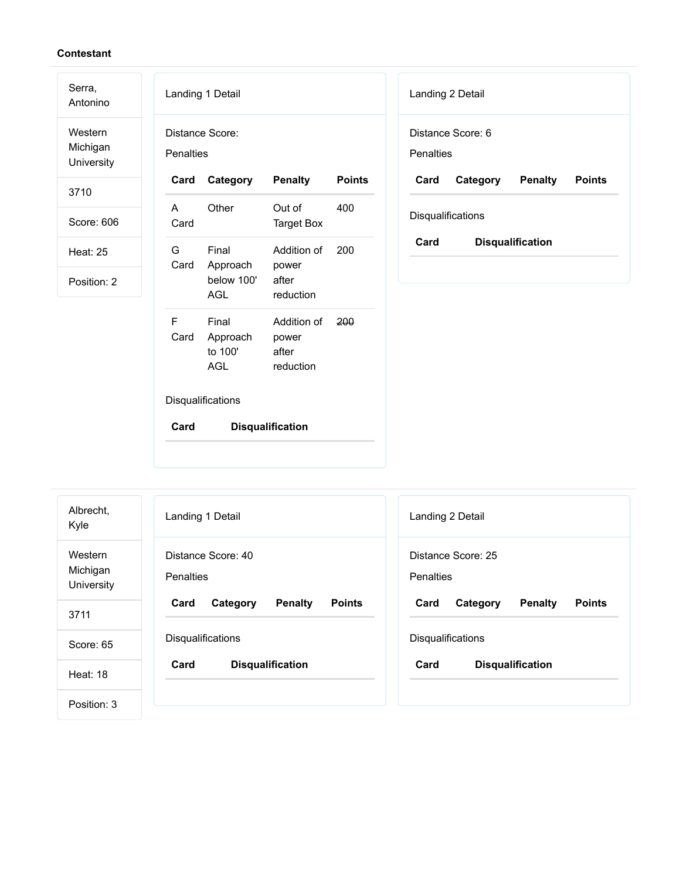**Contestant**

Serra, Antonino

Western Michigan University

3710

Score: 606

Heat: 25

Position: 2

Landing 1 Detail

Distance Score:

Penalties

| Card | Category | Penalty | Points |
|---|---|---|---|
| A Card | Other | Out of Target Box | 400 |
| G Card | Final Approach below 100' AGL | Addition of power after reduction | 200 |
| F Card | Final Approach to 100' AGL | Addition of power after reduction | ~~200~~ |

Disqualifications

| Card | Disqualification |
|---|---|

Landing 2 Detail

Distance Score: 6

Penalties

| Card | Category | Penalty | Points |
|---|---|---|---|

Disqualifications

| Card | Disqualification |
|---|---|

---

Albrecht, Kyle

Western Michigan University

3711

Score: 65

Heat: 18

Position: 3

Landing 1 Detail

Distance Score: 40

Penalties

| Card | Category | Penalty | Points |
|---|---|---|---|

Disqualifications

| Card | Disqualification |
|---|---|

Landing 2 Detail

Distance Score: 25

Penalties

| Card | Category | Penalty | Points |
|---|---|---|---|

Disqualifications

| Card | Disqualification |
|---|---|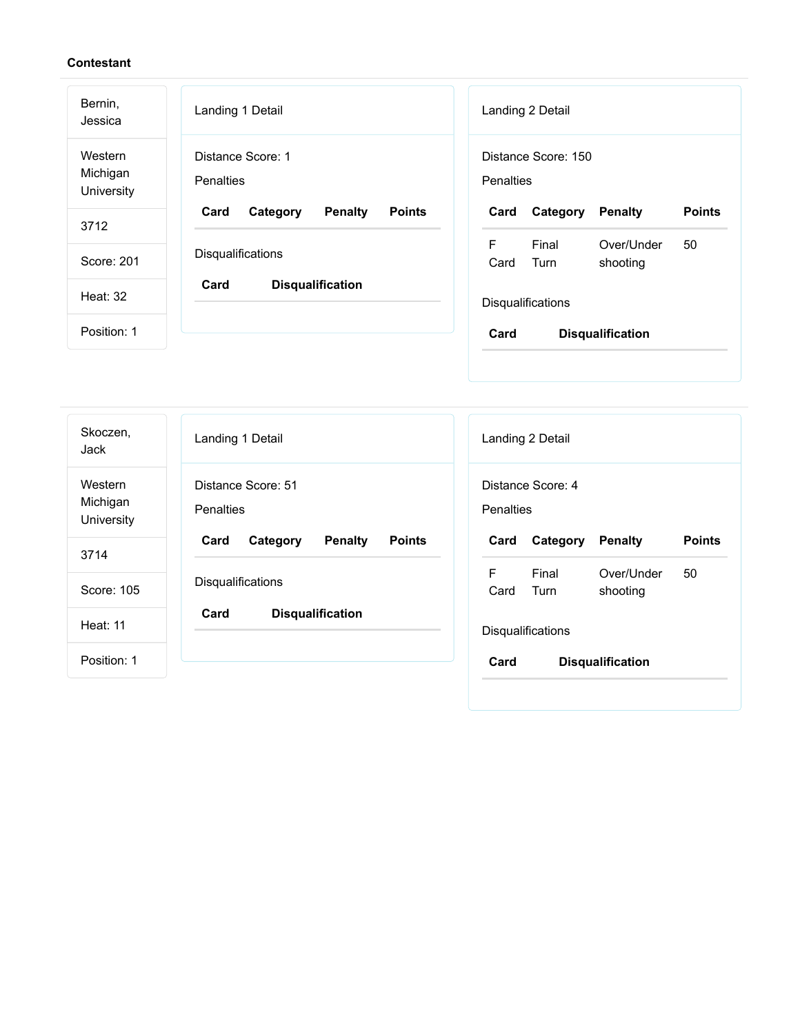**Contestant**

Bernin, Jessica

Western Michigan University

3712

Score: 201

Heat: 32

Position: 1

Landing 1 Detail

Distance Score: 1

Penalties

| Card | Category | Penalty | Points |
|---|---|---|---|

Disqualifications

| Card | Disqualification |
|---|---|

Landing 2 Detail

Distance Score: 150

Penalties

| Card | Category | Penalty | Points |
|---|---|---|---|
| F Card | Final Turn | Over/Under shooting | 50 |

Disqualifications

| Card | Disqualification |
|---|---|

---

Skoczen, Jack

Western Michigan University

3714

Score: 105

Heat: 11

Position: 1

Landing 1 Detail

Distance Score: 51

Penalties

| Card | Category | Penalty | Points |
|---|---|---|---|

Disqualifications

| Card | Disqualification |
|---|---|

Landing 2 Detail

Distance Score: 4

Penalties

| Card | Category | Penalty | Points |
|---|---|---|---|
| F Card | Final Turn | Over/Under shooting | 50 |

Disqualifications

| Card | Disqualification |
|---|---|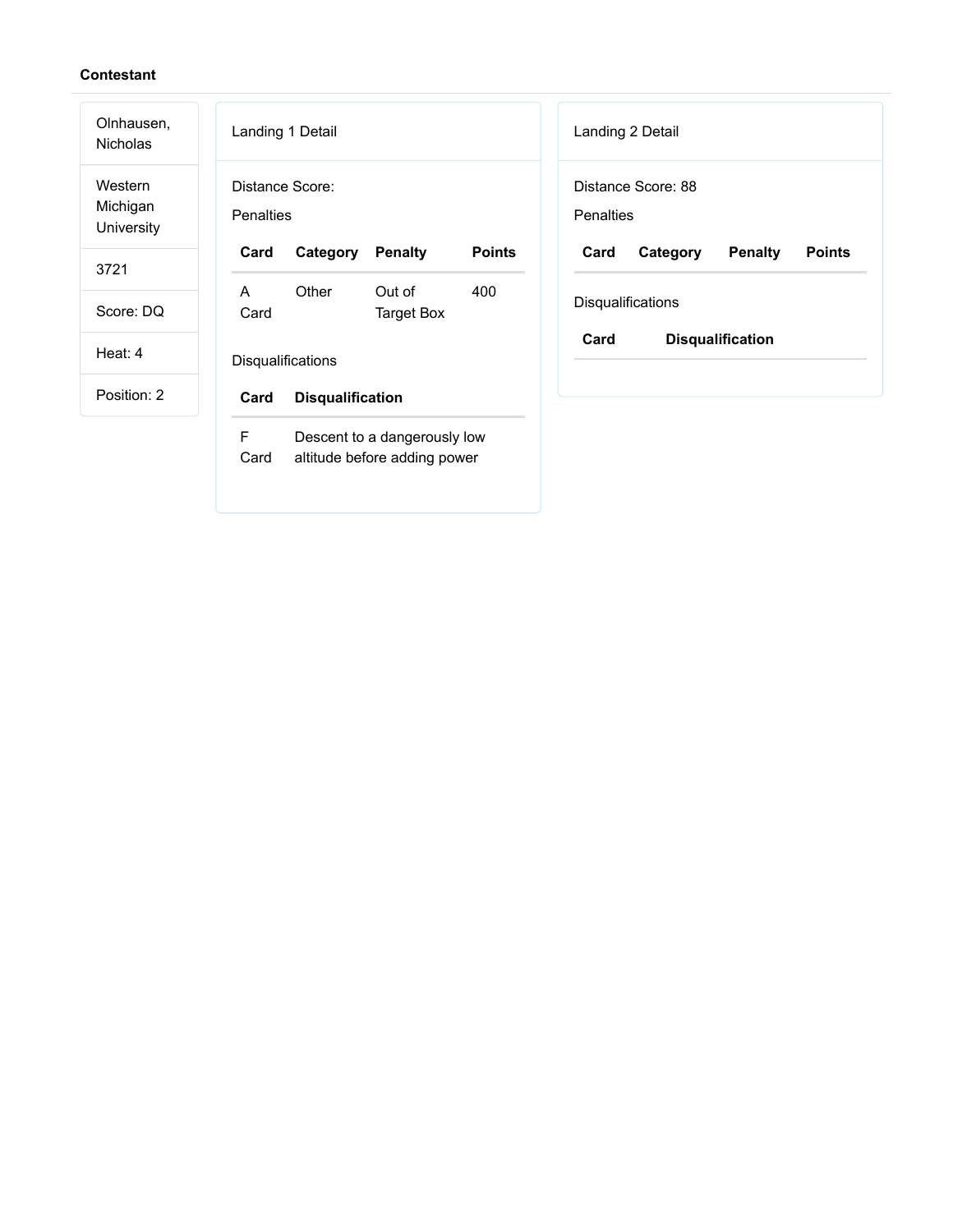**Contestant**

| |
|---|
| Olnhausen, Nicholas |
| Western Michigan University |
| 3721 |
| Score: DQ |
| Heat: 4 |
| Position: 2 |

Landing 1 Detail

Distance Score:

Penalties

| Card | Category | Penalty | Points |
|---|---|---|---|
| A Card | Other | Out of Target Box | 400 |

Disqualifications

| Card | Disqualification |
|---|---|
| F Card | Descent to a dangerously low altitude before adding power |

Landing 2 Detail

Distance Score: 88

Penalties

| Card | Category | Penalty | Points |
|---|---|---|---|

Disqualifications

| Card | Disqualification |
|---|---|